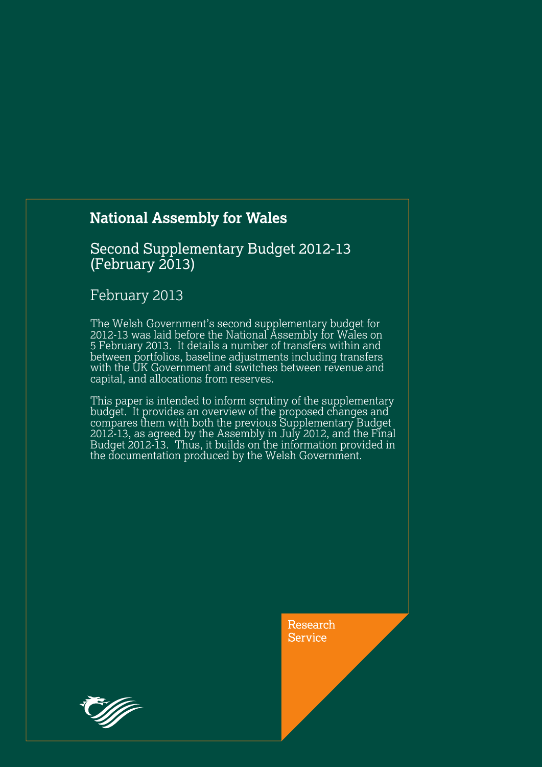# National Assembly for Wales

## Second Supplementary Budget 2012-13 (February 2013)

February 2013

The Welsh Government's second supplementary budget for 2012-13 was laid before the National Assembly for Wales on 5 February 2013. It details a number of transfers within and between portfolios, baseline adjustments including transfers with the UK Government and switches between revenue and capital, and allocations from reserves.

This paper is intended to inform scrutiny of the supplementary budget. It provides an overview of the proposed changes and compares them with both the previous Supplementary Budget 2012-13, as agreed by the Assembly in July 2012, and the Final Budget 2012-13. Thus, it builds on the information provided in the documentation produced by the Welsh Government.

Research Service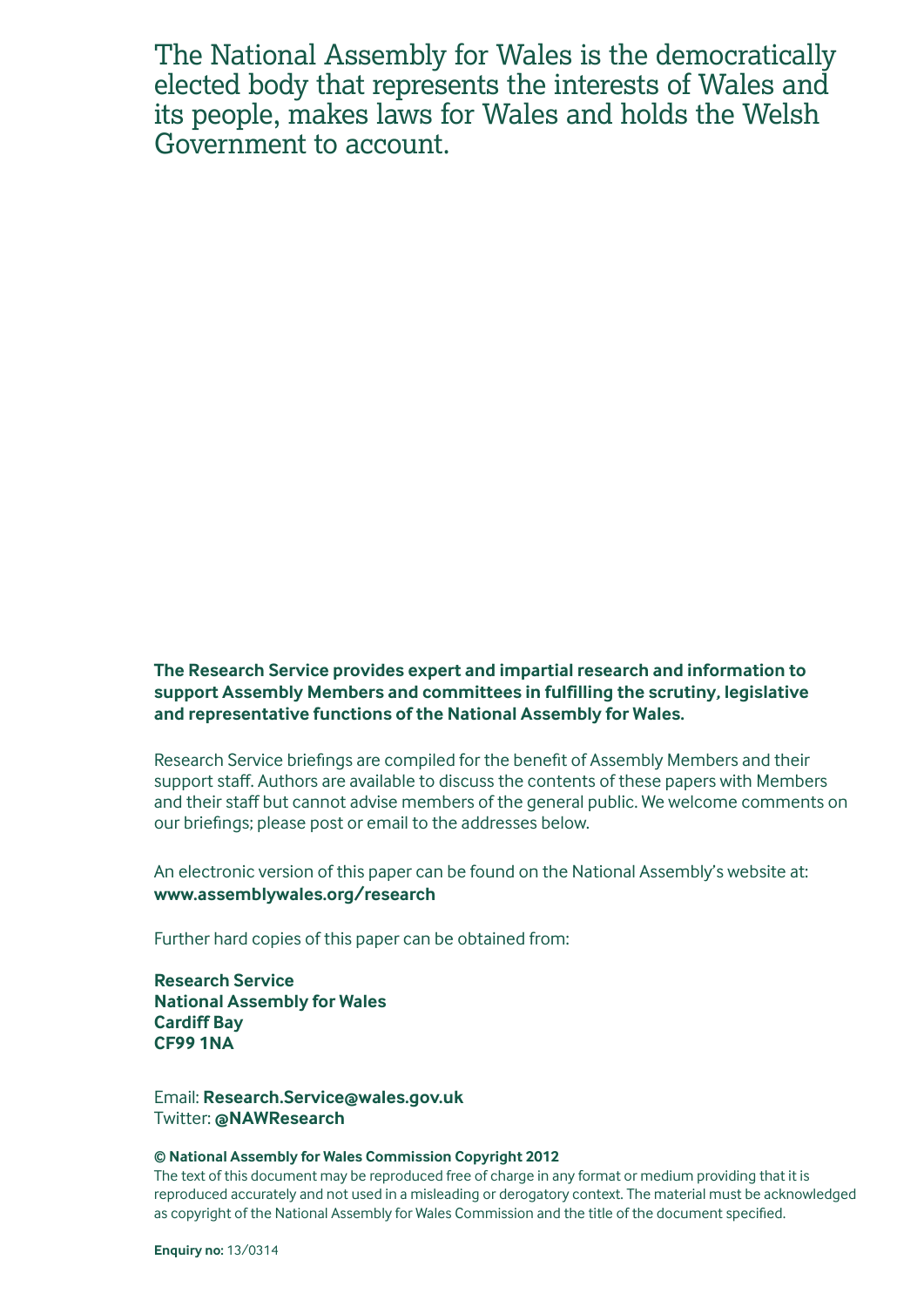The National Assembly for Wales is the democratically elected body that represents the interests of Wales and its people, makes laws for Wales and holds the Welsh Government to account.

**The Research Service provides expert and impartial research and information to support Assembly Members and committees in fulfilling the scrutiny, legislative and representative functions of the National Assembly for Wales.**

Research Service briefings are compiled for the benefit of Assembly Members and their support staff. Authors are available to discuss the contents of these papers with Members and their staff but cannot advise members of the general public. We welcome comments on our briefings; please post or email to the addresses below.

An electronic version of this paper can be found on the National Assembly's website at: **www.assemblywales.org/research**

Further hard copies of this paper can be obtained from:

**Research Service**
**National Assembly for Wales**
**Cardiff Bay**
**CF99 1NA**

Email: **Research.Service@wales.gov.uk**
Twitter: **@NAWResearch**

**© National Assembly for Wales Commission Copyright 2012**
The text of this document may be reproduced free of charge in any format or medium providing that it is reproduced accurately and not used in a misleading or derogatory context. The material must be acknowledged as copyright of the National Assembly for Wales Commission and the title of the document specified.

**Enquiry no:** 13/0314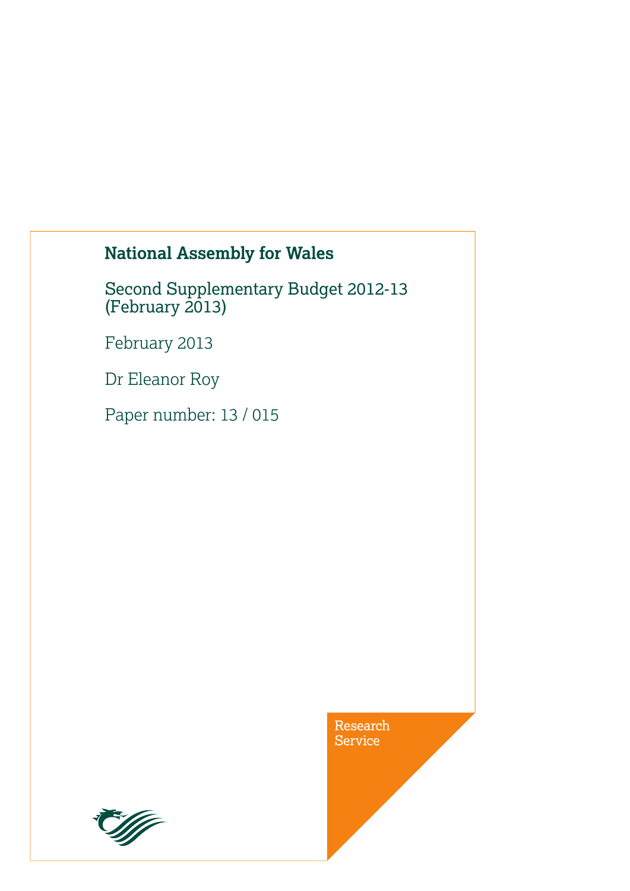# National Assembly for Wales

Second Supplementary Budget 2012-13 (February 2013)

February 2013

Dr Eleanor Roy

Paper number: 13 / 015

Research Service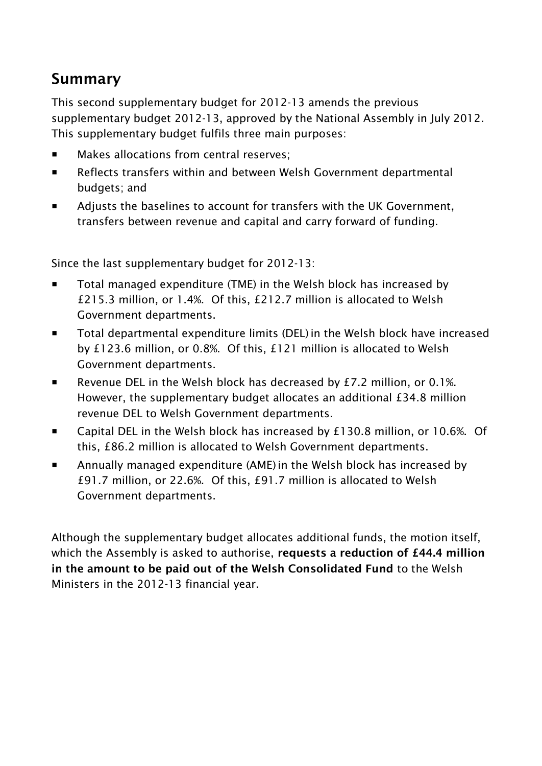## Summary

This second supplementary budget for 2012-13 amends the previous supplementary budget 2012-13, approved by the National Assembly in July 2012. This supplementary budget fulfils three main purposes:

- Makes allocations from central reserves;
- Reflects transfers within and between Welsh Government departmental budgets; and
- Adjusts the baselines to account for transfers with the UK Government, transfers between revenue and capital and carry forward of funding.

Since the last supplementary budget for 2012-13:

- Total managed expenditure (TME) in the Welsh block has increased by £215.3 million, or 1.4%. Of this, £212.7 million is allocated to Welsh Government departments.
- Total departmental expenditure limits (DEL) in the Welsh block have increased by £123.6 million, or 0.8%. Of this, £121 million is allocated to Welsh Government departments.
- Revenue DEL in the Welsh block has decreased by £7.2 million, or 0.1%. However, the supplementary budget allocates an additional £34.8 million revenue DEL to Welsh Government departments.
- Capital DEL in the Welsh block has increased by £130.8 million, or 10.6%. Of this, £86.2 million is allocated to Welsh Government departments.
- Annually managed expenditure (AME) in the Welsh block has increased by £91.7 million, or 22.6%. Of this, £91.7 million is allocated to Welsh Government departments.

Although the supplementary budget allocates additional funds, the motion itself, which the Assembly is asked to authorise, **requests a reduction of £44.4 million in the amount to be paid out of the Welsh Consolidated Fund** to the Welsh Ministers in the 2012-13 financial year.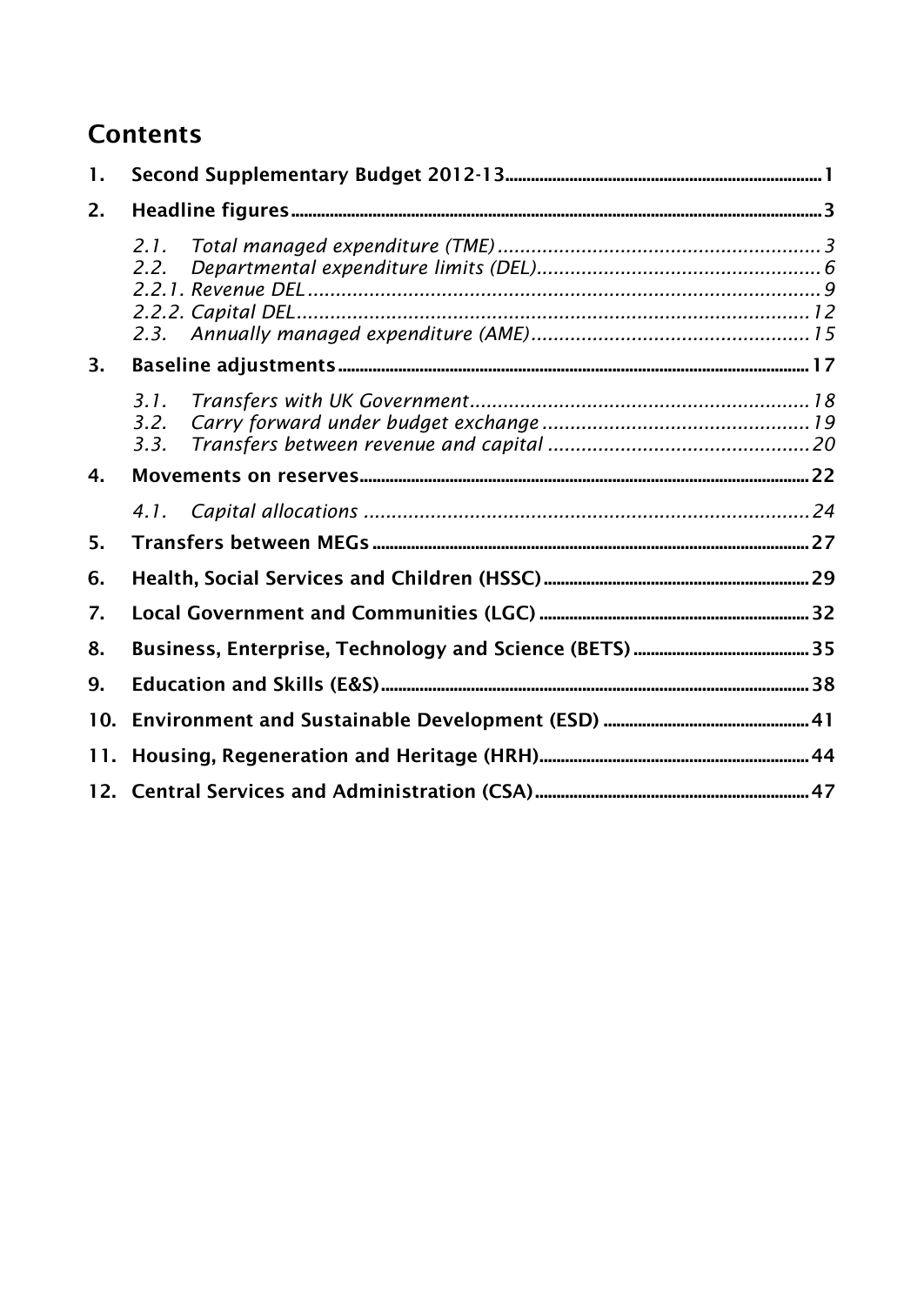# Contents

1. **Second Supplementary Budget 2012-13** .......... 1
2. **Headline figures** .......... 3
   - *2.1. Total managed expenditure (TME)* .......... *3*
   - *2.2. Departmental expenditure limits (DEL)* .......... *6*
   - *2.2.1. Revenue DEL* .......... *9*
   - *2.2.2. Capital DEL* .......... *12*
   - *2.3. Annually managed expenditure (AME)* .......... *15*
3. **Baseline adjustments** .......... 17
   - *3.1. Transfers with UK Government* .......... *18*
   - *3.2. Carry forward under budget exchange* .......... *19*
   - *3.3. Transfers between revenue and capital* .......... *20*
4. **Movements on reserves** .......... 22
   - *4.1. Capital allocations* .......... *24*
5. **Transfers between MEGs** .......... 27
6. **Health, Social Services and Children (HSSC)** .......... 29
7. **Local Government and Communities (LGC)** .......... 32
8. **Business, Enterprise, Technology and Science (BETS)** .......... 35
9. **Education and Skills (E&S)** .......... 38
10. **Environment and Sustainable Development (ESD)** .......... 41
11. **Housing, Regeneration and Heritage (HRH)** .......... 44
12. **Central Services and Administration (CSA)** .......... 47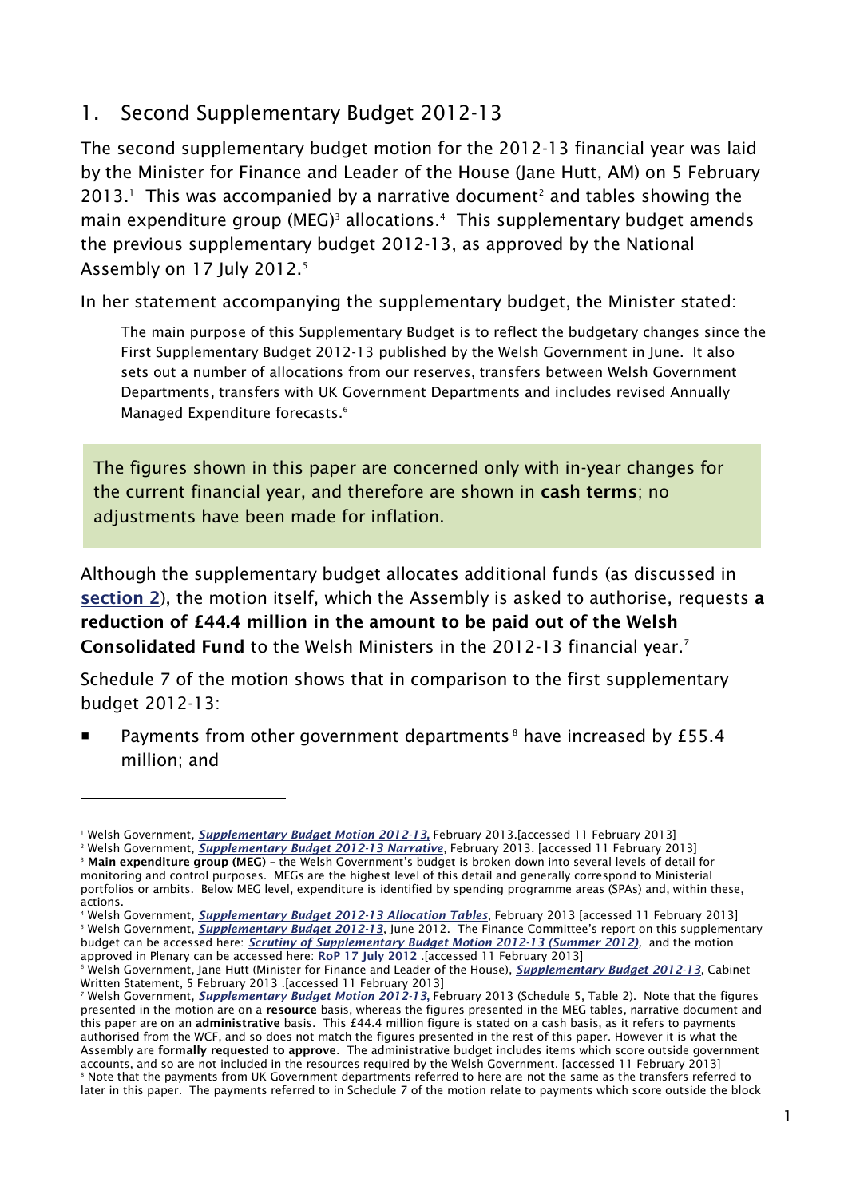## 1. Second Supplementary Budget 2012-13

The second supplementary budget motion for the 2012-13 financial year was laid by the Minister for Finance and Leader of the House (Jane Hutt, AM) on 5 February 2013.[1] This was accompanied by a narrative document[2] and tables showing the main expenditure group (MEG)[3] allocations.[4] This supplementary budget amends the previous supplementary budget 2012-13, as approved by the National Assembly on 17 July 2012.[5]

In her statement accompanying the supplementary budget, the Minister stated:

> The main purpose of this Supplementary Budget is to reflect the budgetary changes since the First Supplementary Budget 2012-13 published by the Welsh Government in June. It also sets out a number of allocations from our reserves, transfers between Welsh Government Departments, transfers with UK Government Departments and includes revised Annually Managed Expenditure forecasts.[6]

> The figures shown in this paper are concerned only with in-year changes for the current financial year, and therefore are shown in **cash terms**; no adjustments have been made for inflation.

Although the supplementary budget allocates additional funds (as discussed in **section 2**), the motion itself, which the Assembly is asked to authorise, requests **a reduction of £44.4 million in the amount to be paid out of the Welsh Consolidated Fund** to the Welsh Ministers in the 2012-13 financial year.[7]

Schedule 7 of the motion shows that in comparison to the first supplementary budget 2012-13:

- Payments from other government departments[8] have increased by £55.4 million; and

---

[1] Welsh Government, *Supplementary Budget Motion 2012-13*, February 2013.[accessed 11 February 2013]

[2] Welsh Government, *Supplementary Budget 2012-13 Narrative*, February 2013. [accessed 11 February 2013]

[3] **Main expenditure group (MEG)** – the Welsh Government's budget is broken down into several levels of detail for monitoring and control purposes. MEGs are the highest level of this detail and generally correspond to Ministerial portfolios or ambits. Below MEG level, expenditure is identified by spending programme areas (SPAs) and, within these, actions.

[4] Welsh Government, *Supplementary Budget 2012-13 Allocation Tables*, February 2013 [accessed 11 February 2013]

[5] Welsh Government, *Supplementary Budget 2012-13*, June 2012. The Finance Committee's report on this supplementary budget can be accessed here: *Scrutiny of Supplementary Budget Motion 2012-13 (Summer 2012)*, and the motion approved in Plenary can be accessed here: **RoP 17 July 2012** .[accessed 11 February 2013]

[6] Welsh Government, Jane Hutt (Minister for Finance and Leader of the House), *Supplementary Budget 2012-13*, Cabinet Written Statement, 5 February 2013 .[accessed 11 February 2013]

[7] Welsh Government, *Supplementary Budget Motion 2012-13*, February 2013 (Schedule 5, Table 2). Note that the figures presented in the motion are on a **resource** basis, whereas the figures presented in the MEG tables, narrative document and this paper are on an **administrative** basis. This £44.4 million figure is stated on a cash basis, as it refers to payments authorised from the WCF, and so does not match the figures presented in the rest of this paper. However it is what the Assembly are **formally requested to approve**. The administrative budget includes items which score outside government accounts, and so are not included in the resources required by the Welsh Government. [accessed 11 February 2013]

[8] Note that the payments from UK Government departments referred to here are not the same as the transfers referred to later in this paper. The payments referred to in Schedule 7 of the motion relate to payments which score outside the block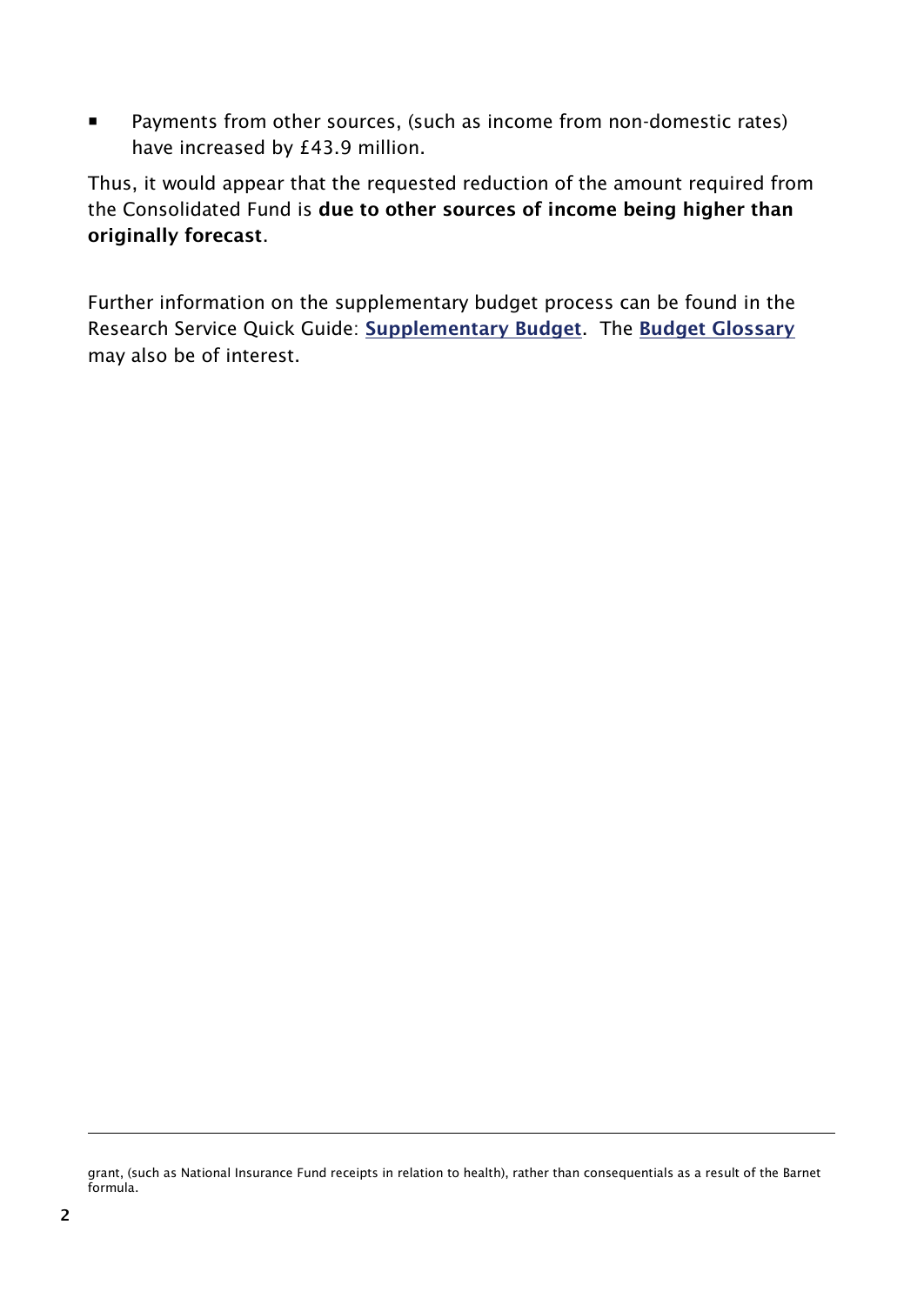- Payments from other sources, (such as income from non-domestic rates) have increased by £43.9 million.

Thus, it would appear that the requested reduction of the amount required from the Consolidated Fund is **due to other sources of income being higher than originally forecast**.

Further information on the supplementary budget process can be found in the Research Service Quick Guide: **Supplementary Budget**. The **Budget Glossary** may also be of interest.

---

grant, (such as National Insurance Fund receipts in relation to health), rather than consequentials as a result of the Barnet formula.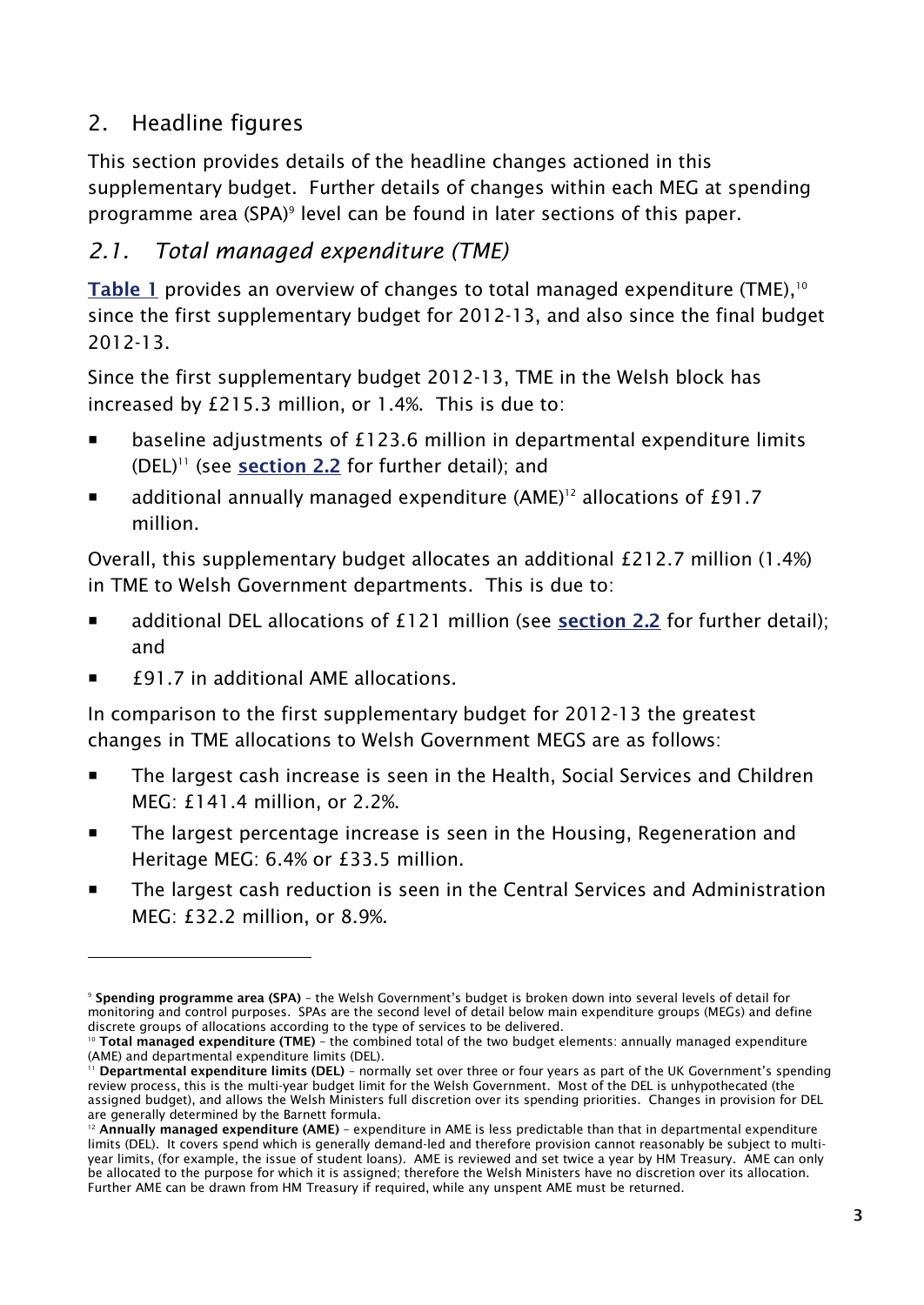## 2. Headline figures

This section provides details of the headline changes actioned in this supplementary budget. Further details of changes within each MEG at spending programme area (SPA)[9] level can be found in later sections of this paper.

### *2.1. Total managed expenditure (TME)*

**Table 1** provides an overview of changes to total managed expenditure (TME),[10] since the first supplementary budget for 2012-13, and also since the final budget 2012-13.

Since the first supplementary budget 2012-13, TME in the Welsh block has increased by £215.3 million, or 1.4%. This is due to:

- baseline adjustments of £123.6 million in departmental expenditure limits (DEL)[11] (see **section 2.2** for further detail); and
- additional annually managed expenditure (AME)[12] allocations of £91.7 million.

Overall, this supplementary budget allocates an additional £212.7 million (1.4%) in TME to Welsh Government departments. This is due to:

- additional DEL allocations of £121 million (see **section 2.2** for further detail); and
- £91.7 in additional AME allocations.

In comparison to the first supplementary budget for 2012-13 the greatest changes in TME allocations to Welsh Government MEGS are as follows:

- The largest cash increase is seen in the Health, Social Services and Children MEG: £141.4 million, or 2.2%.
- The largest percentage increase is seen in the Housing, Regeneration and Heritage MEG: 6.4% or £33.5 million.
- The largest cash reduction is seen in the Central Services and Administration MEG: £32.2 million, or 8.9%.

---

[9] **Spending programme area (SPA)** – the Welsh Government's budget is broken down into several levels of detail for monitoring and control purposes. SPAs are the second level of detail below main expenditure groups (MEGs) and define discrete groups of allocations according to the type of services to be delivered.

[10] **Total managed expenditure (TME)** – the combined total of the two budget elements: annually managed expenditure (AME) and departmental expenditure limits (DEL).

[11] **Departmental expenditure limits (DEL)** – normally set over three or four years as part of the UK Government's spending review process, this is the multi-year budget limit for the Welsh Government. Most of the DEL is unhypothecated (the assigned budget), and allows the Welsh Ministers full discretion over its spending priorities. Changes in provision for DEL are generally determined by the Barnett formula.

[12] **Annually managed expenditure (AME)** – expenditure in AME is less predictable than that in departmental expenditure limits (DEL). It covers spend which is generally demand-led and therefore provision cannot reasonably be subject to multi-year limits, (for example, the issue of student loans). AME is reviewed and set twice a year by HM Treasury. AME can only be allocated to the purpose for which it is assigned; therefore the Welsh Ministers have no discretion over its allocation. Further AME can be drawn from HM Treasury if required, while any unspent AME must be returned.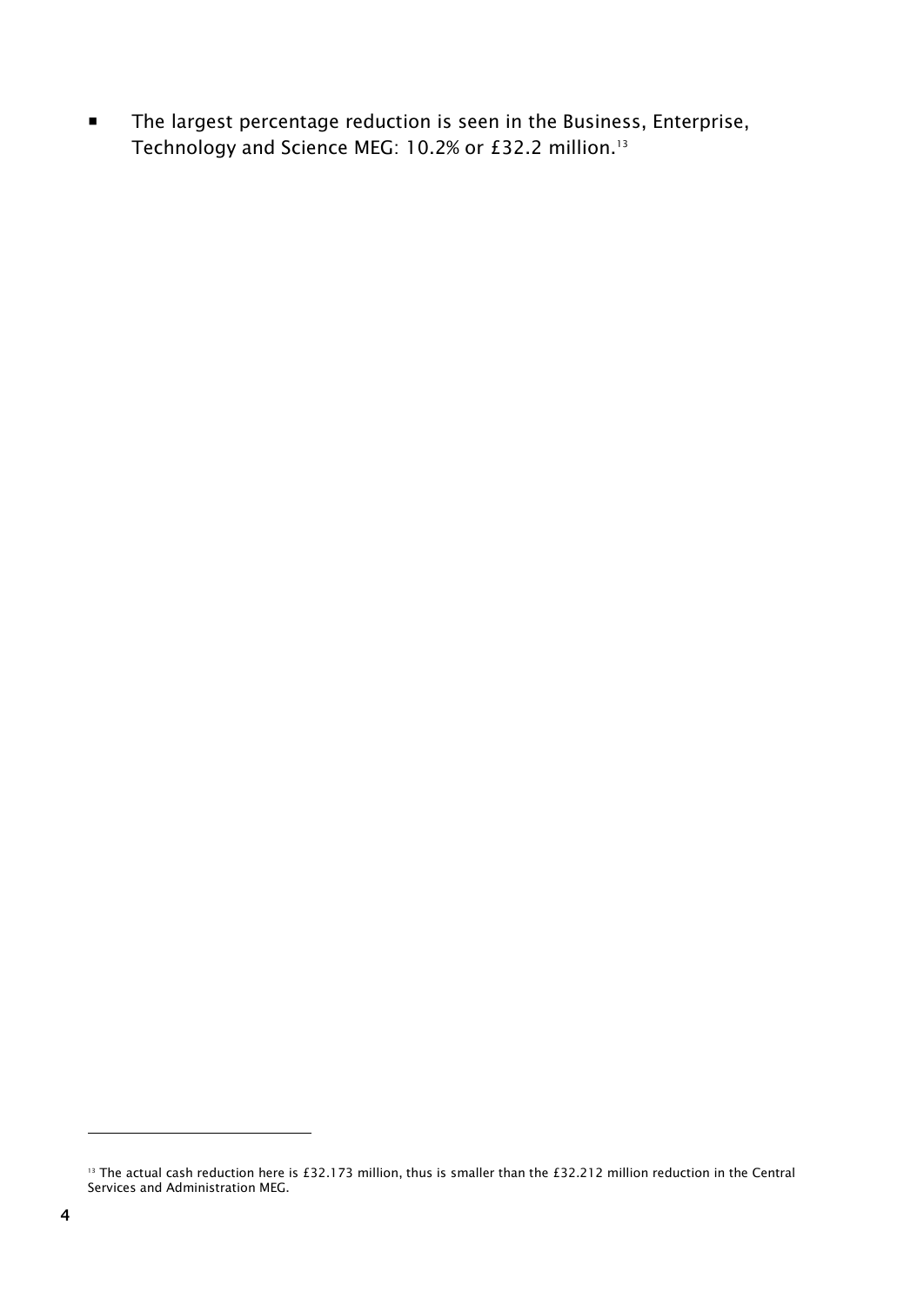- The largest percentage reduction is seen in the Business, Enterprise, Technology and Science MEG: 10.2% or £32.2 million.[13]

[13] The actual cash reduction here is £32.173 million, thus is smaller than the £32.212 million reduction in the Central Services and Administration MEG.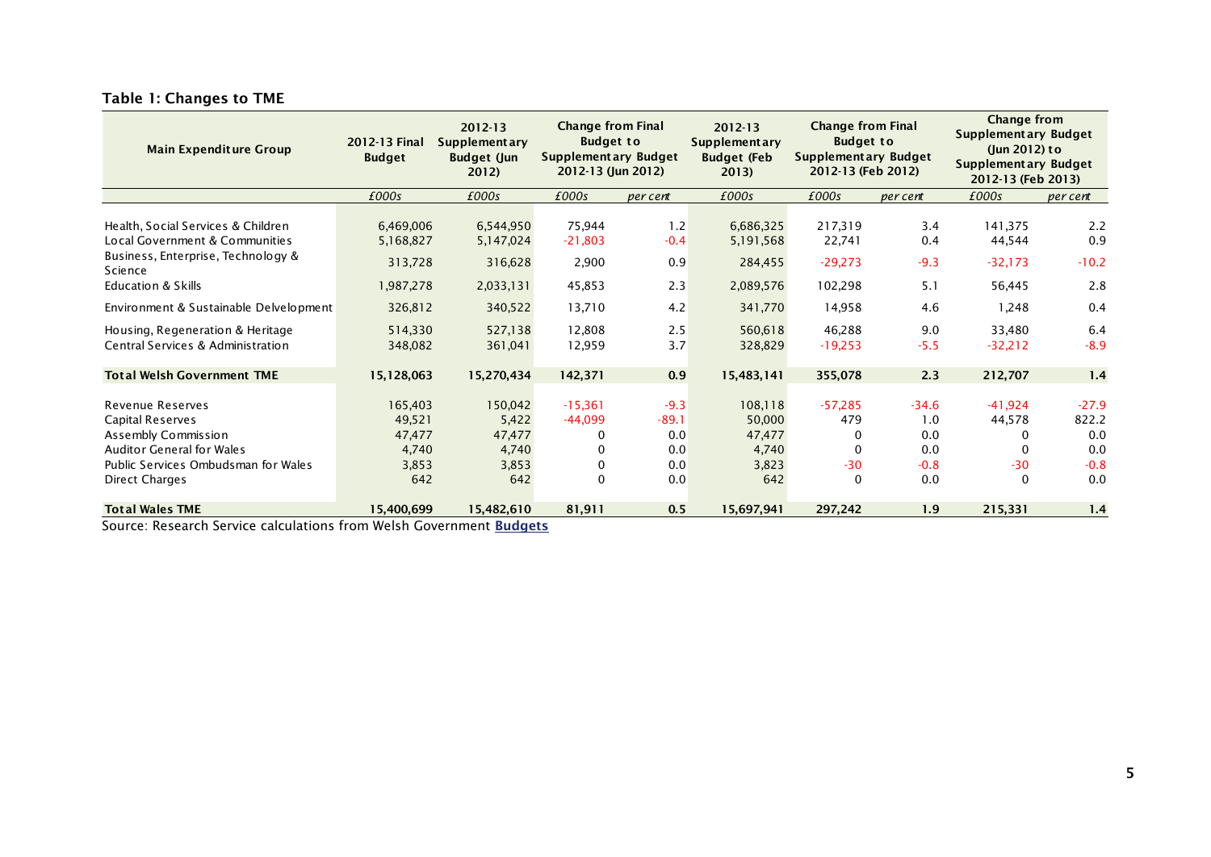### Table 1: Changes to TME

| Main Expenditure Group | 2012-13 Final Budget | 2012-13 Supplementary Budget (Jun 2012) | Change from Final Budget to Supplementary Budget 2012-13 (Jun 2012) | | 2012-13 Supplementary Budget (Feb 2013) | Change from Final Budget to Supplementary Budget 2012-13 (Feb 2012) | | Change from Supplementary Budget (Jun 2012) to Supplementary Budget 2012-13 (Feb 2013) | |
|---|---|---|---|---|---|---|---|---|---|
| | *£000s* | *£000s* | *£000s* | *per cent* | *£000s* | *£000s* | *per cent* | *£000s* | *per cent* |
| Health, Social Services & Children | 6,469,006 | 6,544,950 | 75,944 | 1.2 | 6,686,325 | 217,319 | 3.4 | 141,375 | 2.2 |
| Local Government & Communities | 5,168,827 | 5,147,024 | -21,803 | -0.4 | 5,191,568 | 22,741 | 0.4 | 44,544 | 0.9 |
| Business, Enterprise, Technology & Science | 313,728 | 316,628 | 2,900 | 0.9 | 284,455 | -29,273 | -9.3 | -32,173 | -10.2 |
| Education & Skills | 1,987,278 | 2,033,131 | 45,853 | 2.3 | 2,089,576 | 102,298 | 5.1 | 56,445 | 2.8 |
| Environment & Sustainable Delvelopment | 326,812 | 340,522 | 13,710 | 4.2 | 341,770 | 14,958 | 4.6 | 1,248 | 0.4 |
| Housing, Regeneration & Heritage | 514,330 | 527,138 | 12,808 | 2.5 | 560,618 | 46,288 | 9.0 | 33,480 | 6.4 |
| Central Services & Administration | 348,082 | 361,041 | 12,959 | 3.7 | 328,829 | -19,253 | -5.5 | -32,212 | -8.9 |
| **Total Welsh Government TME** | **15,128,063** | **15,270,434** | **142,371** | **0.9** | **15,483,141** | **355,078** | **2.3** | **212,707** | **1.4** |
| Revenue Reserves | 165,403 | 150,042 | -15,361 | -9.3 | 108,118 | -57,285 | -34.6 | -41,924 | -27.9 |
| Capital Reserves | 49,521 | 5,422 | -44,099 | -89.1 | 50,000 | 479 | 1.0 | 44,578 | 822.2 |
| Assembly Commission | 47,477 | 47,477 | 0 | 0.0 | 47,477 | 0 | 0.0 | 0 | 0.0 |
| Auditor General for Wales | 4,740 | 4,740 | 0 | 0.0 | 4,740 | 0 | 0.0 | 0 | 0.0 |
| Public Services Ombudsman for Wales | 3,853 | 3,853 | 0 | 0.0 | 3,823 | -30 | -0.8 | -30 | -0.8 |
| Direct Charges | 642 | 642 | 0 | 0.0 | 642 | 0 | 0.0 | 0 | 0.0 |
| **Total Wales TME** | **15,400,699** | **15,482,610** | **81,911** | **0.5** | **15,697,941** | **297,242** | **1.9** | **215,331** | **1.4** |

Source: Research Service calculations from Welsh Government **Budgets**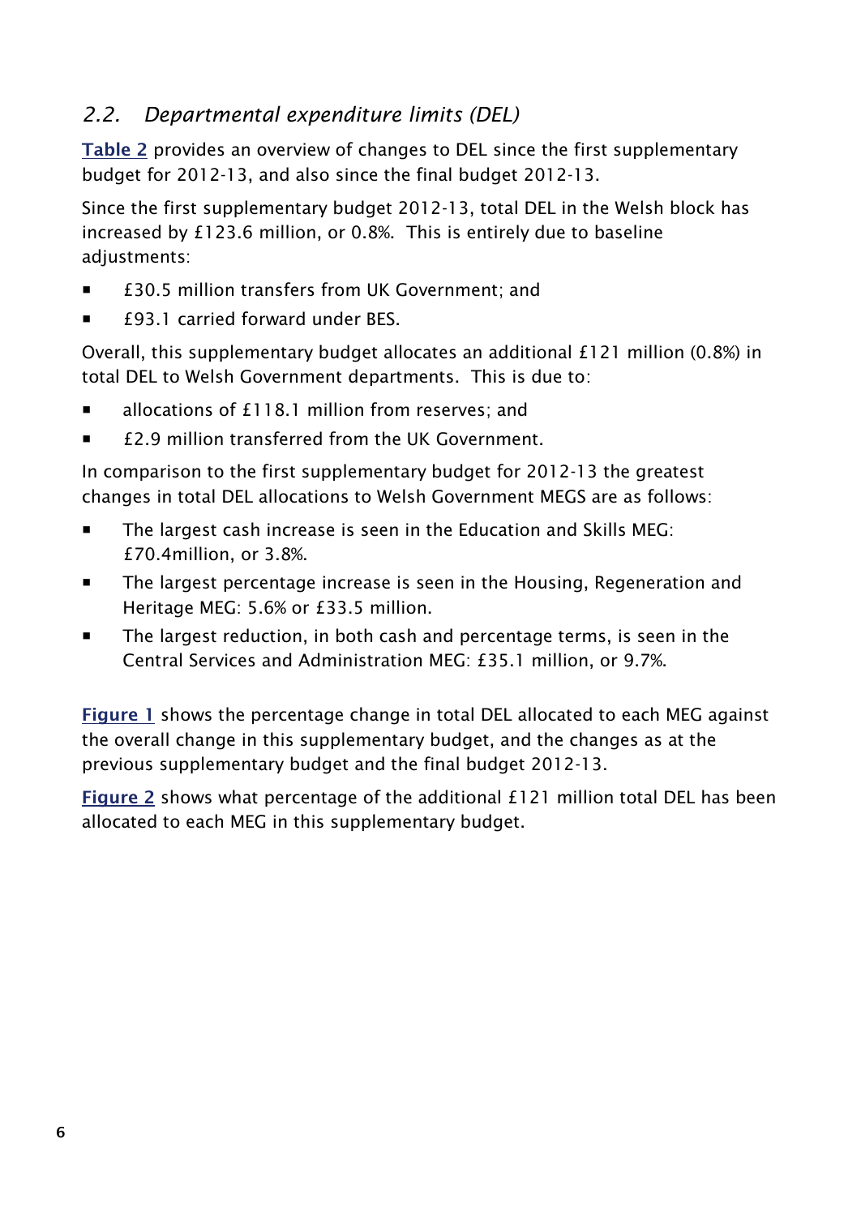## 2.2. Departmental expenditure limits (DEL)

**Table 2** provides an overview of changes to DEL since the first supplementary budget for 2012-13, and also since the final budget 2012-13.

Since the first supplementary budget 2012-13, total DEL in the Welsh block has increased by £123.6 million, or 0.8%. This is entirely due to baseline adjustments:

- £30.5 million transfers from UK Government; and
- £93.1 carried forward under BES.

Overall, this supplementary budget allocates an additional £121 million (0.8%) in total DEL to Welsh Government departments. This is due to:

- allocations of £118.1 million from reserves; and
- £2.9 million transferred from the UK Government.

In comparison to the first supplementary budget for 2012-13 the greatest changes in total DEL allocations to Welsh Government MEGS are as follows:

- The largest cash increase is seen in the Education and Skills MEG: £70.4million, or 3.8%.
- The largest percentage increase is seen in the Housing, Regeneration and Heritage MEG: 5.6% or £33.5 million.
- The largest reduction, in both cash and percentage terms, is seen in the Central Services and Administration MEG: £35.1 million, or 9.7%.

**Figure 1** shows the percentage change in total DEL allocated to each MEG against the overall change in this supplementary budget, and the changes as at the previous supplementary budget and the final budget 2012-13.

**Figure 2** shows what percentage of the additional £121 million total DEL has been allocated to each MEG in this supplementary budget.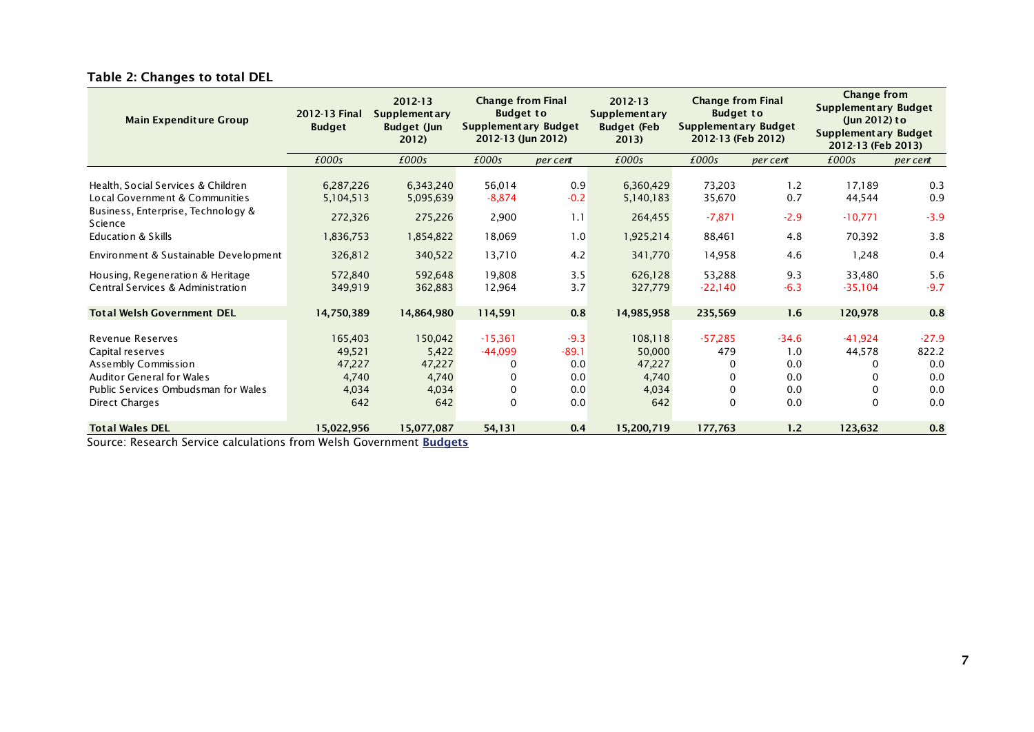### Table 2: Changes to total DEL

| Main Expenditure Group | 2012-13 Final Budget | 2012-13 Supplementary Budget (Jun 2012) | Change from Final Budget to Supplementary Budget 2012-13 (Jun 2012) | | 2012-13 Supplementary Budget (Feb 2013) | Change from Final Budget to Supplementary Budget 2012-13 (Feb 2012) | | Change from Supplementary Budget (Jun 2012) to Supplementary Budget 2012-13 (Feb 2013) | |
|---|---|---|---|---|---|---|---|---|---|
| | *£000s* | *£000s* | *£000s* | *per cent* | *£000s* | *£000s* | *per cent* | *£000s* | *per cent* |
| Health, Social Services & Children | 6,287,226 | 6,343,240 | 56,014 | 0.9 | 6,360,429 | 73,203 | 1.2 | 17,189 | 0.3 |
| Local Government & Communities | 5,104,513 | 5,095,639 | -8,874 | -0.2 | 5,140,183 | 35,670 | 0.7 | 44,544 | 0.9 |
| Business, Enterprise, Technology & Science | 272,326 | 275,226 | 2,900 | 1.1 | 264,455 | -7,871 | -2.9 | -10,771 | -3.9 |
| Education & Skills | 1,836,753 | 1,854,822 | 18,069 | 1.0 | 1,925,214 | 88,461 | 4.8 | 70,392 | 3.8 |
| Environment & Sustainable Development | 326,812 | 340,522 | 13,710 | 4.2 | 341,770 | 14,958 | 4.6 | 1,248 | 0.4 |
| Housing, Regeneration & Heritage | 572,840 | 592,648 | 19,808 | 3.5 | 626,128 | 53,288 | 9.3 | 33,480 | 5.6 |
| Central Services & Administration | 349,919 | 362,883 | 12,964 | 3.7 | 327,779 | -22,140 | -6.3 | -35,104 | -9.7 |
| **Total Welsh Government DEL** | **14,750,389** | **14,864,980** | **114,591** | **0.8** | **14,985,958** | **235,569** | **1.6** | **120,978** | **0.8** |
| Revenue Reserves | 165,403 | 150,042 | -15,361 | -9.3 | 108,118 | -57,285 | -34.6 | -41,924 | -27.9 |
| Capital reserves | 49,521 | 5,422 | -44,099 | -89.1 | 50,000 | 479 | 1.0 | 44,578 | 822.2 |
| Assembly Commission | 47,227 | 47,227 | 0 | 0.0 | 47,227 | 0 | 0.0 | 0 | 0.0 |
| Auditor General for Wales | 4,740 | 4,740 | 0 | 0.0 | 4,740 | 0 | 0.0 | 0 | 0.0 |
| Public Services Ombudsman for Wales | 4,034 | 4,034 | 0 | 0.0 | 4,034 | 0 | 0.0 | 0 | 0.0 |
| Direct Charges | 642 | 642 | 0 | 0.0 | 642 | 0 | 0.0 | 0 | 0.0 |
| **Total Wales DEL** | **15,022,956** | **15,077,087** | **54,131** | **0.4** | **15,200,719** | **177,763** | **1.2** | **123,632** | **0.8** |

Source: Research Service calculations from Welsh Government **Budgets**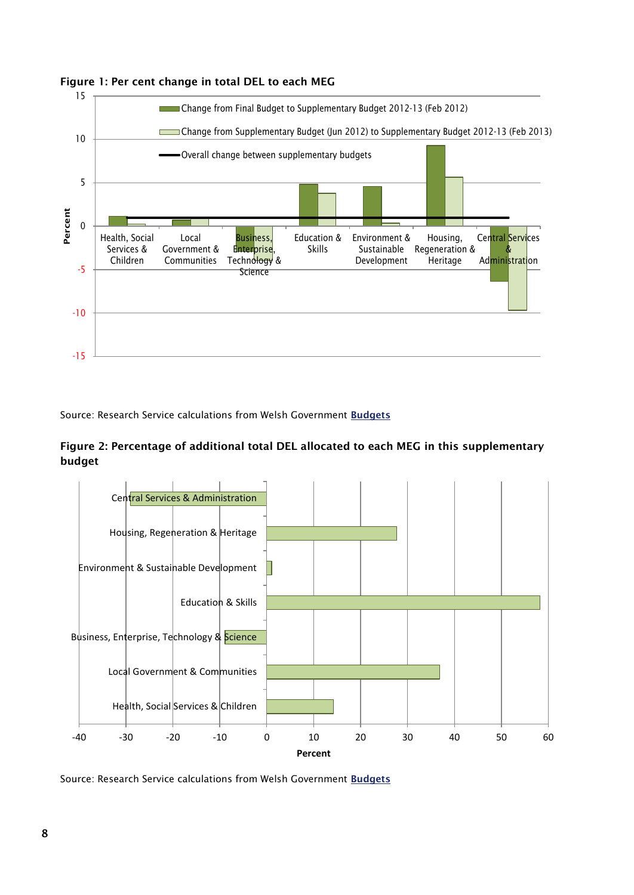**Figure 1: Per cent change in total DEL to each MEG**

Source: Research Service calculations from Welsh Government **Budgets**

**Figure 2: Percentage of additional total DEL allocated to each MEG in this supplementary budget**

Source: Research Service calculations from Welsh Government **Budgets**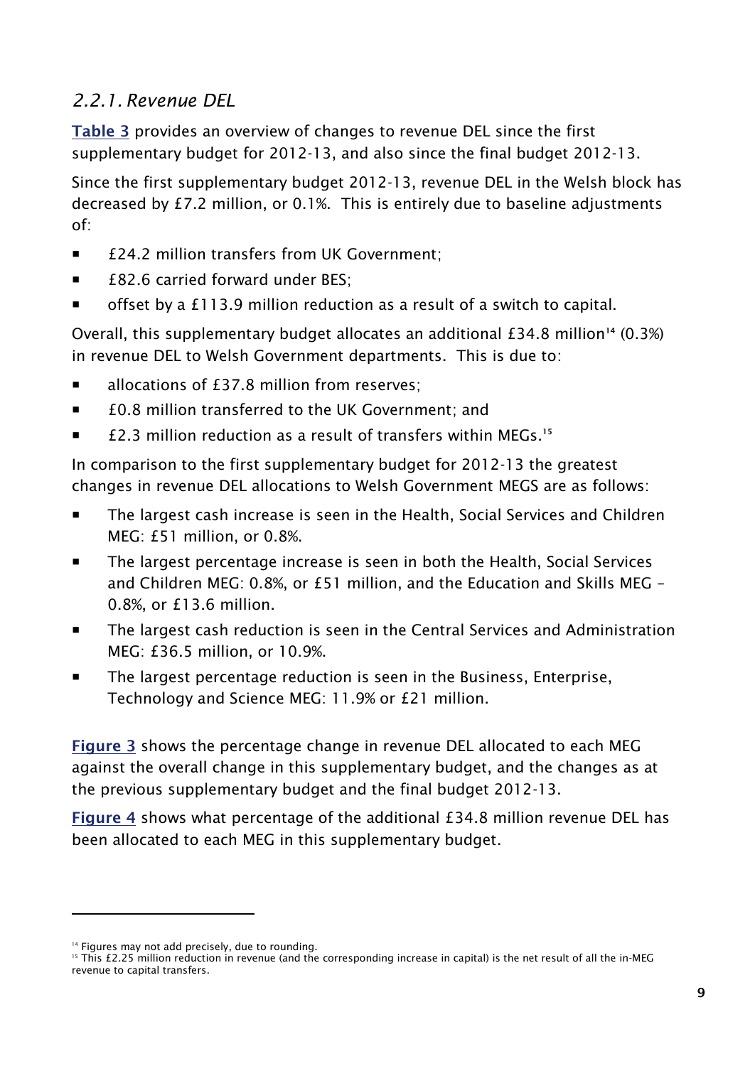### *2.2.1. Revenue DEL*

**Table 3** provides an overview of changes to revenue DEL since the first supplementary budget for 2012-13, and also since the final budget 2012-13.

Since the first supplementary budget 2012-13, revenue DEL in the Welsh block has decreased by £7.2 million, or 0.1%. This is entirely due to baseline adjustments of:

- £24.2 million transfers from UK Government;
- £82.6 carried forward under BES;
- offset by a £113.9 million reduction as a result of a switch to capital.

Overall, this supplementary budget allocates an additional £34.8 million[14] (0.3%) in revenue DEL to Welsh Government departments. This is due to:

- allocations of £37.8 million from reserves;
- £0.8 million transferred to the UK Government; and
- £2.3 million reduction as a result of transfers within MEGs.[15]

In comparison to the first supplementary budget for 2012-13 the greatest changes in revenue DEL allocations to Welsh Government MEGS are as follows:

- The largest cash increase is seen in the Health, Social Services and Children MEG: £51 million, or 0.8%.
- The largest percentage increase is seen in both the Health, Social Services and Children MEG: 0.8%, or £51 million, and the Education and Skills MEG – 0.8%, or £13.6 million.
- The largest cash reduction is seen in the Central Services and Administration MEG: £36.5 million, or 10.9%.
- The largest percentage reduction is seen in the Business, Enterprise, Technology and Science MEG: 11.9% or £21 million.

**Figure 3** shows the percentage change in revenue DEL allocated to each MEG against the overall change in this supplementary budget, and the changes as at the previous supplementary budget and the final budget 2012-13.

**Figure 4** shows what percentage of the additional £34.8 million revenue DEL has been allocated to each MEG in this supplementary budget.

---

[14] Figures may not add precisely, due to rounding.

[15] This £2.25 million reduction in revenue (and the corresponding increase in capital) is the net result of all the in-MEG revenue to capital transfers.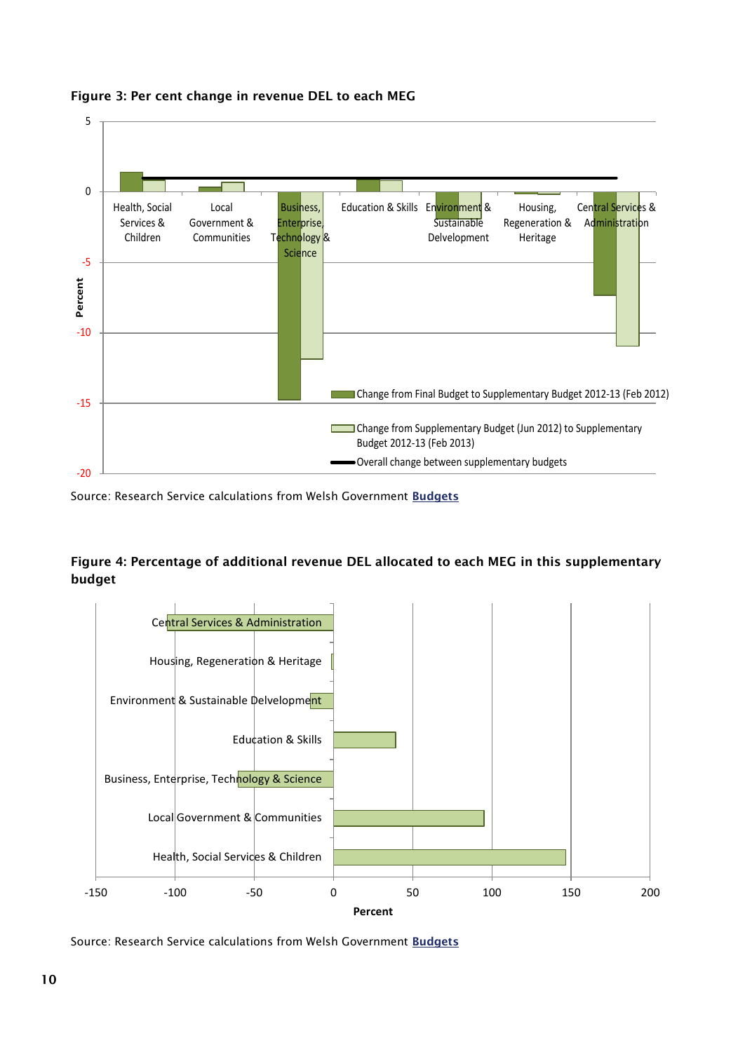**Figure 3: Per cent change in revenue DEL to each MEG**

Source: Research Service calculations from Welsh Government Budgets

**Figure 4: Percentage of additional revenue DEL allocated to each MEG in this supplementary budget**

Source: Research Service calculations from Welsh Government Budgets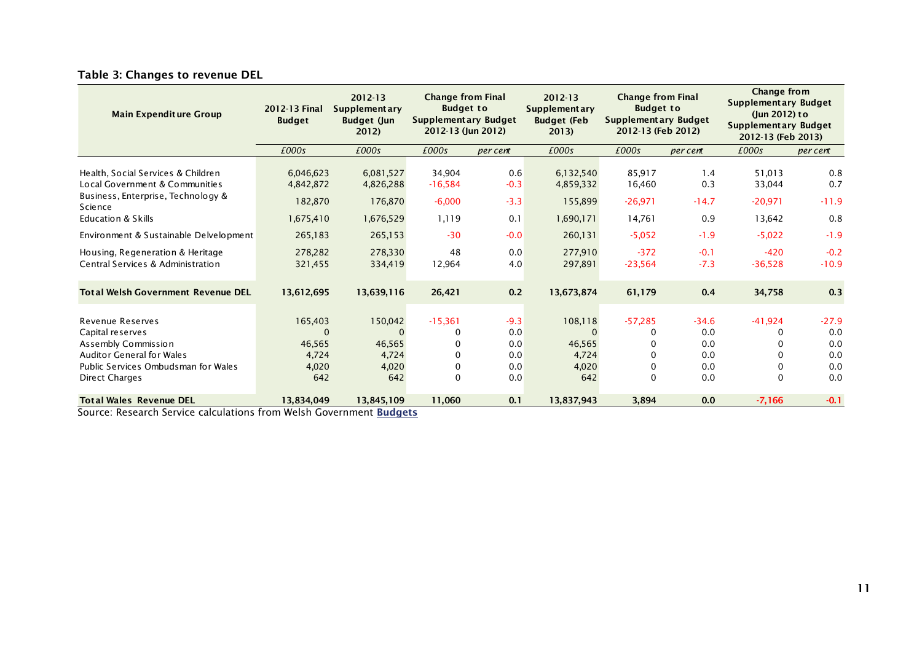**Table 3: Changes to revenue DEL**

| Main Expenditure Group | 2012-13 Final Budget | 2012-13 Supplementary Budget (Jun 2012) | Change from Final Budget to Supplementary Budget 2012-13 (Jun 2012) | | 2012-13 Supplementary Budget (Feb 2013) | Change from Final Budget to Supplementary Budget 2012-13 (Feb 2012) | | Change from Supplementary Budget (Jun 2012) to Supplementary Budget 2012-13 (Feb 2013) | |
|---|---|---|---|---|---|---|---|---|---|
| | *£000s* | *£000s* | *£000s* | *per cent* | *£000s* | *£000s* | *per cent* | *£000s* | *per cent* |
| Health, Social Services & Children | 6,046,623 | 6,081,527 | 34,904 | 0.6 | 6,132,540 | 85,917 | 1.4 | 51,013 | 0.8 |
| Local Government & Communities | 4,842,872 | 4,826,288 | -16,584 | -0.3 | 4,859,332 | 16,460 | 0.3 | 33,044 | 0.7 |
| Business, Enterprise, Technology & Science | 182,870 | 176,870 | -6,000 | -3.3 | 155,899 | -26,971 | -14.7 | -20,971 | -11.9 |
| Education & Skills | 1,675,410 | 1,676,529 | 1,119 | 0.1 | 1,690,171 | 14,761 | 0.9 | 13,642 | 0.8 |
| Environment & Sustainable Delvelopment | 265,183 | 265,153 | -30 | -0.0 | 260,131 | -5,052 | -1.9 | -5,022 | -1.9 |
| Housing, Regeneration & Heritage | 278,282 | 278,330 | 48 | 0.0 | 277,910 | -372 | -0.1 | -420 | -0.2 |
| Central Services & Administration | 321,455 | 334,419 | 12,964 | 4.0 | 297,891 | -23,564 | -7.3 | -36,528 | -10.9 |
| **Total Welsh Government Revenue DEL** | **13,612,695** | **13,639,116** | **26,421** | **0.2** | **13,673,874** | **61,179** | **0.4** | **34,758** | **0.3** |
| Revenue Reserves | 165,403 | 150,042 | -15,361 | -9.3 | 108,118 | -57,285 | -34.6 | -41,924 | -27.9 |
| Capital reserves | 0 | 0 | 0 | 0.0 | 0 | 0 | 0.0 | 0 | 0.0 |
| Assembly Commission | 46,565 | 46,565 | 0 | 0.0 | 46,565 | 0 | 0.0 | 0 | 0.0 |
| Auditor General for Wales | 4,724 | 4,724 | 0 | 0.0 | 4,724 | 0 | 0.0 | 0 | 0.0 |
| Public Services Ombudsman for Wales | 4,020 | 4,020 | 0 | 0.0 | 4,020 | 0 | 0.0 | 0 | 0.0 |
| Direct Charges | 642 | 642 | 0 | 0.0 | 642 | 0 | 0.0 | 0 | 0.0 |
| **Total Wales Revenue DEL** | **13,834,049** | **13,845,109** | **11,060** | **0.1** | **13,837,943** | **3,894** | **0.0** | **-7,166** | **-0.1** |

Source: Research Service calculations from Welsh Government **Budgets**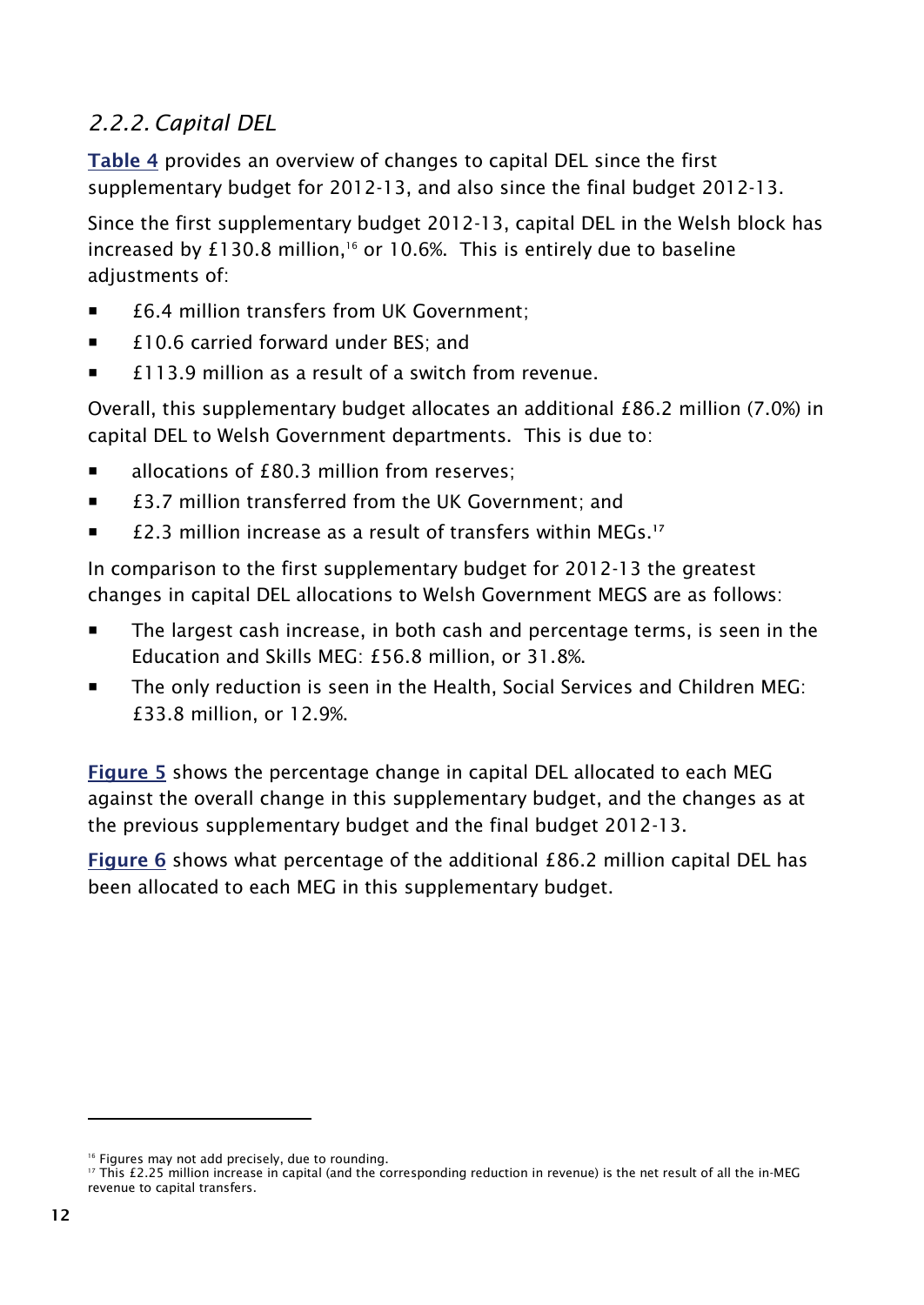### *2.2.2. Capital DEL*

**Table 4** provides an overview of changes to capital DEL since the first supplementary budget for 2012-13, and also since the final budget 2012-13.

Since the first supplementary budget 2012-13, capital DEL in the Welsh block has increased by £130.8 million,[16] or 10.6%. This is entirely due to baseline adjustments of:

- £6.4 million transfers from UK Government;
- £10.6 carried forward under BES; and
- £113.9 million as a result of a switch from revenue.

Overall, this supplementary budget allocates an additional £86.2 million (7.0%) in capital DEL to Welsh Government departments. This is due to:

- allocations of £80.3 million from reserves;
- £3.7 million transferred from the UK Government; and
- £2.3 million increase as a result of transfers within MEGs.[17]

In comparison to the first supplementary budget for 2012-13 the greatest changes in capital DEL allocations to Welsh Government MEGS are as follows:

- The largest cash increase, in both cash and percentage terms, is seen in the Education and Skills MEG: £56.8 million, or 31.8%.
- The only reduction is seen in the Health, Social Services and Children MEG: £33.8 million, or 12.9%.

**Figure 5** shows the percentage change in capital DEL allocated to each MEG against the overall change in this supplementary budget, and the changes as at the previous supplementary budget and the final budget 2012-13.

**Figure 6** shows what percentage of the additional £86.2 million capital DEL has been allocated to each MEG in this supplementary budget.

---

[16] Figures may not add precisely, due to rounding.

[17] This £2.25 million increase in capital (and the corresponding reduction in revenue) is the net result of all the in-MEG revenue to capital transfers.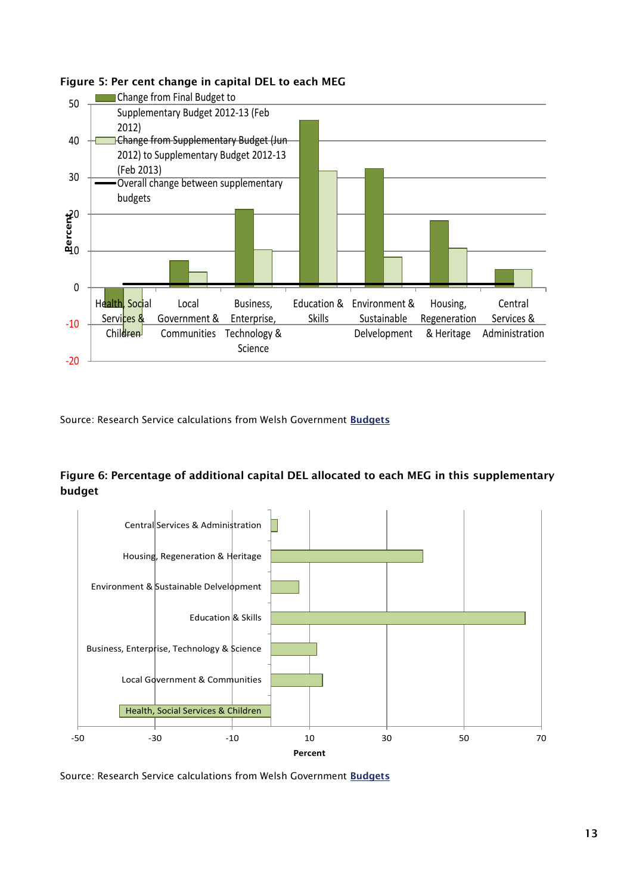**Figure 5: Per cent change in capital DEL to each MEG**

Source: Research Service calculations from Welsh Government **Budgets**

**Figure 6: Percentage of additional capital DEL allocated to each MEG in this supplementary budget**

Source: Research Service calculations from Welsh Government **Budgets**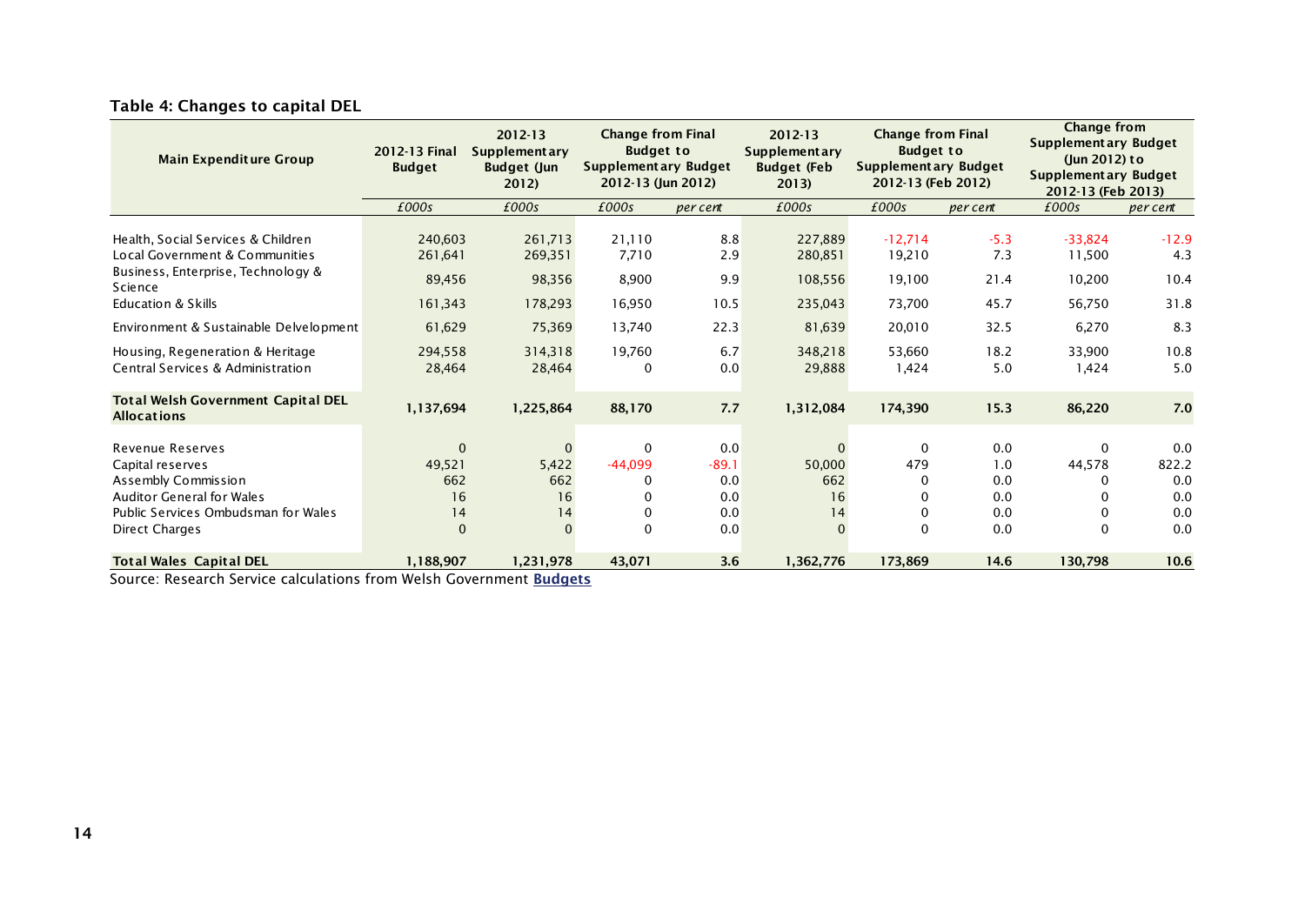**Table 4: Changes to capital DEL**

| Main Expenditure Group | 2012-13 Final Budget | 2012-13 Supplementary Budget (Jun 2012) | Change from Final Budget to Supplementary Budget 2012-13 (Jun 2012) | | 2012-13 Supplementary Budget (Feb 2013) | Change from Final Budget to Supplementary Budget 2012-13 (Feb 2012) | | Change from Supplementary Budget (Jun 2012) to Supplementary Budget 2012-13 (Feb 2013) | |
|---|---|---|---|---|---|---|---|---|---|
| | *£000s* | *£000s* | *£000s* | *per cent* | *£000s* | *£000s* | *per cent* | *£000s* | *per cent* |
| Health, Social Services & Children | 240,603 | 261,713 | 21,110 | 8.8 | 227,889 | -12,714 | -5.3 | -33,824 | -12.9 |
| Local Government & Communities | 261,641 | 269,351 | 7,710 | 2.9 | 280,851 | 19,210 | 7.3 | 11,500 | 4.3 |
| Business, Enterprise, Technology & Science | 89,456 | 98,356 | 8,900 | 9.9 | 108,556 | 19,100 | 21.4 | 10,200 | 10.4 |
| Education & Skills | 161,343 | 178,293 | 16,950 | 10.5 | 235,043 | 73,700 | 45.7 | 56,750 | 31.8 |
| Environment & Sustainable Delvelopment | 61,629 | 75,369 | 13,740 | 22.3 | 81,639 | 20,010 | 32.5 | 6,270 | 8.3 |
| Housing, Regeneration & Heritage | 294,558 | 314,318 | 19,760 | 6.7 | 348,218 | 53,660 | 18.2 | 33,900 | 10.8 |
| Central Services & Administration | 28,464 | 28,464 | 0 | 0.0 | 29,888 | 1,424 | 5.0 | 1,424 | 5.0 |
| **Total Welsh Government Capital DEL Allocations** | **1,137,694** | **1,225,864** | **88,170** | **7.7** | **1,312,084** | **174,390** | **15.3** | **86,220** | **7.0** |
| Revenue Reserves | 0 | 0 | 0 | 0.0 | 0 | 0 | 0.0 | 0 | 0.0 |
| Capital reserves | 49,521 | 5,422 | -44,099 | -89.1 | 50,000 | 479 | 1.0 | 44,578 | 822.2 |
| Assembly Commission | 662 | 662 | 0 | 0.0 | 662 | 0 | 0.0 | 0 | 0.0 |
| Auditor General for Wales | 16 | 16 | 0 | 0.0 | 16 | 0 | 0.0 | 0 | 0.0 |
| Public Services Ombudsman for Wales | 14 | 14 | 0 | 0.0 | 14 | 0 | 0.0 | 0 | 0.0 |
| Direct Charges | 0 | 0 | 0 | 0.0 | 0 | 0 | 0.0 | 0 | 0.0 |
| **Total Wales Capital DEL** | **1,188,907** | **1,231,978** | **43,071** | **3.6** | **1,362,776** | **173,869** | **14.6** | **130,798** | **10.6** |

Source: Research Service calculations from Welsh Government **Budgets**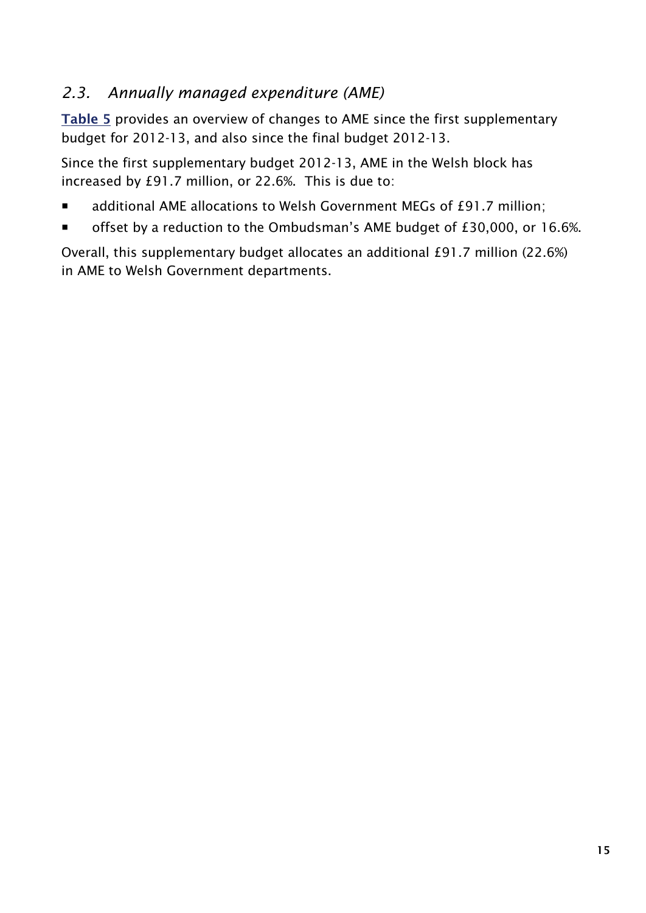## *2.3. Annually managed expenditure (AME)*

**Table 5** provides an overview of changes to AME since the first supplementary budget for 2012-13, and also since the final budget 2012-13.

Since the first supplementary budget 2012-13, AME in the Welsh block has increased by £91.7 million, or 22.6%. This is due to:

- additional AME allocations to Welsh Government MEGs of £91.7 million;
- offset by a reduction to the Ombudsman's AME budget of £30,000, or 16.6%.

Overall, this supplementary budget allocates an additional £91.7 million (22.6%) in AME to Welsh Government departments.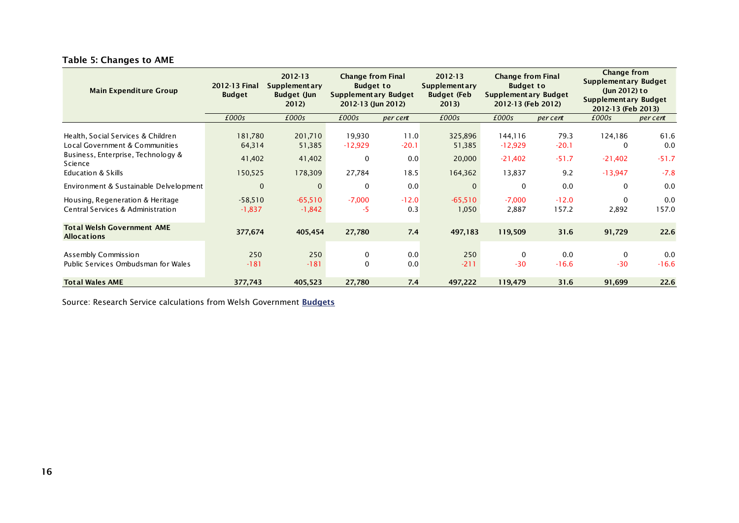**Table 5: Changes to AME**

| Main Expenditure Group | 2012-13 Final Budget | 2012-13 Supplementary Budget (Jun 2012) | Change from Final Budget to Supplementary Budget 2012-13 (Jun 2012) | | 2012-13 Supplementary Budget (Feb 2013) | Change from Final Budget to Supplementary Budget 2012-13 (Feb 2012) | | Change from Supplementary Budget (Jun 2012) to Supplementary Budget 2012-13 (Feb 2013) | |
|---|---|---|---|---|---|---|---|---|---|
| | *£000s* | *£000s* | *£000s* | *per cent* | *£000s* | *£000s* | *per cent* | *£000s* | *per cent* |
| Health, Social Services & Children | 181,780 | 201,710 | 19,930 | 11.0 | 325,896 | 144,116 | 79.3 | 124,186 | 61.6 |
| Local Government & Communities | 64,314 | 51,385 | -12,929 | -20.1 | 51,385 | -12,929 | -20.1 | 0 | 0.0 |
| Business, Enterprise, Technology & Science | 41,402 | 41,402 | 0 | 0.0 | 20,000 | -21,402 | -51.7 | -21,402 | -51.7 |
| Education & Skills | 150,525 | 178,309 | 27,784 | 18.5 | 164,362 | 13,837 | 9.2 | -13,947 | -7.8 |
| Environment & Sustainable Delvelopment | 0 | 0 | 0 | 0.0 | 0 | 0 | 0.0 | 0 | 0.0 |
| Housing, Regeneration & Heritage | -58,510 | -65,510 | -7,000 | -12.0 | -65,510 | -7,000 | -12.0 | 0 | 0.0 |
| Central Services & Administration | -1,837 | -1,842 | -5 | 0.3 | 1,050 | 2,887 | 157.2 | 2,892 | 157.0 |
| **Total Welsh Government AME Allocations** | **377,674** | **405,454** | **27,780** | **7.4** | **497,183** | **119,509** | **31.6** | **91,729** | **22.6** |
| Assembly Commission | 250 | 250 | 0 | 0.0 | 250 | 0 | 0.0 | 0 | 0.0 |
| Public Services Ombudsman for Wales | -181 | -181 | 0 | 0.0 | -211 | -30 | -16.6 | -30 | -16.6 |
| **Total Wales AME** | **377,743** | **405,523** | **27,780** | **7.4** | **497,222** | **119,479** | **31.6** | **91,699** | **22.6** |

Source: Research Service calculations from Welsh Government **Budgets**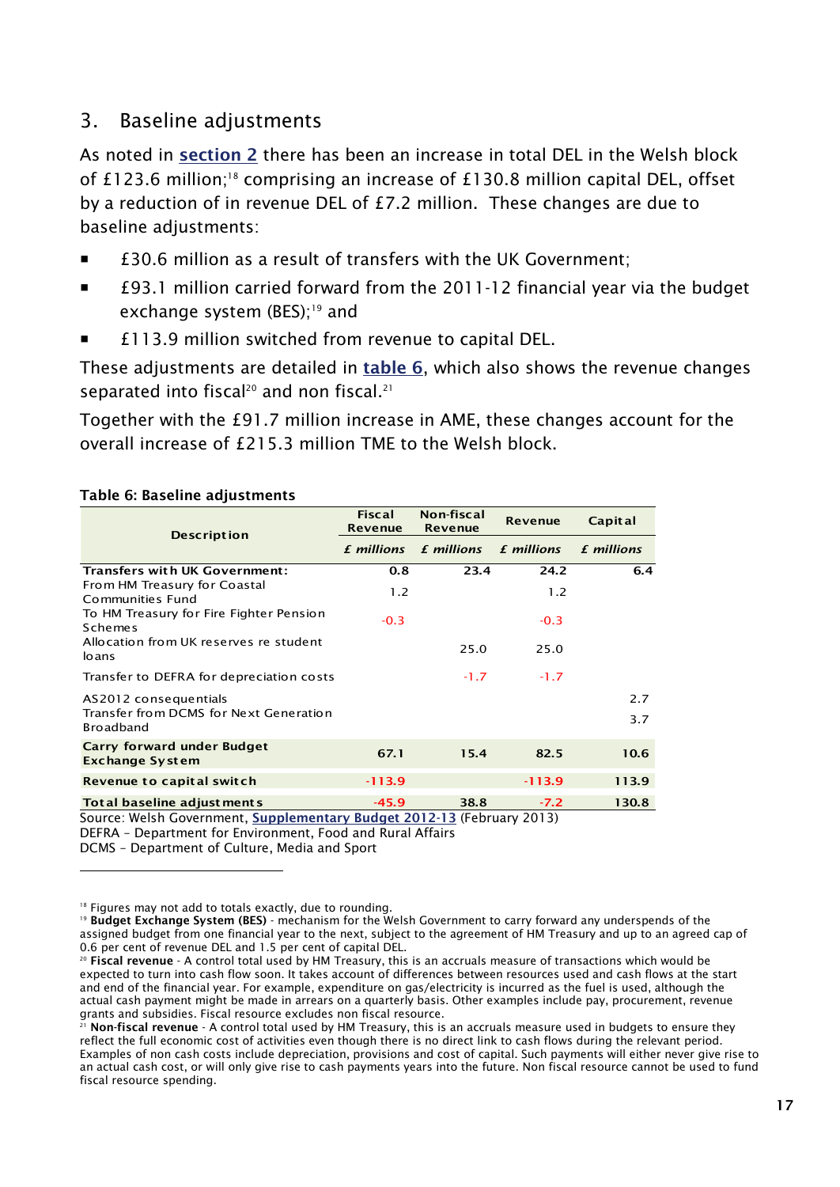## 3. Baseline adjustments

As noted in **section 2** there has been an increase in total DEL in the Welsh block of £123.6 million;[18] comprising an increase of £130.8 million capital DEL, offset by a reduction of in revenue DEL of £7.2 million. These changes are due to baseline adjustments:

- £30.6 million as a result of transfers with the UK Government;
- £93.1 million carried forward from the 2011-12 financial year via the budget exchange system (BES);[19] and
- £113.9 million switched from revenue to capital DEL.

These adjustments are detailed in **table 6**, which also shows the revenue changes separated into fiscal[20] and non fiscal.[21]

Together with the £91.7 million increase in AME, these changes account for the overall increase of £215.3 million TME to the Welsh block.

**Table 6: Baseline adjustments**

| Description | Fiscal Revenue | Non-fiscal Revenue | Revenue | Capital |
|---|---|---|---|---|
| | *£ millions* | *£ millions* | *£ millions* | *£ millions* |
| **Transfers with UK Government:** | **0.8** | **23.4** | **24.2** | **6.4** |
| From HM Treasury for Coastal Communities Fund | 1.2 | | 1.2 | |
| To HM Treasury for Fire Fighter Pension Schemes | -0.3 | | -0.3 | |
| Allocation from UK reserves re student loans | | 25.0 | 25.0 | |
| Transfer to DEFRA for depreciation costs | | -1.7 | -1.7 | |
| AS2012 consequentials | | | | 2.7 |
| Transfer from DCMS for Next Generation Broadband | | | | 3.7 |
| **Carry forward under Budget Exchange System** | **67.1** | **15.4** | **82.5** | **10.6** |
| **Revenue to capital switch** | **-113.9** | | **-113.9** | **113.9** |
| **Total baseline adjustments** | **-45.9** | **38.8** | **-7.2** | **130.8** |

Source: Welsh Government, **Supplementary Budget 2012-13** (February 2013)
DEFRA – Department for Environment, Food and Rural Affairs
DCMS – Department of Culture, Media and Sport

---

[18] Figures may not add to totals exactly, due to rounding.
[19] **Budget Exchange System (BES)** - mechanism for the Welsh Government to carry forward any underspends of the assigned budget from one financial year to the next, subject to the agreement of HM Treasury and up to an agreed cap of 0.6 per cent of revenue DEL and 1.5 per cent of capital DEL.
[20] **Fiscal revenue** - A control total used by HM Treasury, this is an accruals measure of transactions which would be expected to turn into cash flow soon. It takes account of differences between resources used and cash flows at the start and end of the financial year. For example, expenditure on gas/electricity is incurred as the fuel is used, although the actual cash payment might be made in arrears on a quarterly basis. Other examples include pay, procurement, revenue grants and subsidies. Fiscal resource excludes non fiscal resource.
[21] **Non-fiscal revenue** - A control total used by HM Treasury, this is an accruals measure used in budgets to ensure they reflect the full economic cost of activities even though there is no direct link to cash flows during the relevant period. Examples of non cash costs include depreciation, provisions and cost of capital. Such payments will either never give rise to an actual cash cost, or will only give rise to cash payments years into the future. Non fiscal resource cannot be used to fund fiscal resource spending.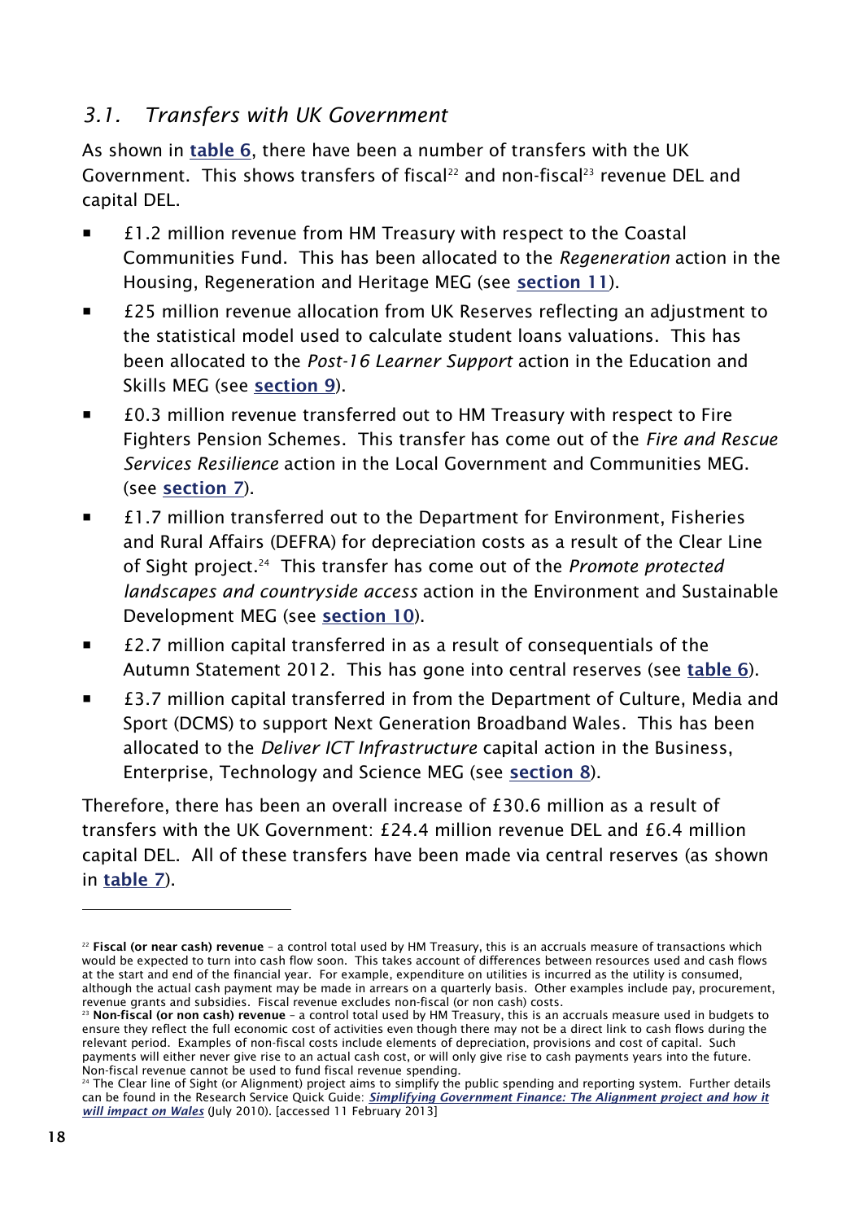## *3.1. Transfers with UK Government*

As shown in **table 6**, there have been a number of transfers with the UK Government. This shows transfers of fiscal[22] and non-fiscal[23] revenue DEL and capital DEL.

- £1.2 million revenue from HM Treasury with respect to the Coastal Communities Fund. This has been allocated to the *Regeneration* action in the Housing, Regeneration and Heritage MEG (see **section 11**).
- £25 million revenue allocation from UK Reserves reflecting an adjustment to the statistical model used to calculate student loans valuations. This has been allocated to the *Post-16 Learner Support* action in the Education and Skills MEG (see **section 9**).
- £0.3 million revenue transferred out to HM Treasury with respect to Fire Fighters Pension Schemes. This transfer has come out of the *Fire and Rescue Services Resilience* action in the Local Government and Communities MEG. (see **section 7**).
- £1.7 million transferred out to the Department for Environment, Fisheries and Rural Affairs (DEFRA) for depreciation costs as a result of the Clear Line of Sight project.[24] This transfer has come out of the *Promote protected landscapes and countryside access* action in the Environment and Sustainable Development MEG (see **section 10**).
- £2.7 million capital transferred in as a result of consequentials of the Autumn Statement 2012. This has gone into central reserves (see **table 6**).
- £3.7 million capital transferred in from the Department of Culture, Media and Sport (DCMS) to support Next Generation Broadband Wales. This has been allocated to the *Deliver ICT Infrastructure* capital action in the Business, Enterprise, Technology and Science MEG (see **section 8**).

Therefore, there has been an overall increase of £30.6 million as a result of transfers with the UK Government: £24.4 million revenue DEL and £6.4 million capital DEL. All of these transfers have been made via central reserves (as shown in **table 7**).

---

[22] **Fiscal (or near cash) revenue** – a control total used by HM Treasury, this is an accruals measure of transactions which would be expected to turn into cash flow soon. This takes account of differences between resources used and cash flows at the start and end of the financial year. For example, expenditure on utilities is incurred as the utility is consumed, although the actual cash payment may be made in arrears on a quarterly basis. Other examples include pay, procurement, revenue grants and subsidies. Fiscal revenue excludes non-fiscal (or non cash) costs.

[23] **Non-fiscal (or non cash) revenue** – a control total used by HM Treasury, this is an accruals measure used in budgets to ensure they reflect the full economic cost of activities even though there may not be a direct link to cash flows during the relevant period. Examples of non-fiscal costs include elements of depreciation, provisions and cost of capital. Such payments will either never give rise to an actual cash cost, or will only give rise to cash payments years into the future. Non-fiscal revenue cannot be used to fund fiscal revenue spending.

[24] The Clear line of Sight (or Alignment) project aims to simplify the public spending and reporting system. Further details can be found in the Research Service Quick Guide: ***Simplifying Government Finance: The Alignment project and how it will impact on Wales*** (July 2010). [accessed 11 February 2013]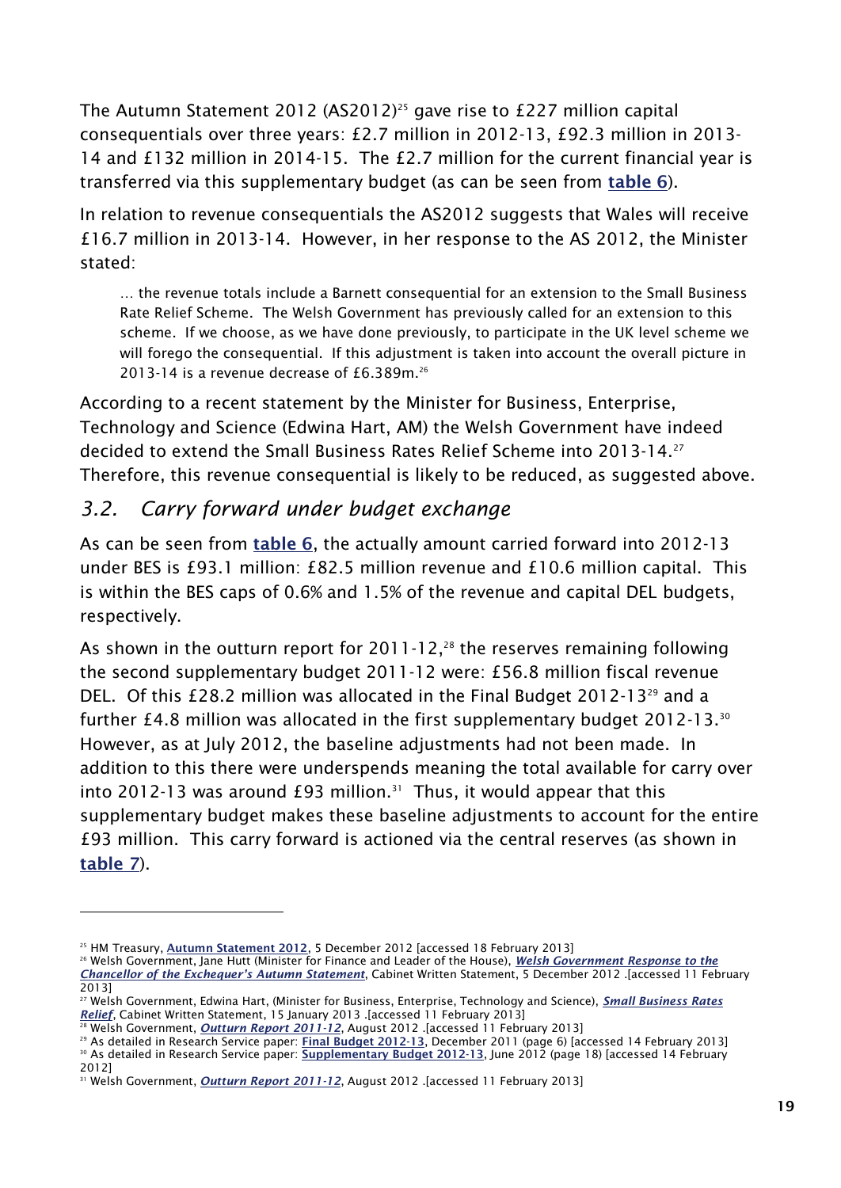The Autumn Statement 2012 (AS2012)[25] gave rise to £227 million capital consequentials over three years: £2.7 million in 2012-13, £92.3 million in 2013-14 and £132 million in 2014-15. The £2.7 million for the current financial year is transferred via this supplementary budget (as can be seen from **table 6**).

In relation to revenue consequentials the AS2012 suggests that Wales will receive £16.7 million in 2013-14. However, in her response to the AS 2012, the Minister stated:

> … the revenue totals include a Barnett consequential for an extension to the Small Business Rate Relief Scheme. The Welsh Government has previously called for an extension to this scheme. If we choose, as we have done previously, to participate in the UK level scheme we will forego the consequential. If this adjustment is taken into account the overall picture in 2013-14 is a revenue decrease of £6.389m.[26]

According to a recent statement by the Minister for Business, Enterprise, Technology and Science (Edwina Hart, AM) the Welsh Government have indeed decided to extend the Small Business Rates Relief Scheme into 2013-14.[27] Therefore, this revenue consequential is likely to be reduced, as suggested above.

## *3.2. Carry forward under budget exchange*

As can be seen from **table 6**, the actually amount carried forward into 2012-13 under BES is £93.1 million: £82.5 million revenue and £10.6 million capital. This is within the BES caps of 0.6% and 1.5% of the revenue and capital DEL budgets, respectively.

As shown in the outturn report for 2011-12,[28] the reserves remaining following the second supplementary budget 2011-12 were: £56.8 million fiscal revenue DEL. Of this £28.2 million was allocated in the Final Budget 2012-13[29] and a further £4.8 million was allocated in the first supplementary budget 2012-13.[30] However, as at July 2012, the baseline adjustments had not been made. In addition to this there were underspends meaning the total available for carry over into 2012-13 was around £93 million.[31] Thus, it would appear that this supplementary budget makes these baseline adjustments to account for the entire £93 million. This carry forward is actioned via the central reserves (as shown in **table 7**).

---

[25] HM Treasury, **Autumn Statement 2012**, 5 December 2012 [accessed 18 February 2013]

[26] Welsh Government, Jane Hutt (Minister for Finance and Leader of the House), ***Welsh Government Response to the Chancellor of the Exchequer's Autumn Statement***, Cabinet Written Statement, 5 December 2012 .[accessed 11 February 2013]

[27] Welsh Government, Edwina Hart, (Minister for Business, Enterprise, Technology and Science), ***Small Business Rates Relief***, Cabinet Written Statement, 15 January 2013 .[accessed 11 February 2013]

[28] Welsh Government, ***Outturn Report 2011-12***, August 2012 .[accessed 11 February 2013]

[29] As detailed in Research Service paper: **Final Budget 2012-13**, December 2011 (page 6) [accessed 14 February 2013]

[30] As detailed in Research Service paper: **Supplementary Budget 2012-13**, June 2012 (page 18) [accessed 14 February 2012]

[31] Welsh Government, ***Outturn Report 2011-12***, August 2012 .[accessed 11 February 2013]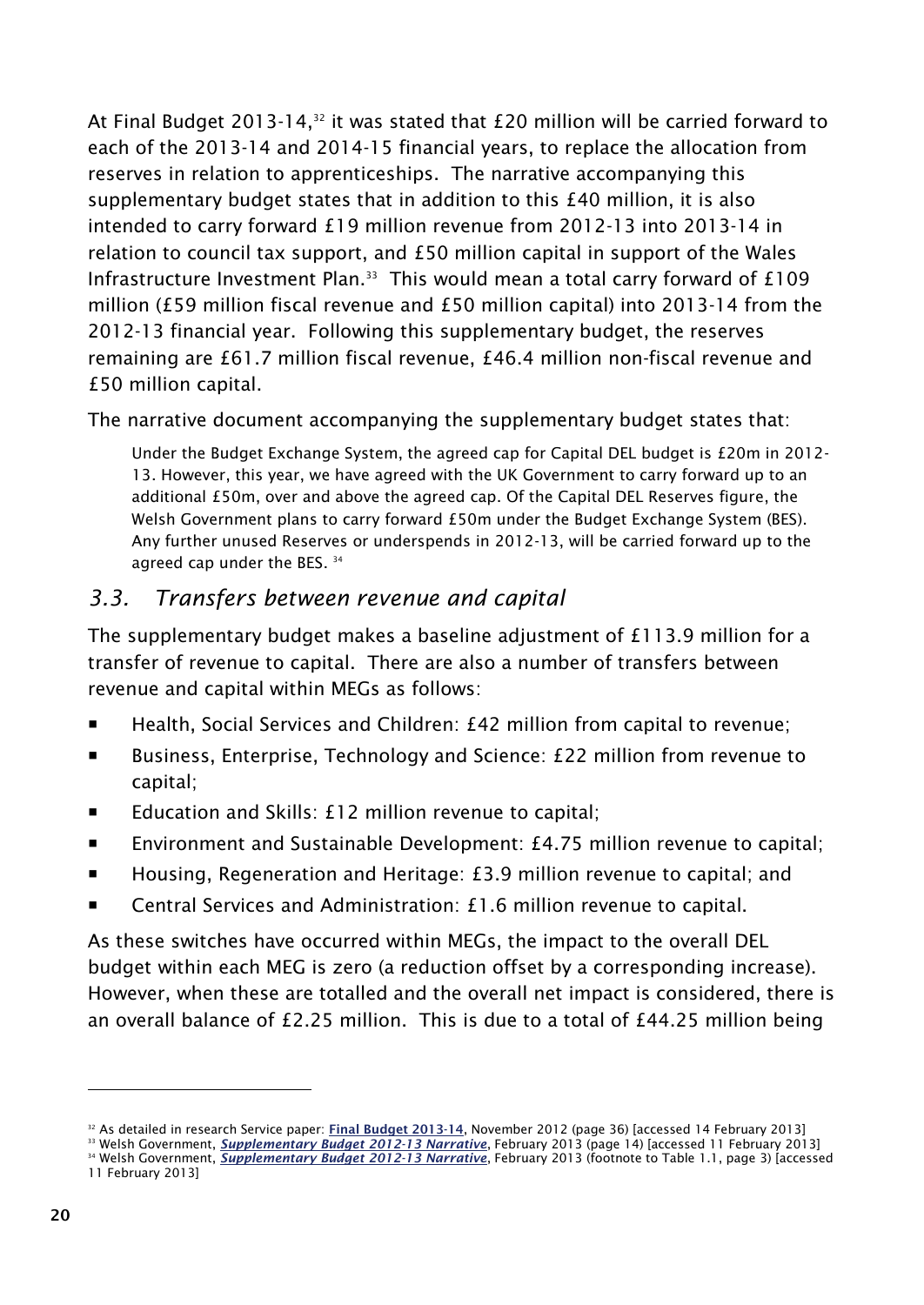At Final Budget 2013-14,[32] it was stated that £20 million will be carried forward to each of the 2013-14 and 2014-15 financial years, to replace the allocation from reserves in relation to apprenticeships. The narrative accompanying this supplementary budget states that in addition to this £40 million, it is also intended to carry forward £19 million revenue from 2012-13 into 2013-14 in relation to council tax support, and £50 million capital in support of the Wales Infrastructure Investment Plan.[33] This would mean a total carry forward of £109 million (£59 million fiscal revenue and £50 million capital) into 2013-14 from the 2012-13 financial year. Following this supplementary budget, the reserves remaining are £61.7 million fiscal revenue, £46.4 million non-fiscal revenue and £50 million capital.

The narrative document accompanying the supplementary budget states that:

> Under the Budget Exchange System, the agreed cap for Capital DEL budget is £20m in 2012-13. However, this year, we have agreed with the UK Government to carry forward up to an additional £50m, over and above the agreed cap. Of the Capital DEL Reserves figure, the Welsh Government plans to carry forward £50m under the Budget Exchange System (BES). Any further unused Reserves or underspends in 2012-13, will be carried forward up to the agreed cap under the BES. [34]

### *3.3. Transfers between revenue and capital*

The supplementary budget makes a baseline adjustment of £113.9 million for a transfer of revenue to capital. There are also a number of transfers between revenue and capital within MEGs as follows:

- Health, Social Services and Children: £42 million from capital to revenue;
- Business, Enterprise, Technology and Science: £22 million from revenue to capital;
- Education and Skills: £12 million revenue to capital;
- Environment and Sustainable Development: £4.75 million revenue to capital;
- Housing, Regeneration and Heritage: £3.9 million revenue to capital; and
- Central Services and Administration: £1.6 million revenue to capital.

As these switches have occurred within MEGs, the impact to the overall DEL budget within each MEG is zero (a reduction offset by a corresponding increase). However, when these are totalled and the overall net impact is considered, there is an overall balance of £2.25 million. This is due to a total of £44.25 million being

---

[32] As detailed in research Service paper: **Final Budget 2013-14**, November 2012 (page 36) [accessed 14 February 2013]

[33] Welsh Government, ***Supplementary Budget 2012-13 Narrative***, February 2013 (page 14) [accessed 11 February 2013]

[34] Welsh Government, ***Supplementary Budget 2012-13 Narrative***, February 2013 (footnote to Table 1.1, page 3) [accessed 11 February 2013]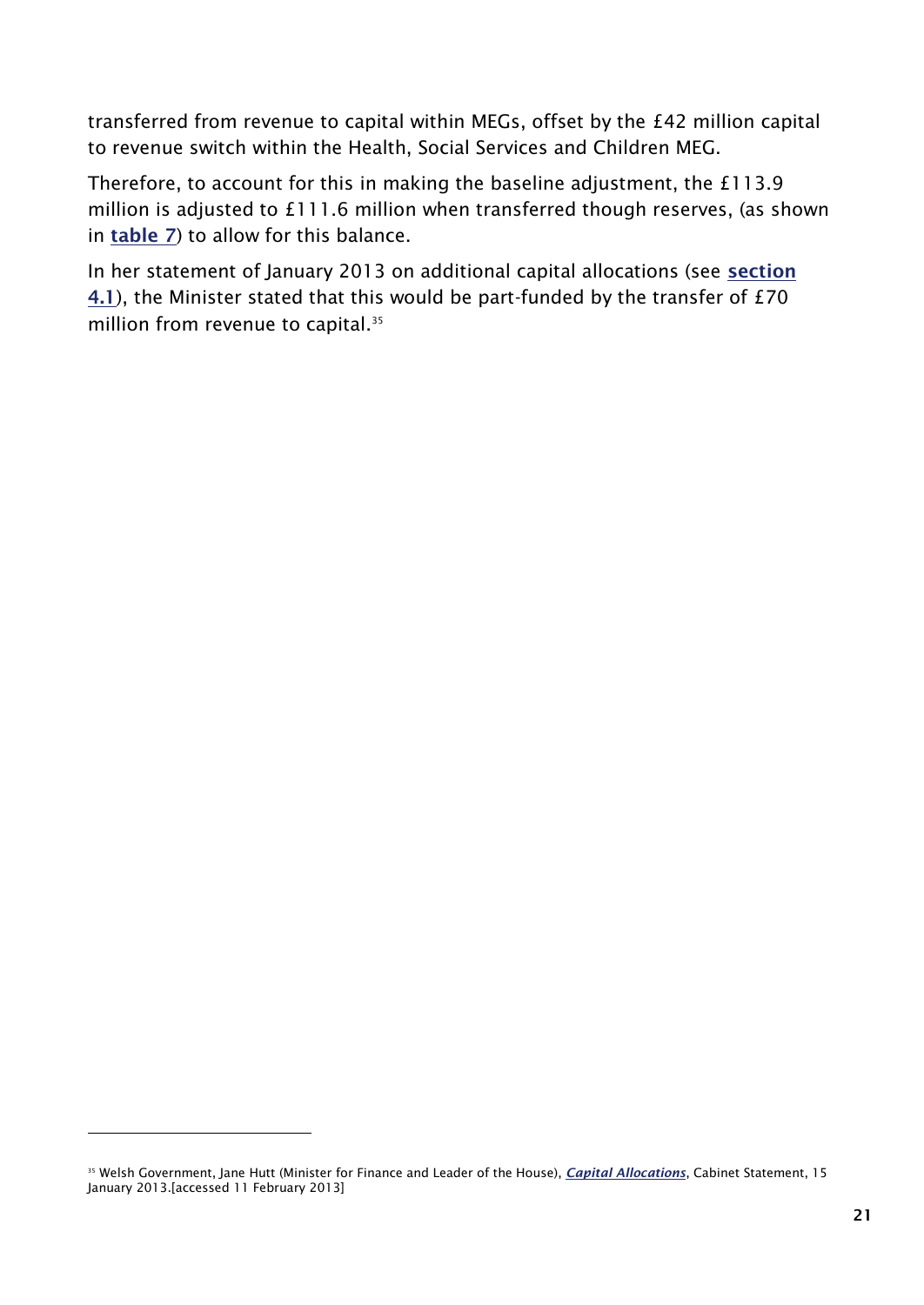transferred from revenue to capital within MEGs, offset by the £42 million capital to revenue switch within the Health, Social Services and Children MEG.

Therefore, to account for this in making the baseline adjustment, the £113.9 million is adjusted to £111.6 million when transferred though reserves, (as shown in **table 7**) to allow for this balance.

In her statement of January 2013 on additional capital allocations (see **section 4.1**), the Minister stated that this would be part-funded by the transfer of £70 million from revenue to capital.[35]

[35] Welsh Government, Jane Hutt (Minister for Finance and Leader of the House), ***Capital Allocations***, Cabinet Statement, 15 January 2013.[accessed 11 February 2013]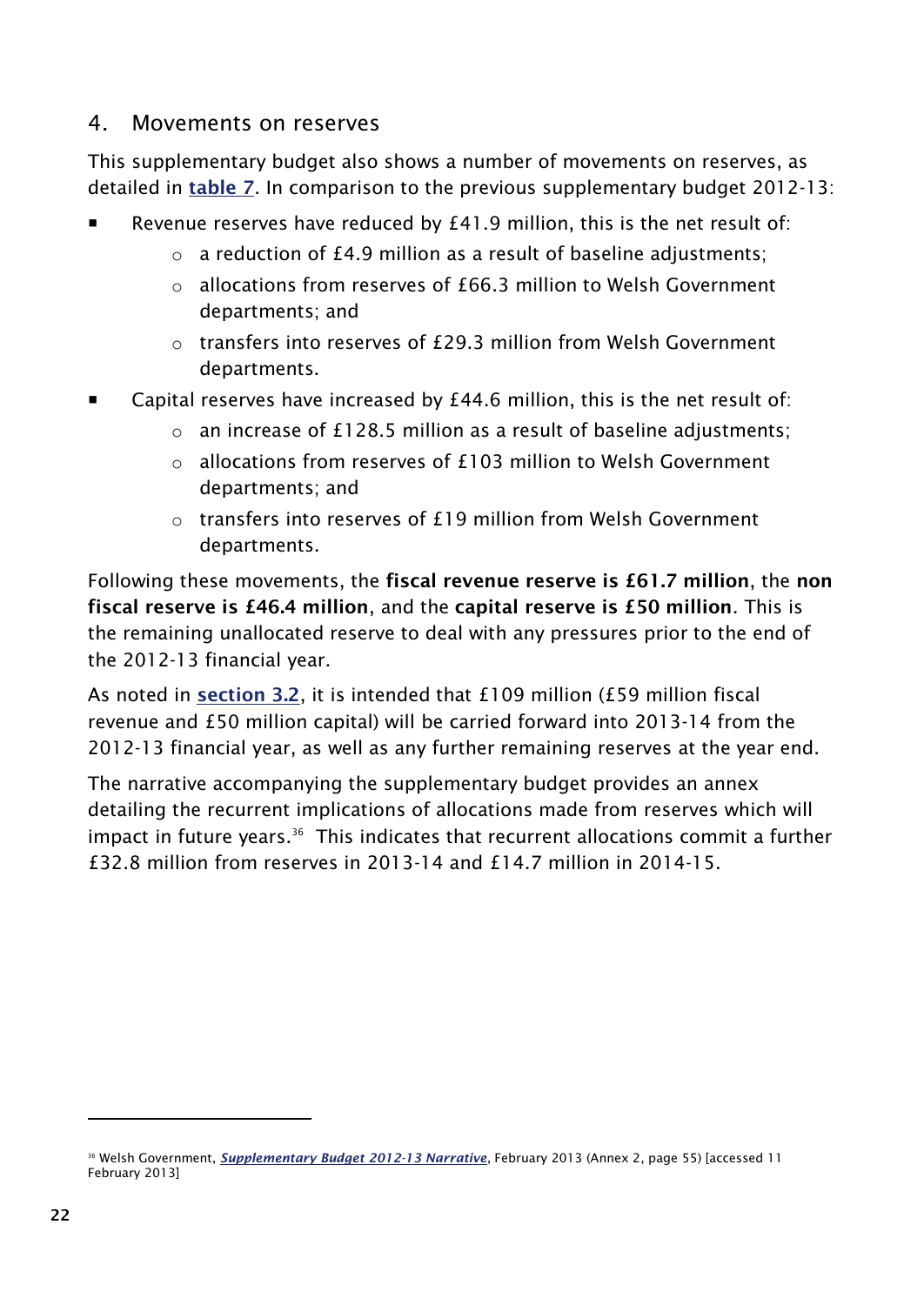## 4. Movements on reserves

This supplementary budget also shows a number of movements on reserves, as detailed in **table 7**. In comparison to the previous supplementary budget 2012-13:

- Revenue reserves have reduced by £41.9 million, this is the net result of:
  - a reduction of £4.9 million as a result of baseline adjustments;
  - allocations from reserves of £66.3 million to Welsh Government departments; and
  - transfers into reserves of £29.3 million from Welsh Government departments.
- Capital reserves have increased by £44.6 million, this is the net result of:
  - an increase of £128.5 million as a result of baseline adjustments;
  - allocations from reserves of £103 million to Welsh Government departments; and
  - transfers into reserves of £19 million from Welsh Government departments.

Following these movements, the **fiscal revenue reserve is £61.7 million**, the **non fiscal reserve is £46.4 million**, and the **capital reserve is £50 million**. This is the remaining unallocated reserve to deal with any pressures prior to the end of the 2012-13 financial year.

As noted in **section 3.2**, it is intended that £109 million (£59 million fiscal revenue and £50 million capital) will be carried forward into 2013-14 from the 2012-13 financial year, as well as any further remaining reserves at the year end.

The narrative accompanying the supplementary budget provides an annex detailing the recurrent implications of allocations made from reserves which will impact in future years.[36] This indicates that recurrent allocations commit a further £32.8 million from reserves in 2013-14 and £14.7 million in 2014-15.

---

[36] Welsh Government, ***Supplementary Budget 2012-13 Narrative***, February 2013 (Annex 2, page 55) [accessed 11 February 2013]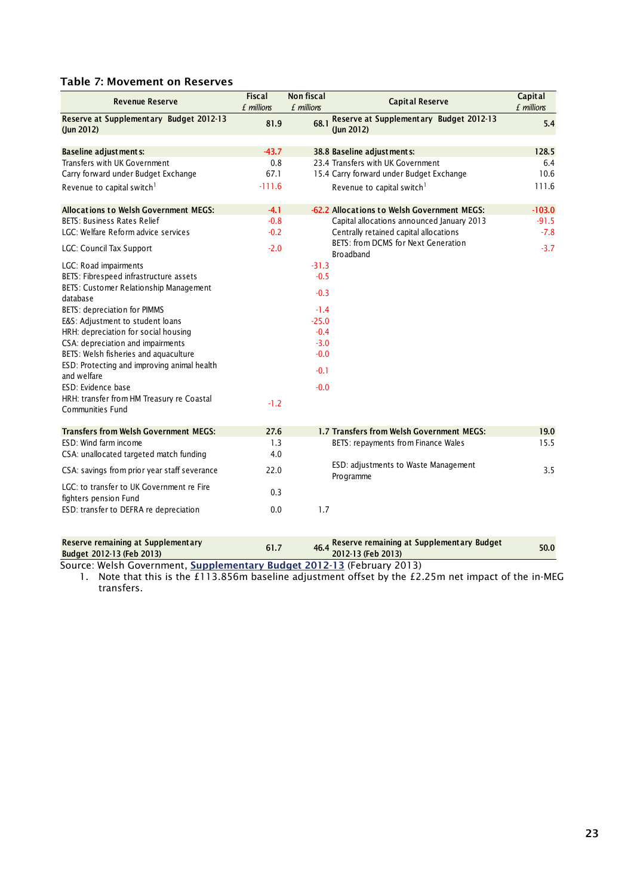### Table 7: Movement on Reserves

| Revenue Reserve | Fiscal *£ millions* | Non fiscal *£ millions* | Capital Reserve | Capital *£ millions* |
|---|---|---|---|---|
| **Reserve at Supplementary Budget 2012-13 (Jun 2012)** | **81.9** | **68.1** | **Reserve at Supplementary Budget 2012-13 (Jun 2012)** | **5.4** |
| | | | | |
| **Baseline adjustments:** | **-43.7** | **38.8** | **Baseline adjustments:** | **128.5** |
| Transfers with UK Government | 0.8 | 23.4 | Transfers with UK Government | 6.4 |
| Carry forward under Budget Exchange | 67.1 | 15.4 | Carry forward under Budget Exchange | 10.6 |
| Revenue to capital switch[1] | -111.6 | | Revenue to capital switch[1] | 111.6 |
| | | | | |
| **Allocations to Welsh Government MEGS:** | **-4.1** | **-62.2** | **Allocations to Welsh Government MEGS:** | **-103.0** |
| BETS: Business Rates Relief | -0.8 | | Capital allocations announced January 2013 | -91.5 |
| LGC: Welfare Reform advice services | -0.2 | | Centrally retained capital allocations | -7.8 |
| LGC: Council Tax Support | -2.0 | | BETS: from DCMS for Next Generation Broadband | -3.7 |
| LGC: Road impairments | | -31.3 | | |
| BETS: Fibrespeed infrastructure assets | | -0.5 | | |
| BETS: Customer Relationship Management database | | -0.3 | | |
| BETS: depreciation for PIMMS | | -1.4 | | |
| E&S: Adjustment to student loans | | -25.0 | | |
| HRH: depreciation for social housing | | -0.4 | | |
| CSA: depreciation and impairments | | -3.0 | | |
| BETS: Welsh fisheries and aquaculture | | -0.0 | | |
| ESD: Protecting and improving animal health and welfare | | -0.1 | | |
| ESD: Evidence base | | -0.0 | | |
| HRH: transfer from HM Treasury re Coastal Communities Fund | -1.2 | | | |
| | | | | |
| **Transfers from Welsh Government MEGS:** | **27.6** | **1.7** | **Transfers from Welsh Government MEGS:** | **19.0** |
| ESD: Wind farm income | 1.3 | | BETS: repayments from Finance Wales | 15.5 |
| CSA: unallocated targeted match funding | 4.0 | | | |
| CSA: savings from prior year staff severance | 22.0 | | ESD: adjustments to Waste Management Programme | 3.5 |
| LGC: to transfer to UK Government re Fire fighters pension Fund | 0.3 | | | |
| ESD: transfer to DEFRA re depreciation | 0.0 | 1.7 | | |
| | | | | |
| **Reserve remaining at Supplementary Budget 2012-13 (Feb 2013)** | **61.7** | **46.4** | **Reserve remaining at Supplementary Budget 2012-13 (Feb 2013)** | **50.0** |

Source: Welsh Government, **Supplementary Budget 2012-13** (February 2013)

1. Note that this is the £113.856m baseline adjustment offset by the £2.25m net impact of the in-MEG transfers.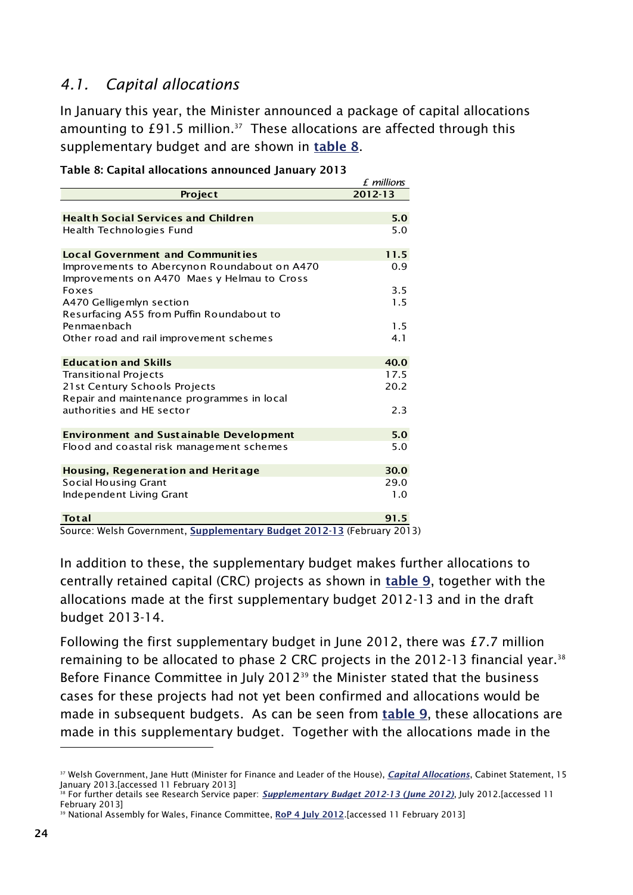## 4.1. Capital allocations

In January this year, the Minister announced a package of capital allocations amounting to £91.5 million.[37] These allocations are affected through this supplementary budget and are shown in **table 8**.

**Table 8: Capital allocations announced January 2013**

| Project | 2012-13 (£ millions) |
|---|---|
| **Health Social Services and Children** | **5.0** |
| Health Technologies Fund | 5.0 |
| **Local Government and Communities** | **11.5** |
| Improvements to Abercynon Roundabout on A470 | 0.9 |
| Improvements on A470 Maes y Helmau to Cross Foxes | 3.5 |
| A470 Gelligemlyn section | 1.5 |
| Resurfacing A55 from Puffin Roundabout to Penmaenbach | 1.5 |
| Other road and rail improvement schemes | 4.1 |
| **Education and Skills** | **40.0** |
| Transitional Projects | 17.5 |
| 21st Century Schools Projects | 20.2 |
| Repair and maintenance programmes in local authorities and HE sector | 2.3 |
| **Environment and Sustainable Development** | **5.0** |
| Flood and coastal risk management schemes | 5.0 |
| **Housing, Regeneration and Heritage** | **30.0** |
| Social Housing Grant | 29.0 |
| Independent Living Grant | 1.0 |
| **Total** | **91.5** |

Source: Welsh Government, **Supplementary Budget 2012-13** (February 2013)

In addition to these, the supplementary budget makes further allocations to centrally retained capital (CRC) projects as shown in **table 9**, together with the allocations made at the first supplementary budget 2012-13 and in the draft budget 2013-14.

Following the first supplementary budget in June 2012, there was £7.7 million remaining to be allocated to phase 2 CRC projects in the 2012-13 financial year.[38] Before Finance Committee in July 2012[39] the Minister stated that the business cases for these projects had not yet been confirmed and allocations would be made in subsequent budgets. As can be seen from **table 9**, these allocations are made in this supplementary budget. Together with the allocations made in the

---

[37] Welsh Government, Jane Hutt (Minister for Finance and Leader of the House), ***Capital Allocations***, Cabinet Statement, 15 January 2013.[accessed 11 February 2013]

[38] For further details see Research Service paper: ***Supplementary Budget 2012-13 (June 2012)***, July 2012.[accessed 11 February 2013]

[39] National Assembly for Wales, Finance Committee, **RoP 4 July 2012**.[accessed 11 February 2013]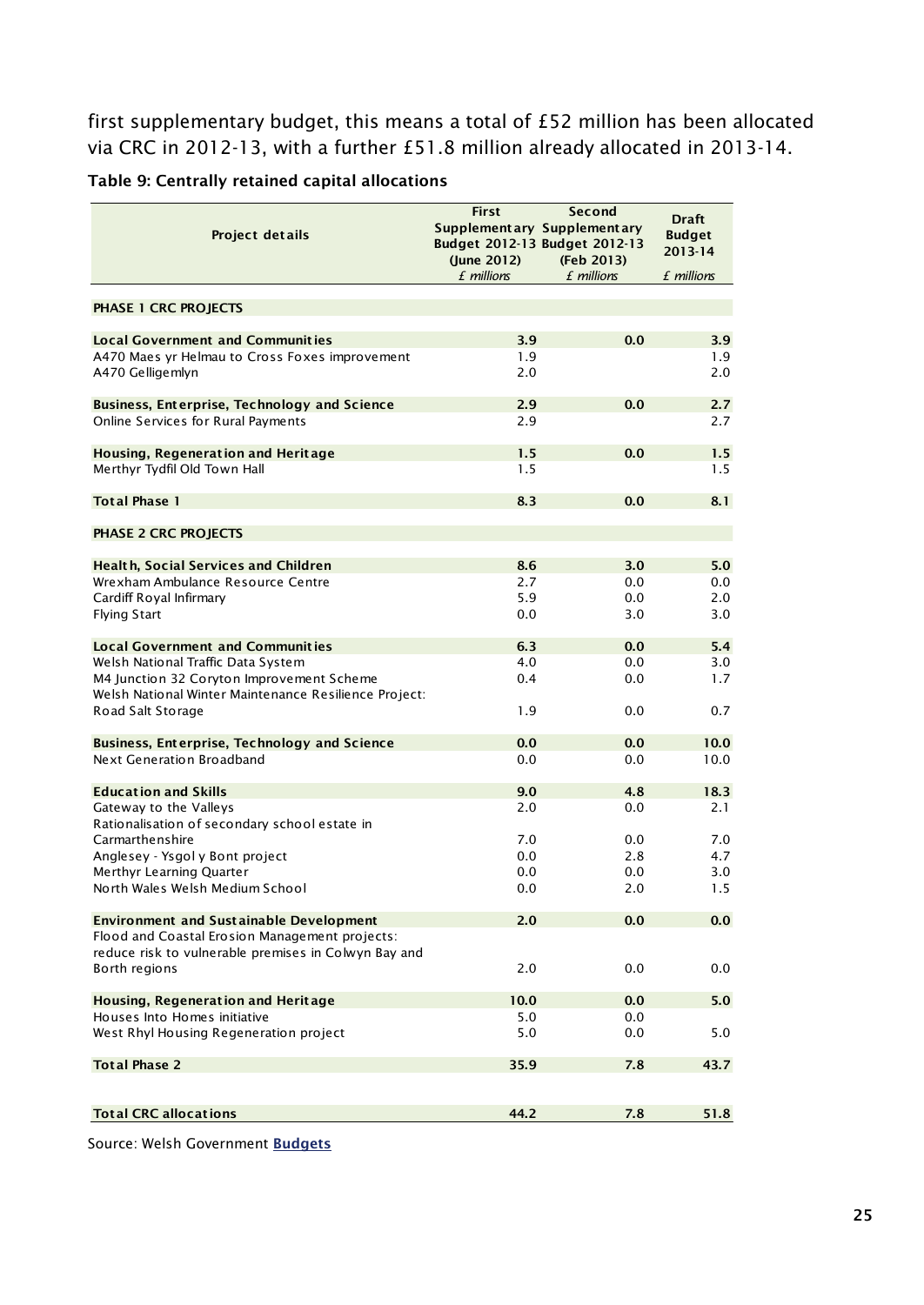first supplementary budget, this means a total of £52 million has been allocated via CRC in 2012-13, with a further £51.8 million already allocated in 2013-14.

**Table 9: Centrally retained capital allocations**

| Project details | First Supplementary Budget 2012-13 (June 2012) £ millions | Second Supplementary Budget 2012-13 (Feb 2013) £ millions | Draft Budget 2013-14 £ millions |
|---|---|---|---|
| **PHASE 1 CRC PROJECTS** | | | |
| **Local Government and Communities** | **3.9** | **0.0** | **3.9** |
| A470 Maes yr Helmau to Cross Foxes improvement | 1.9 | | 1.9 |
| A470 Gelligemlyn | 2.0 | | 2.0 |
| **Business, Enterprise, Technology and Science** | **2.9** | **0.0** | **2.7** |
| Online Services for Rural Payments | 2.9 | | 2.7 |
| **Housing, Regeneration and Heritage** | **1.5** | **0.0** | **1.5** |
| Merthyr Tydfil Old Town Hall | 1.5 | | 1.5 |
| **Total Phase 1** | **8.3** | **0.0** | **8.1** |
| **PHASE 2 CRC PROJECTS** | | | |
| **Health, Social Services and Children** | **8.6** | **3.0** | **5.0** |
| Wrexham Ambulance Resource Centre | 2.7 | 0.0 | 0.0 |
| Cardiff Royal Infirmary | 5.9 | 0.0 | 2.0 |
| Flying Start | 0.0 | 3.0 | 3.0 |
| **Local Government and Communities** | **6.3** | **0.0** | **5.4** |
| Welsh National Traffic Data System | 4.0 | 0.0 | 3.0 |
| M4 Junction 32 Coryton Improvement Scheme | 0.4 | 0.0 | 1.7 |
| Welsh National Winter Maintenance Resilience Project: Road Salt Storage | 1.9 | 0.0 | 0.7 |
| **Business, Enterprise, Technology and Science** | **0.0** | **0.0** | **10.0** |
| Next Generation Broadband | 0.0 | 0.0 | 10.0 |
| **Education and Skills** | **9.0** | **4.8** | **18.3** |
| Gateway to the Valleys | 2.0 | 0.0 | 2.1 |
| Rationalisation of secondary school estate in Carmarthenshire | 7.0 | 0.0 | 7.0 |
| Anglesey - Ysgol y Bont project | 0.0 | 2.8 | 4.7 |
| Merthyr Learning Quarter | 0.0 | 0.0 | 3.0 |
| North Wales Welsh Medium School | 0.0 | 2.0 | 1.5 |
| **Environment and Sustainable Development** | **2.0** | **0.0** | **0.0** |
| Flood and Coastal Erosion Management projects: reduce risk to vulnerable premises in Colwyn Bay and Borth regions | 2.0 | 0.0 | 0.0 |
| **Housing, Regeneration and Heritage** | **10.0** | **0.0** | **5.0** |
| Houses Into Homes initiative | 5.0 | 0.0 | |
| West Rhyl Housing Regeneration project | 5.0 | 0.0 | 5.0 |
| **Total Phase 2** | **35.9** | **7.8** | **43.7** |
| **Total CRC allocations** | **44.2** | **7.8** | **51.8** |

Source: Welsh Government **Budgets**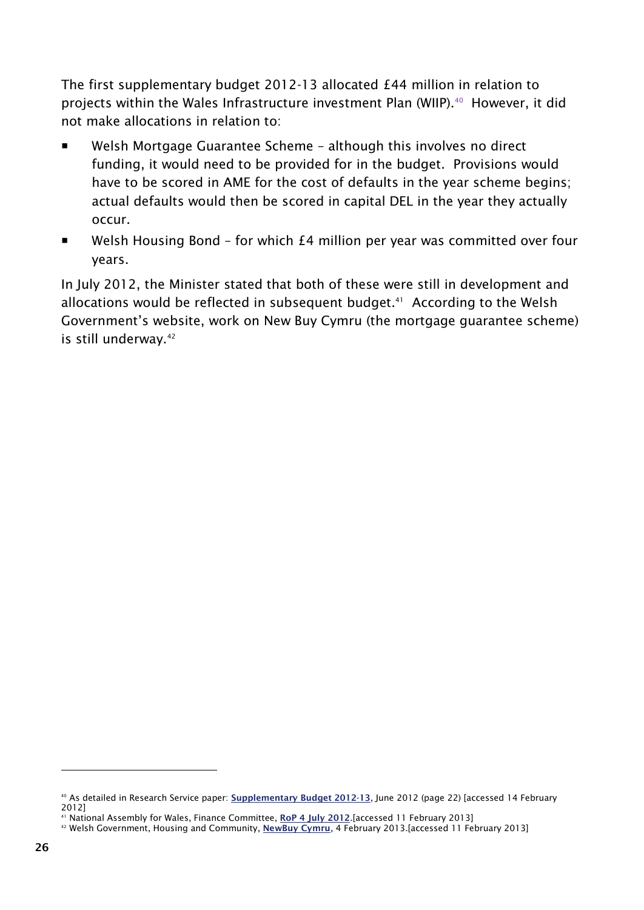The first supplementary budget 2012-13 allocated £44 million in relation to projects within the Wales Infrastructure investment Plan (WIIP).[40] However, it did not make allocations in relation to:

- Welsh Mortgage Guarantee Scheme – although this involves no direct funding, it would need to be provided for in the budget. Provisions would have to be scored in AME for the cost of defaults in the year scheme begins; actual defaults would then be scored in capital DEL in the year they actually occur.
- Welsh Housing Bond – for which £4 million per year was committed over four years.

In July 2012, the Minister stated that both of these were still in development and allocations would be reflected in subsequent budget.[41] According to the Welsh Government's website, work on New Buy Cymru (the mortgage guarantee scheme) is still underway.[42]

---

[40] As detailed in Research Service paper: **Supplementary Budget 2012-13**, June 2012 (page 22) [accessed 14 February 2012]

[41] National Assembly for Wales, Finance Committee, **RoP 4 July 2012**.[accessed 11 February 2013]

[42] Welsh Government, Housing and Community, **NewBuy Cymru**, 4 February 2013.[accessed 11 February 2013]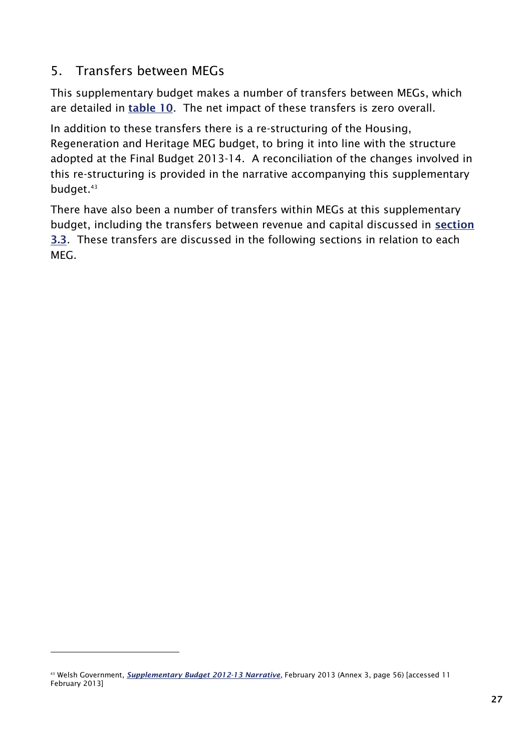## 5. Transfers between MEGs

This supplementary budget makes a number of transfers between MEGs, which are detailed in **table 10**. The net impact of these transfers is zero overall.

In addition to these transfers there is a re-structuring of the Housing, Regeneration and Heritage MEG budget, to bring it into line with the structure adopted at the Final Budget 2013-14. A reconciliation of the changes involved in this re-structuring is provided in the narrative accompanying this supplementary budget.[43]

There have also been a number of transfers within MEGs at this supplementary budget, including the transfers between revenue and capital discussed in **section 3.3**. These transfers are discussed in the following sections in relation to each MEG.

---

[43] Welsh Government, ***Supplementary Budget 2012-13 Narrative***, February 2013 (Annex 3, page 56) [accessed 11 February 2013]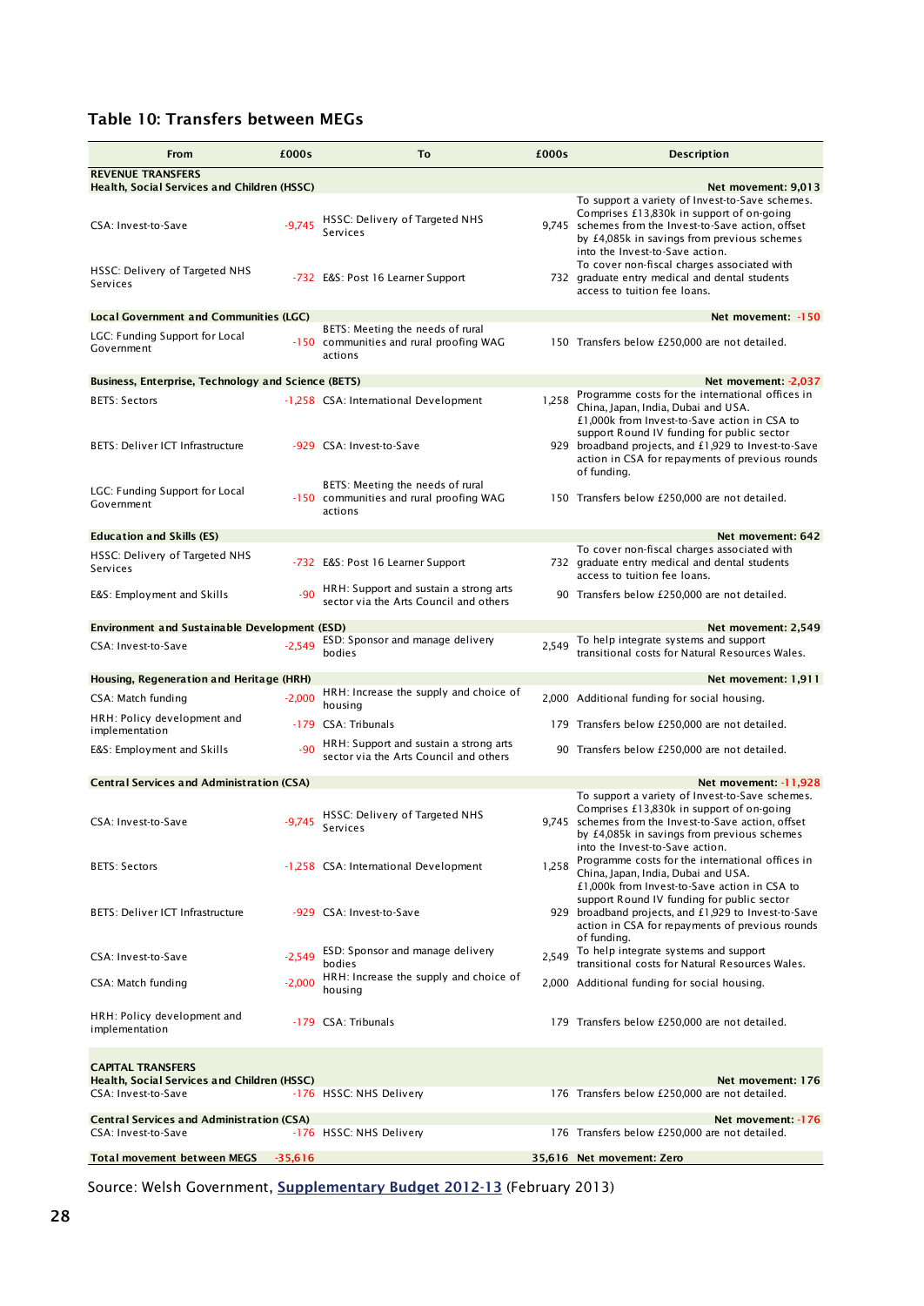## Table 10: Transfers between MEGs

| From | £000s | To | £000s | Description |
|---|---|---|---|---|
| **REVENUE TRANSFERS** | | | | |
| **Health, Social Services and Children (HSSC)** | | | | **Net movement: 9,013** |
| CSA: Invest-to-Save | -9,745 | HSSC: Delivery of Targeted NHS Services | 9,745 | To support a variety of Invest-to-Save schemes. Comprises £13,830k in support of on-going schemes from the Invest-to-Save action, offset by £4,085k in savings from previous schemes into the Invest-to-Save action. |
| HSSC: Delivery of Targeted NHS Services | -732 | E&S: Post 16 Learner Support | 732 | To cover non-fiscal charges associated with graduate entry medical and dental students access to tuition fee loans. |
| **Local Government and Communities (LGC)** | | | | **Net movement: -150** |
| LGC: Funding Support for Local Government | -150 | BETS: Meeting the needs of rural communities and rural proofing WAG actions | 150 | Transfers below £250,000 are not detailed. |
| **Business, Enterprise, Technology and Science (BETS)** | | | | **Net movement: -2,037** |
| BETS: Sectors | -1,258 | CSA: International Development | 1,258 | Programme costs for the international offices in China, Japan, India, Dubai and USA. |
| BETS: Deliver ICT Infrastructure | -929 | CSA: Invest-to-Save | 929 | £1,000k from Invest-to-Save action in CSA to support Round IV funding for public sector broadband projects, and £1,929 to Invest-to-Save action in CSA for repayments of previous rounds of funding. |
| LGC: Funding Support for Local Government | -150 | BETS: Meeting the needs of rural communities and rural proofing WAG actions | 150 | Transfers below £250,000 are not detailed. |
| **Education and Skills (ES)** | | | | **Net movement: 642** |
| HSSC: Delivery of Targeted NHS Services | -732 | E&S: Post 16 Learner Support | 732 | To cover non-fiscal charges associated with graduate entry medical and dental students access to tuition fee loans. |
| E&S: Employment and Skills | -90 | HRH: Support and sustain a strong arts sector via the Arts Council and others | 90 | Transfers below £250,000 are not detailed. |
| **Environment and Sustainable Development (ESD)** | | | | **Net movement: 2,549** |
| CSA: Invest-to-Save | -2,549 | ESD: Sponsor and manage delivery bodies | 2,549 | To help integrate systems and support transitional costs for Natural Resources Wales. |
| **Housing, Regeneration and Heritage (HRH)** | | | | **Net movement: 1,911** |
| CSA: Match funding | -2,000 | HRH: Increase the supply and choice of housing | 2,000 | Additional funding for social housing. |
| HRH: Policy development and implementation | -179 | CSA: Tribunals | 179 | Transfers below £250,000 are not detailed. |
| E&S: Employment and Skills | -90 | HRH: Support and sustain a strong arts sector via the Arts Council and others | 90 | Transfers below £250,000 are not detailed. |
| **Central Services and Administration (CSA)** | | | | **Net movement: -11,928** |
| CSA: Invest-to-Save | -9,745 | HSSC: Delivery of Targeted NHS Services | 9,745 | To support a variety of Invest-to-Save schemes. Comprises £13,830k in support of on-going schemes from the Invest-to-Save action, offset by £4,085k in savings from previous schemes into the Invest-to-Save action. |
| BETS: Sectors | -1,258 | CSA: International Development | 1,258 | Programme costs for the international offices in China, Japan, India, Dubai and USA. |
| BETS: Deliver ICT Infrastructure | -929 | CSA: Invest-to-Save | 929 | £1,000k from Invest-to-Save action in CSA to support Round IV funding for public sector broadband projects, and £1,929 to Invest-to-Save action in CSA for repayments of previous rounds of funding. |
| CSA: Invest-to-Save | -2,549 | ESD: Sponsor and manage delivery bodies | 2,549 | To help integrate systems and support transitional costs for Natural Resources Wales. |
| CSA: Match funding | -2,000 | HRH: Increase the supply and choice of housing | 2,000 | Additional funding for social housing. |
| HRH: Policy development and implementation | -179 | CSA: Tribunals | 179 | Transfers below £250,000 are not detailed. |
| **CAPITAL TRANSFERS** | | | | |
| **Health, Social Services and Children (HSSC)** | | | | **Net movement: 176** |
| CSA: Invest-to-Save | -176 | HSSC: NHS Delivery | 176 | Transfers below £250,000 are not detailed. |
| **Central Services and Administration (CSA)** | | | | **Net movement: -176** |
| CSA: Invest-to-Save | -176 | HSSC: NHS Delivery | 176 | Transfers below £250,000 are not detailed. |
| **Total movement between MEGS** | **-35,616** | | **35,616** | **Net movement: Zero** |

Source: Welsh Government, **Supplementary Budget 2012-13** (February 2013)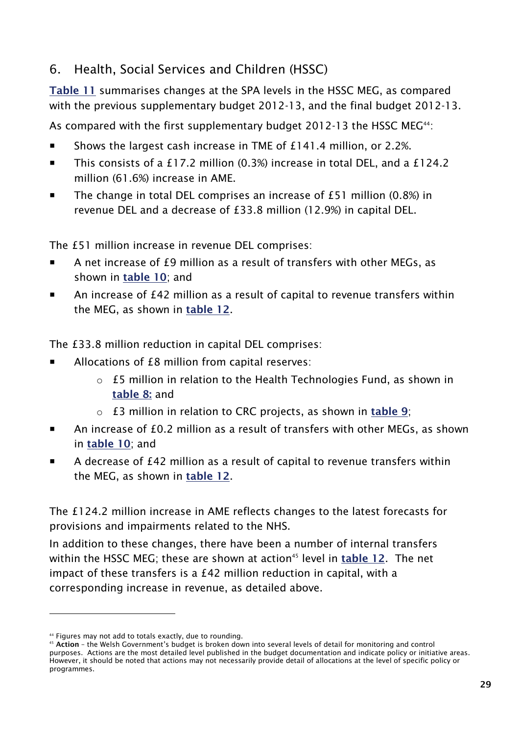## 6. Health, Social Services and Children (HSSC)

**Table 11** summarises changes at the SPA levels in the HSSC MEG, as compared with the previous supplementary budget 2012-13, and the final budget 2012-13.

As compared with the first supplementary budget 2012-13 the HSSC MEG[44]:

- Shows the largest cash increase in TME of £141.4 million, or 2.2%.
- This consists of a £17.2 million (0.3%) increase in total DEL, and a £124.2 million (61.6%) increase in AME.
- The change in total DEL comprises an increase of £51 million (0.8%) in revenue DEL and a decrease of £33.8 million (12.9%) in capital DEL.

The £51 million increase in revenue DEL comprises:

- A net increase of £9 million as a result of transfers with other MEGs, as shown in **table 10**; and
- An increase of £42 million as a result of capital to revenue transfers within the MEG, as shown in **table 12**.

The £33.8 million reduction in capital DEL comprises:

- Allocations of £8 million from capital reserves:
  - £5 million in relation to the Health Technologies Fund, as shown in **table 8:** and
  - £3 million in relation to CRC projects, as shown in **table 9**;
- An increase of £0.2 million as a result of transfers with other MEGs, as shown in **table 10**; and
- A decrease of £42 million as a result of capital to revenue transfers within the MEG, as shown in **table 12**.

The £124.2 million increase in AME reflects changes to the latest forecasts for provisions and impairments related to the NHS.

In addition to these changes, there have been a number of internal transfers within the HSSC MEG; these are shown at action[45] level in **table 12**. The net impact of these transfers is a £42 million reduction in capital, with a corresponding increase in revenue, as detailed above.

---

[44] Figures may not add to totals exactly, due to rounding.

[45] **Action** – the Welsh Government's budget is broken down into several levels of detail for monitoring and control purposes. Actions are the most detailed level published in the budget documentation and indicate policy or initiative areas. However, it should be noted that actions may not necessarily provide detail of allocations at the level of specific policy or programmes.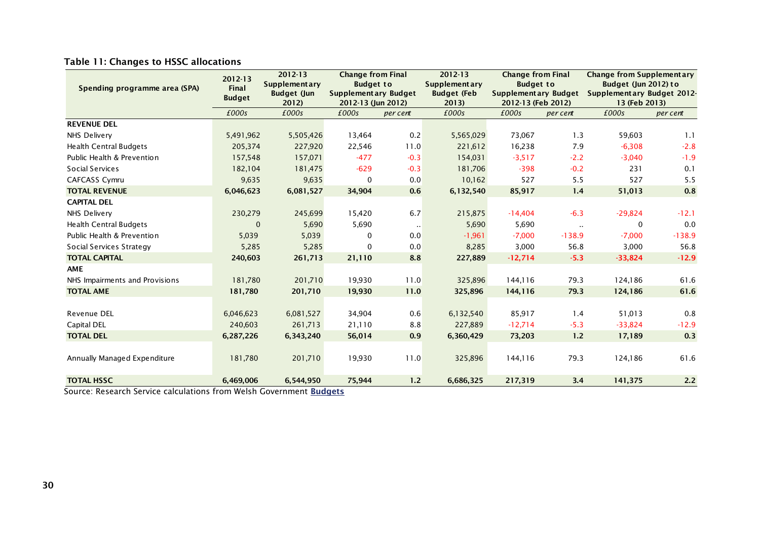**Table 11: Changes to HSSC allocations**

| Spending programme area (SPA) | 2012-13 Final Budget | 2012-13 Supplementary Budget (Jun 2012) | Change from Final Budget to Supplementary Budget 2012-13 (Jun 2012) | | 2012-13 Supplementary Budget (Feb 2013) | Change from Final Budget to Supplementary Budget 2012-13 (Feb 2012) | | Change from Supplementary Budget (Jun 2012) to Supplementary Budget 2012-13 (Feb 2013) | |
|---|---|---|---|---|---|---|---|---|---|
| | *£000s* | *£000s* | *£000s* | *per cent* | *£000s* | *£000s* | *per cent* | *£000s* | *per cent* |
| **REVENUE DEL** | | | | | | | | | |
| NHS Delivery | 5,491,962 | 5,505,426 | 13,464 | 0.2 | 5,565,029 | 73,067 | 1.3 | 59,603 | 1.1 |
| Health Central Budgets | 205,374 | 227,920 | 22,546 | 11.0 | 221,612 | 16,238 | 7.9 | -6,308 | -2.8 |
| Public Health & Prevention | 157,548 | 157,071 | -477 | -0.3 | 154,031 | -3,517 | -2.2 | -3,040 | -1.9 |
| Social Services | 182,104 | 181,475 | -629 | -0.3 | 181,706 | -398 | -0.2 | 231 | 0.1 |
| CAFCASS Cymru | 9,635 | 9,635 | 0 | 0.0 | 10,162 | 527 | 5.5 | 527 | 5.5 |
| **TOTAL REVENUE** | **6,046,623** | **6,081,527** | **34,904** | **0.6** | **6,132,540** | **85,917** | **1.4** | **51,013** | **0.8** |
| **CAPITAL DEL** | | | | | | | | | |
| NHS Delivery | 230,279 | 245,699 | 15,420 | 6.7 | 215,875 | -14,404 | -6.3 | -29,824 | -12.1 |
| Health Central Budgets | 0 | 5,690 | 5,690 | .. | 5,690 | 5,690 | .. | 0 | 0.0 |
| Public Health & Prevention | 5,039 | 5,039 | 0 | 0.0 | -1,961 | -7,000 | -138.9 | -7,000 | -138.9 |
| Social Services Strategy | 5,285 | 5,285 | 0 | 0.0 | 8,285 | 3,000 | 56.8 | 3,000 | 56.8 |
| **TOTAL CAPITAL** | **240,603** | **261,713** | **21,110** | **8.8** | **227,889** | **-12,714** | **-5.3** | **-33,824** | **-12.9** |
| **AME** | | | | | | | | | |
| NHS Impairments and Provisions | 181,780 | 201,710 | 19,930 | 11.0 | 325,896 | 144,116 | 79.3 | 124,186 | 61.6 |
| **TOTAL AME** | **181,780** | **201,710** | **19,930** | **11.0** | **325,896** | **144,116** | **79.3** | **124,186** | **61.6** |
| | | | | | | | | | |
| Revenue DEL | 6,046,623 | 6,081,527 | 34,904 | 0.6 | 6,132,540 | 85,917 | 1.4 | 51,013 | 0.8 |
| Capital DEL | 240,603 | 261,713 | 21,110 | 8.8 | 227,889 | -12,714 | -5.3 | -33,824 | -12.9 |
| **TOTAL DEL** | **6,287,226** | **6,343,240** | **56,014** | **0.9** | **6,360,429** | **73,203** | **1.2** | **17,189** | **0.3** |
| | | | | | | | | | |
| Annually Managed Expenditure | 181,780 | 201,710 | 19,930 | 11.0 | 325,896 | 144,116 | 79.3 | 124,186 | 61.6 |
| **TOTAL HSSC** | **6,469,006** | **6,544,950** | **75,944** | **1.2** | **6,686,325** | **217,319** | **3.4** | **141,375** | **2.2** |

Source: Research Service calculations from Welsh Government **Budgets**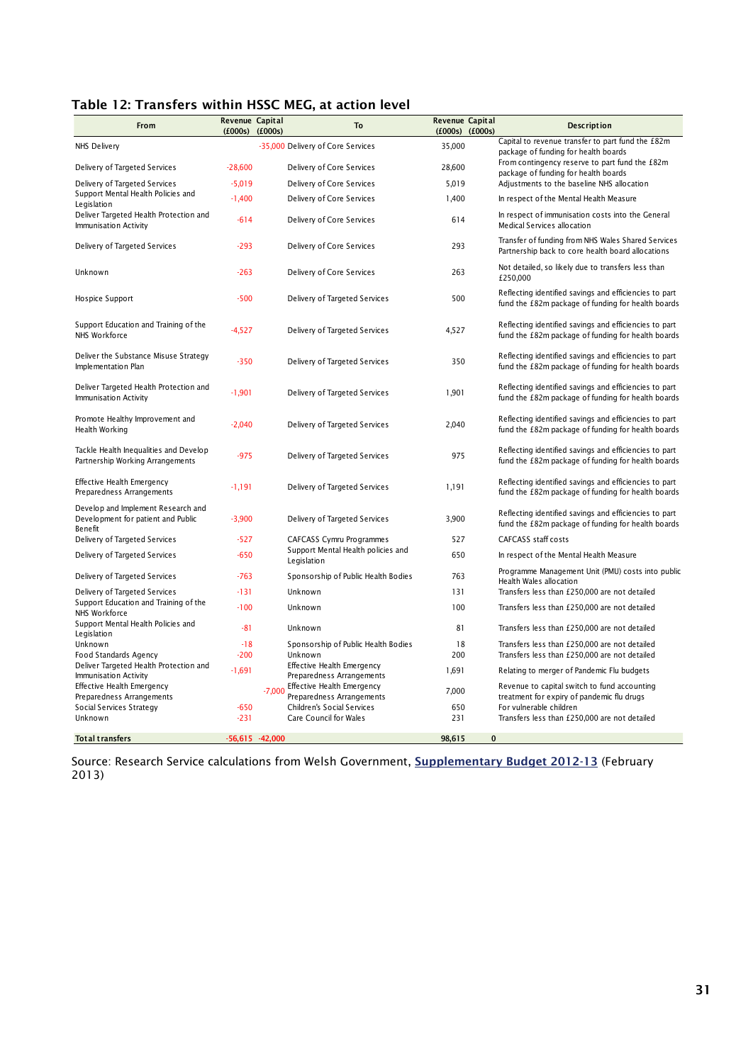### Table 12: Transfers within HSSC MEG, at action level

| From | Revenue (£000s) | Capital (£000s) | To | Revenue (£000s) | Capital (£000s) | Description |
|---|---|---|---|---|---|---|
| NHS Delivery | | -35,000 | Delivery of Core Services | 35,000 | | Capital to revenue transfer to part fund the £82m package of funding for health boards |
| Delivery of Targeted Services | -28,600 | | Delivery of Core Services | 28,600 | | From contingency reserve to part fund the £82m package of funding for health boards |
| Delivery of Targeted Services | -5,019 | | Delivery of Core Services | 5,019 | | Adjustments to the baseline NHS allocation |
| Support Mental Health Policies and Legislation | -1,400 | | Delivery of Core Services | 1,400 | | In respect of the Mental Health Measure |
| Deliver Targeted Health Protection and Immunisation Activity | -614 | | Delivery of Core Services | 614 | | In respect of immunisation costs into the General Medical Services allocation |
| Delivery of Targeted Services | -293 | | Delivery of Core Services | 293 | | Transfer of funding from NHS Wales Shared Services Partnership back to core health board allocations |
| Unknown | -263 | | Delivery of Core Services | 263 | | Not detailed, so likely due to transfers less than £250,000 |
| Hospice Support | -500 | | Delivery of Targeted Services | 500 | | Reflecting identified savings and efficiencies to part fund the £82m package of funding for health boards |
| Support Education and Training of the NHS Workforce | -4,527 | | Delivery of Targeted Services | 4,527 | | Reflecting identified savings and efficiencies to part fund the £82m package of funding for health boards |
| Deliver the Substance Misuse Strategy Implementation Plan | -350 | | Delivery of Targeted Services | 350 | | Reflecting identified savings and efficiencies to part fund the £82m package of funding for health boards |
| Deliver Targeted Health Protection and Immunisation Activity | -1,901 | | Delivery of Targeted Services | 1,901 | | Reflecting identified savings and efficiencies to part fund the £82m package of funding for health boards |
| Promote Healthy Improvement and Health Working | -2,040 | | Delivery of Targeted Services | 2,040 | | Reflecting identified savings and efficiencies to part fund the £82m package of funding for health boards |
| Tackle Health Inequalities and Develop Partnership Working Arrangements | -975 | | Delivery of Targeted Services | 975 | | Reflecting identified savings and efficiencies to part fund the £82m package of funding for health boards |
| Effective Health Emergency Preparedness Arrangements | -1,191 | | Delivery of Targeted Services | 1,191 | | Reflecting identified savings and efficiencies to part fund the £82m package of funding for health boards |
| Develop and Implement Research and Development for patient and Public Benefit | -3,900 | | Delivery of Targeted Services | 3,900 | | Reflecting identified savings and efficiencies to part fund the £82m package of funding for health boards |
| Delivery of Targeted Services | -527 | | CAFCASS Cymru Programmes | 527 | | CAFCASS staff costs |
| Delivery of Targeted Services | -650 | | Support Mental Health policies and Legislation | 650 | | In respect of the Mental Health Measure |
| Delivery of Targeted Services | -763 | | Sponsorship of Public Health Bodies | 763 | | Programme Management Unit (PMU) costs into public Health Wales allocation |
| Delivery of Targeted Services | -131 | | Unknown | 131 | | Transfers less than £250,000 are not detailed |
| Support Education and Training of the NHS Workforce | -100 | | Unknown | 100 | | Transfers less than £250,000 are not detailed |
| Support Mental Health Policies and Legislation | -81 | | Unknown | 81 | | Transfers less than £250,000 are not detailed |
| Unknown | -18 | | Sponsorship of Public Health Bodies | 18 | | Transfers less than £250,000 are not detailed |
| Food Standards Agency | -200 | | Unknown | 200 | | Transfers less than £250,000 are not detailed |
| Deliver Targeted Health Protection and Immunisation Activity | -1,691 | | Effective Health Emergency Preparedness Arrangements | 1,691 | | Relating to merger of Pandemic Flu budgets |
| Effective Health Emergency Preparedness Arrangements | | -7,000 | Effective Health Emergency Preparedness Arrangements | 7,000 | | Revenue to capital switch to fund accounting treatment for expiry of pandemic flu drugs |
| Social Services Strategy | -650 | | Children's Social Services | 650 | | For vulnerable children |
| Unknown | -231 | | Care Council for Wales | 231 | | Transfers less than £250,000 are not detailed |
| **Total transfers** | -56,615 | -42,000 | | **98,615** | **0** | |

Source: Research Service calculations from Welsh Government, **Supplementary Budget 2012-13** (February 2013)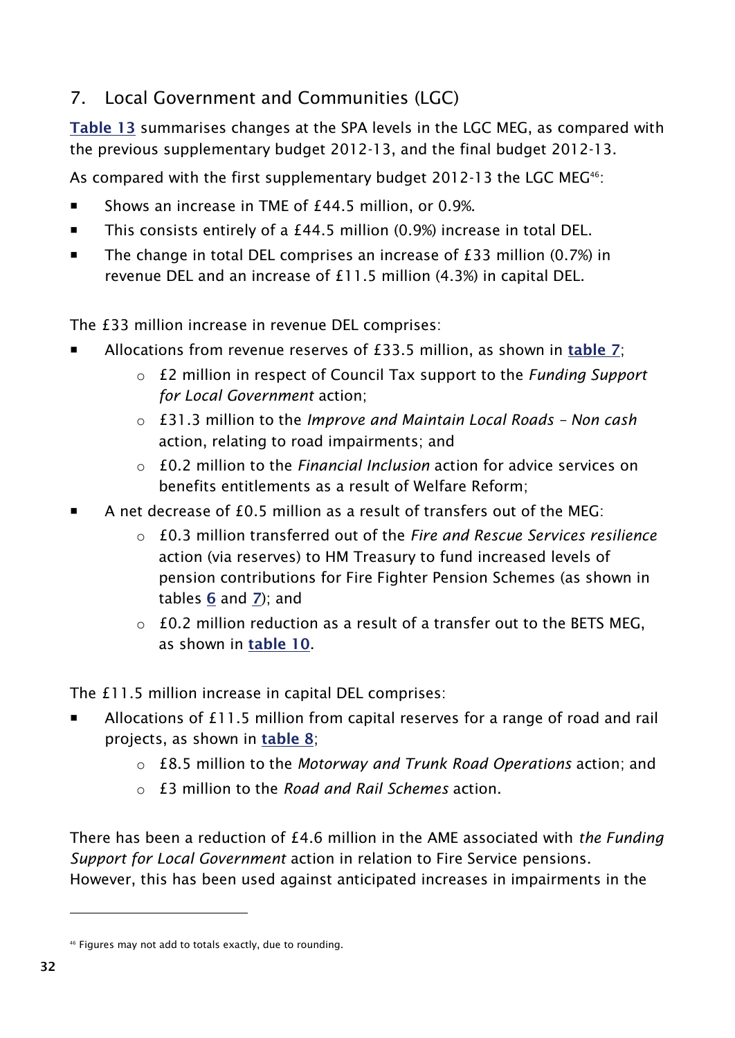## 7. Local Government and Communities (LGC)

**Table 13** summarises changes at the SPA levels in the LGC MEG, as compared with the previous supplementary budget 2012-13, and the final budget 2012-13.

As compared with the first supplementary budget 2012-13 the LGC MEG[46]:

- Shows an increase in TME of £44.5 million, or 0.9%.
- This consists entirely of a £44.5 million (0.9%) increase in total DEL.
- The change in total DEL comprises an increase of £33 million (0.7%) in revenue DEL and an increase of £11.5 million (4.3%) in capital DEL.

The £33 million increase in revenue DEL comprises:

- Allocations from revenue reserves of £33.5 million, as shown in **table 7**;
  - £2 million in respect of Council Tax support to the *Funding Support for Local Government* action;
  - £31.3 million to the *Improve and Maintain Local Roads – Non cash* action, relating to road impairments; and
  - £0.2 million to the *Financial Inclusion* action for advice services on benefits entitlements as a result of Welfare Reform;
- A net decrease of £0.5 million as a result of transfers out of the MEG:
  - £0.3 million transferred out of the *Fire and Rescue Services resilience* action (via reserves) to HM Treasury to fund increased levels of pension contributions for Fire Fighter Pension Schemes (as shown in tables **6** and *7*); and
  - £0.2 million reduction as a result of a transfer out to the BETS MEG, as shown in **table 10**.

The £11.5 million increase in capital DEL comprises:

- Allocations of £11.5 million from capital reserves for a range of road and rail projects, as shown in **table 8**;
  - £8.5 million to the *Motorway and Trunk Road Operations* action; and
  - £3 million to the *Road and Rail Schemes* action.

There has been a reduction of £4.6 million in the AME associated with *the Funding Support for Local Government* action in relation to Fire Service pensions. However, this has been used against anticipated increases in impairments in the

[46] Figures may not add to totals exactly, due to rounding.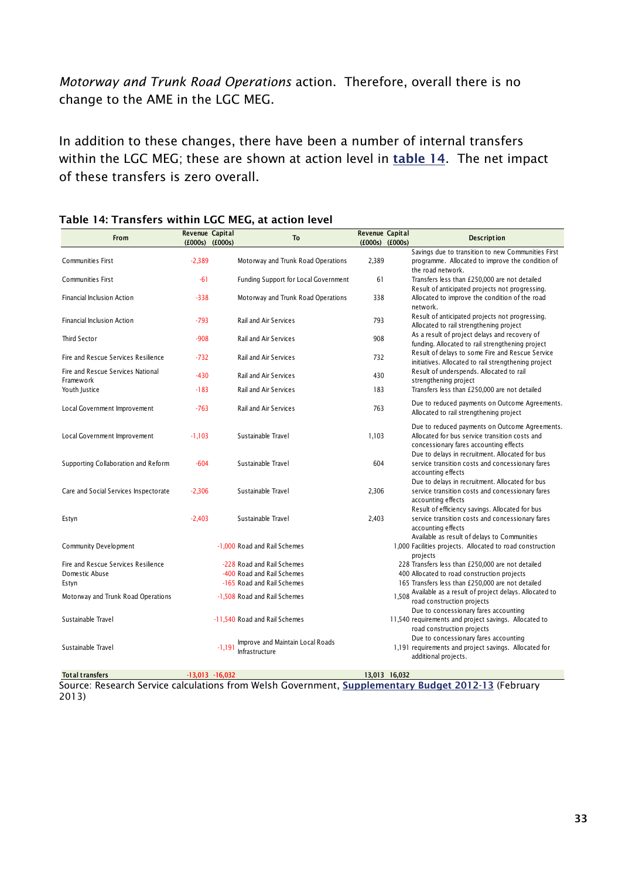*Motorway and Trunk Road Operations* action. Therefore, overall there is no change to the AME in the LGC MEG.

In addition to these changes, there have been a number of internal transfers within the LGC MEG; these are shown at action level in **table 14**. The net impact of these transfers is zero overall.

**Table 14: Transfers within LGC MEG, at action level**

| From | Revenue (£000s) | Capital (£000s) | To | Revenue (£000s) | Capital (£000s) | Description |
|---|---|---|---|---|---|---|
| Communities First | -2,389 | | Motorway and Trunk Road Operations | 2,389 | | Savings due to transition to new Communities First programme. Allocated to improve the condition of the road network. |
| Communities First | -61 | | Funding Support for Local Government | 61 | | Transfers less than £250,000 are not detailed |
| Financial Inclusion Action | -338 | | Motorway and Trunk Road Operations | 338 | | Result of anticipated projects not progressing. Allocated to improve the condition of the road network. |
| Financial Inclusion Action | -793 | | Rail and Air Services | 793 | | Result of anticipated projects not progressing. Allocated to rail strengthening project |
| Third Sector | -908 | | Rail and Air Services | 908 | | As a result of project delays and recovery of funding. Allocated to rail strengthening project |
| Fire and Rescue Services Resilience | -732 | | Rail and Air Services | 732 | | Result of delays to some Fire and Rescue Service initiatives. Allocated to rail strengthening project |
| Fire and Rescue Services National Framework | -430 | | Rail and Air Services | 430 | | Result of underspends. Allocated to rail strengthening project |
| Youth Justice | -183 | | Rail and Air Services | 183 | | Transfers less than £250,000 are not detailed |
| Local Government Improvement | -763 | | Rail and Air Services | 763 | | Due to reduced payments on Outcome Agreements. Allocated to rail strengthening project |
| Local Government Improvement | -1,103 | | Sustainable Travel | 1,103 | | Due to reduced payments on Outcome Agreements. Allocated for bus service transition costs and concessionary fares accounting effects |
| Supporting Collaboration and Reform | -604 | | Sustainable Travel | 604 | | Due to delays in recruitment. Allocated for bus service transition costs and concessionary fares accounting effects |
| Care and Social Services Inspectorate | -2,306 | | Sustainable Travel | 2,306 | | Due to delays in recruitment. Allocated for bus service transition costs and concessionary fares accounting effects |
| Estyn | -2,403 | | Sustainable Travel | 2,403 | | Result of efficiency savings. Allocated for bus service transition costs and concessionary fares accounting effects |
| Community Development | | -1,000 | Road and Rail Schemes | | 1,000 | Available as result of delays to Communities Facilities projects. Allocated to road construction projects |
| Fire and Rescue Services Resilience | | -228 | Road and Rail Schemes | | 228 | Transfers less than £250,000 are not detailed |
| Domestic Abuse | | -400 | Road and Rail Schemes | | 400 | Allocated to road construction projects |
| Estyn | | -165 | Road and Rail Schemes | | 165 | Transfers less than £250,000 are not detailed |
| Motorway and Trunk Road Operations | | -1,508 | Road and Rail Schemes | | 1,508 | Available as a result of project delays. Allocated to road construction projects |
| Sustainable Travel | | -11,540 | Road and Rail Schemes | | 11,540 | Due to concessionary fares accounting requirements and project savings. Allocated to road construction projects |
| Sustainable Travel | | -1,191 | Improve and Maintain Local Roads Infrastructure | | 1,191 | Due to concessionary fares accounting requirements and project savings. Allocated for additional projects. |
| **Total transfers** | -13,013 | -16,032 | | 13,013 | 16,032 | |

Source: Research Service calculations from Welsh Government, **Supplementary Budget 2012-13** (February 2013)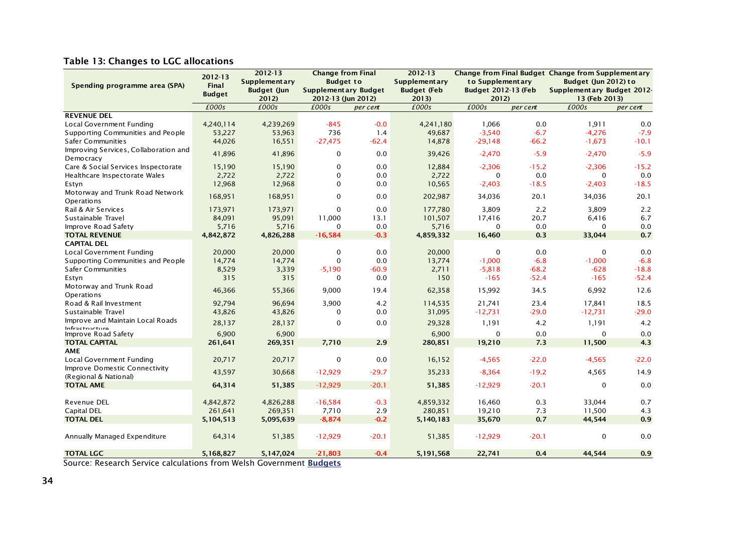### Table 13: Changes to LGC allocations

| Spending programme area (SPA) | 2012-13 Final Budget | 2012-13 Supplementary Budget (Jun 2012) | Change from Final Budget to Supplementary Budget 2012-13 (Jun 2012) | | 2012-13 Supplementary Budget (Feb 2013) | Change from Final Budget to Supplementary Budget 2012-13 (Feb 2012) | | Change from Supplementary Budget (Jun 2012) to Supplementary Budget 2012-13 (Feb 2013) | |
|---|---|---|---|---|---|---|---|---|---|
| | *£000s* | *£000s* | *£000s* | *per cent* | *£000s* | *£000s* | *per cent* | *£000s* | *per cent* |
| **REVENUE DEL** | | | | | | | | | |
| Local Government Funding | 4,240,114 | 4,239,269 | -845 | -0.0 | 4,241,180 | 1,066 | 0.0 | 1,911 | 0.0 |
| Supporting Communities and People | 53,227 | 53,963 | 736 | 1.4 | 49,687 | -3,540 | -6.7 | -4,276 | -7.9 |
| Safer Communities | 44,026 | 16,551 | -27,475 | -62.4 | 14,878 | -29,148 | -66.2 | -1,673 | -10.1 |
| Improving Services, Collaboration and Democracy | 41,896 | 41,896 | 0 | 0.0 | 39,426 | -2,470 | -5.9 | -2,470 | -5.9 |
| Care & Social Services Inspectorate | 15,190 | 15,190 | 0 | 0.0 | 12,884 | -2,306 | -15.2 | -2,306 | -15.2 |
| Healthcare Inspectorate Wales | 2,722 | 2,722 | 0 | 0.0 | 2,722 | 0 | 0.0 | 0 | 0.0 |
| Estyn | 12,968 | 12,968 | 0 | 0.0 | 10,565 | -2,403 | -18.5 | -2,403 | -18.5 |
| Motorway and Trunk Road Network Operations | 168,951 | 168,951 | 0 | 0.0 | 202,987 | 34,036 | 20.1 | 34,036 | 20.1 |
| Rail & Air Services | 173,971 | 173,971 | 0 | 0.0 | 177,780 | 3,809 | 2.2 | 3,809 | 2.2 |
| Sustainable Travel | 84,091 | 95,091 | 11,000 | 13.1 | 101,507 | 17,416 | 20.7 | 6,416 | 6.7 |
| Improve Road Safety | 5,716 | 5,716 | 0 | 0.0 | 5,716 | 0 | 0.0 | 0 | 0.0 |
| **TOTAL REVENUE** | **4,842,872** | **4,826,288** | **-16,584** | **-0.3** | **4,859,332** | **16,460** | **0.3** | **33,044** | **0.7** |
| **CAPITAL DEL** | | | | | | | | | |
| Local Government Funding | 20,000 | 20,000 | 0 | 0.0 | 20,000 | 0 | 0.0 | 0 | 0.0 |
| Supporting Communities and People | 14,774 | 14,774 | 0 | 0.0 | 13,774 | -1,000 | -6.8 | -1,000 | -6.8 |
| Safer Communities | 8,529 | 3,339 | -5,190 | -60.9 | 2,711 | -5,818 | -68.2 | -628 | -18.8 |
| Estyn | 315 | 315 | 0 | 0.0 | 150 | -165 | -52.4 | -165 | -52.4 |
| Motorway and Trunk Road Operations | 46,366 | 55,366 | 9,000 | 19.4 | 62,358 | 15,992 | 34.5 | 6,992 | 12.6 |
| Road & Rail Investment | 92,794 | 96,694 | 3,900 | 4.2 | 114,535 | 21,741 | 23.4 | 17,841 | 18.5 |
| Sustainable Travel | 43,826 | 43,826 | 0 | 0.0 | 31,095 | -12,731 | -29.0 | -12,731 | -29.0 |
| Improve and Maintain Local Roads Infrastructure | 28,137 | 28,137 | 0 | 0.0 | 29,328 | 1,191 | 4.2 | 1,191 | 4.2 |
| Improve Road Safety | 6,900 | 6,900 | | | 6,900 | 0 | 0.0 | 0 | 0.0 |
| **TOTAL CAPITAL** | **261,641** | **269,351** | **7,710** | **2.9** | **280,851** | **19,210** | **7.3** | **11,500** | **4.3** |
| **AME** | | | | | | | | | |
| Local Government Funding | 20,717 | 20,717 | 0 | 0.0 | 16,152 | -4,565 | -22.0 | -4,565 | -22.0 |
| Improve Domestic Connectivity (Regional & National) | 43,597 | 30,668 | -12,929 | -29.7 | 35,233 | -8,364 | -19.2 | 4,565 | 14.9 |
| **TOTAL AME** | **64,314** | **51,385** | **-12,929** | **-20.1** | **51,385** | **-12,929** | **-20.1** | **0** | **0.0** |
| Revenue DEL | 4,842,872 | 4,826,288 | -16,584 | -0.3 | 4,859,332 | 16,460 | 0.3 | 33,044 | 0.7 |
| Capital DEL | 261,641 | 269,351 | 7,710 | 2.9 | 280,851 | 19,210 | 7.3 | 11,500 | 4.3 |
| **TOTAL DEL** | **5,104,513** | **5,095,639** | **-8,874** | **-0.2** | **5,140,183** | **35,670** | **0.7** | **44,544** | **0.9** |
| Annually Managed Expenditure | 64,314 | 51,385 | -12,929 | -20.1 | 51,385 | -12,929 | -20.1 | 0 | 0.0 |
| **TOTAL LGC** | **5,168,827** | **5,147,024** | **-21,803** | **-0.4** | **5,191,568** | **22,741** | **0.4** | **44,544** | **0.9** |

Source: Research Service calculations from Welsh Government **Budgets**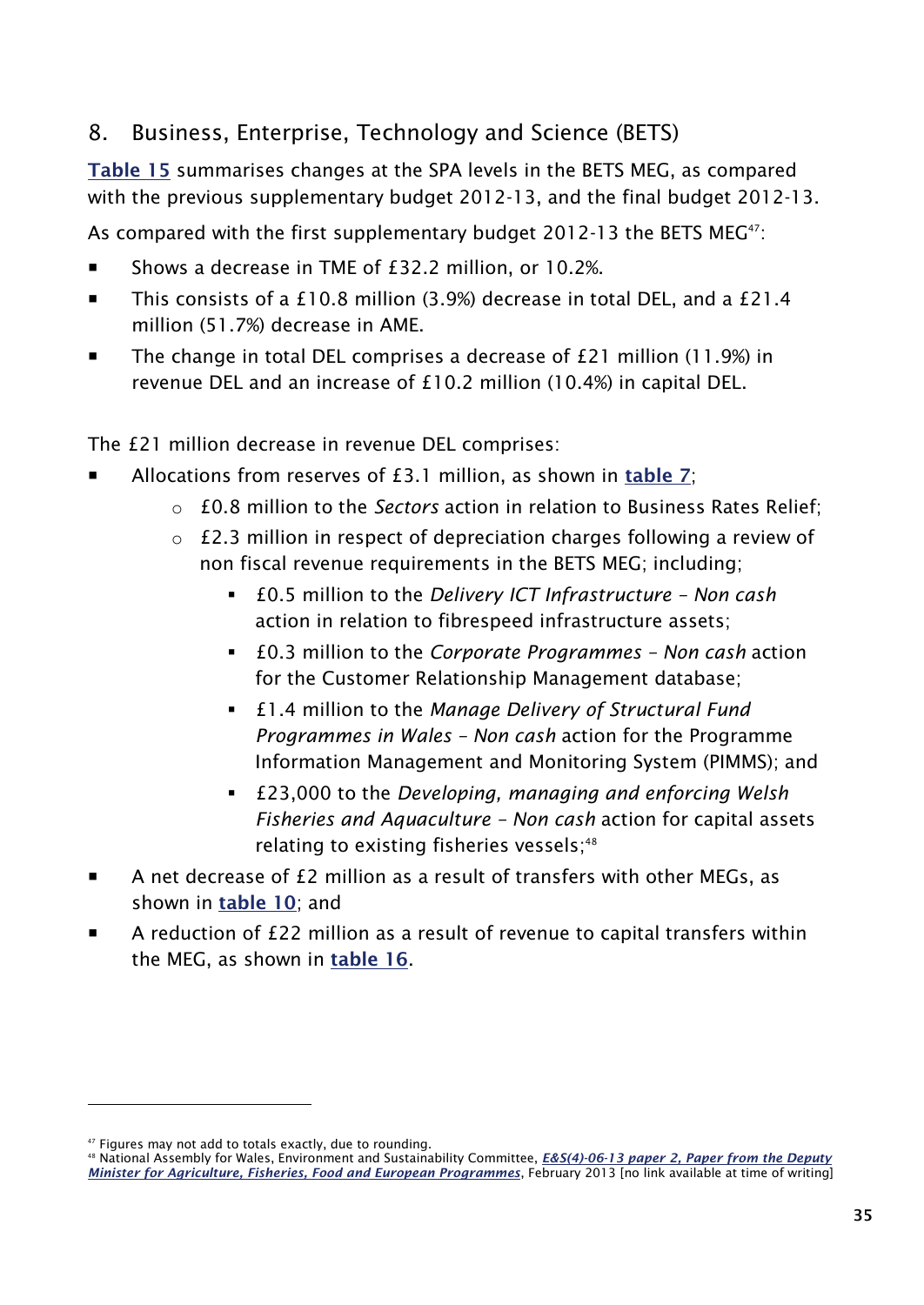## 8. Business, Enterprise, Technology and Science (BETS)

**Table 15** summarises changes at the SPA levels in the BETS MEG, as compared with the previous supplementary budget 2012-13, and the final budget 2012-13.

As compared with the first supplementary budget 2012-13 the BETS MEG[47]:

- Shows a decrease in TME of £32.2 million, or 10.2%.
- This consists of a £10.8 million (3.9%) decrease in total DEL, and a £21.4 million (51.7%) decrease in AME.
- The change in total DEL comprises a decrease of £21 million (11.9%) in revenue DEL and an increase of £10.2 million (10.4%) in capital DEL.

The £21 million decrease in revenue DEL comprises:

- Allocations from reserves of £3.1 million, as shown in **table 7**;
  - £0.8 million to the *Sectors* action in relation to Business Rates Relief;
  - £2.3 million in respect of depreciation charges following a review of non fiscal revenue requirements in the BETS MEG; including;
    - £0.5 million to the *Delivery ICT Infrastructure – Non cash* action in relation to fibrespeed infrastructure assets;
    - £0.3 million to the *Corporate Programmes – Non cash* action for the Customer Relationship Management database;
    - £1.4 million to the *Manage Delivery of Structural Fund Programmes in Wales – Non cash* action for the Programme Information Management and Monitoring System (PIMMS); and
    - £23,000 to the *Developing, managing and enforcing Welsh Fisheries and Aquaculture – Non cash* action for capital assets relating to existing fisheries vessels;[48]
- A net decrease of £2 million as a result of transfers with other MEGs, as shown in **table 10**; and
- A reduction of £22 million as a result of revenue to capital transfers within the MEG, as shown in **table 16**.

---

[47] Figures may not add to totals exactly, due to rounding.

[48] National Assembly for Wales, Environment and Sustainability Committee, ***E&S(4)-06-13 paper 2, Paper from the Deputy Minister for Agriculture, Fisheries, Food and European Programmes***, February 2013 [no link available at time of writing]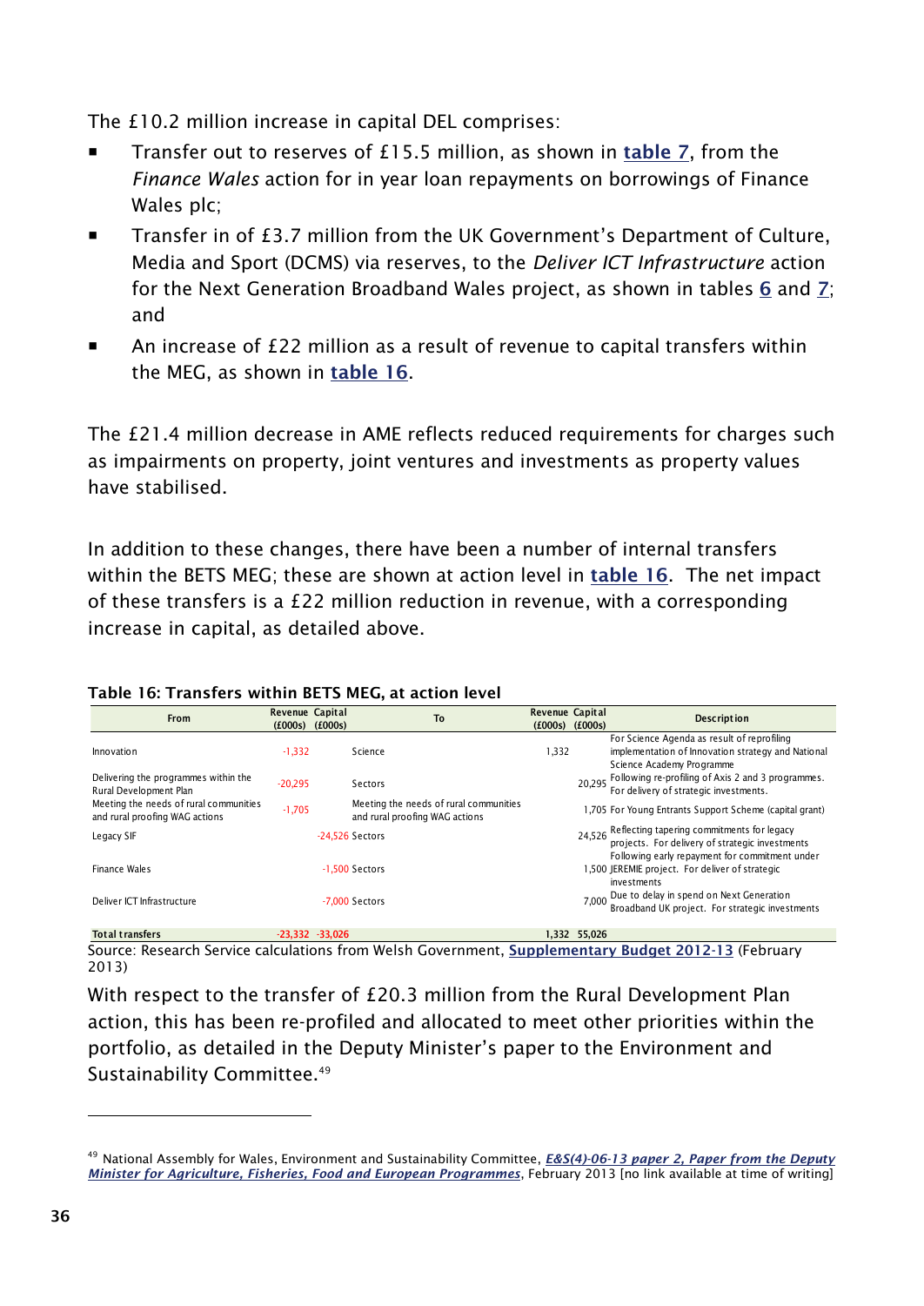The £10.2 million increase in capital DEL comprises:

- Transfer out to reserves of £15.5 million, as shown in **table 7**, from the *Finance Wales* action for in year loan repayments on borrowings of Finance Wales plc;
- Transfer in of £3.7 million from the UK Government's Department of Culture, Media and Sport (DCMS) via reserves, to the *Deliver ICT Infrastructure* action for the Next Generation Broadband Wales project, as shown in tables **6** and **7**; and
- An increase of £22 million as a result of revenue to capital transfers within the MEG, as shown in **table 16**.

The £21.4 million decrease in AME reflects reduced requirements for charges such as impairments on property, joint ventures and investments as property values have stabilised.

In addition to these changes, there have been a number of internal transfers within the BETS MEG; these are shown at action level in **table 16**. The net impact of these transfers is a £22 million reduction in revenue, with a corresponding increase in capital, as detailed above.

**Table 16: Transfers within BETS MEG, at action level**

| From | Revenue (£000s) | Capital (£000s) | To | Revenue (£000s) | Capital (£000s) | Description |
|---|---|---|---|---|---|---|
| Innovation | -1,332 | | Science | 1,332 | | For Science Agenda as result of reprofiling implementation of Innovation strategy and National Science Academy Programme |
| Delivering the programmes within the Rural Development Plan | -20,295 | | Sectors | | 20,295 | Following re-profiling of Axis 2 and 3 programmes. For delivery of strategic investments. |
| Meeting the needs of rural communities and rural proofing WAG actions | -1,705 | | Meeting the needs of rural communities and rural proofing WAG actions | | 1,705 | For Young Entrants Support Scheme (capital grant) |
| Legacy SIF | | -24,526 | Sectors | | 24,526 | Reflecting tapering commitments for legacy projects. For delivery of strategic investments |
| Finance Wales | | -1,500 | Sectors | | 1,500 | Following early repayment for commitment under JEREMIE project. For deliver of strategic investments |
| Deliver ICT Infrastructure | | -7,000 | Sectors | | 7,000 | Due to delay in spend on Next Generation Broadband UK project. For strategic investments |
| **Total transfers** | -23,332 | -33,026 | | 1,332 | 55,026 | |

Source: Research Service calculations from Welsh Government, **Supplementary Budget 2012-13** (February 2013)

With respect to the transfer of £20.3 million from the Rural Development Plan action, this has been re-profiled and allocated to meet other priorities within the portfolio, as detailed in the Deputy Minister's paper to the Environment and Sustainability Committee.[49]

---

[49] National Assembly for Wales, Environment and Sustainability Committee, ***E&S(4)-06-13 paper 2, Paper from the Deputy Minister for Agriculture, Fisheries, Food and European Programmes***, February 2013 [no link available at time of writing]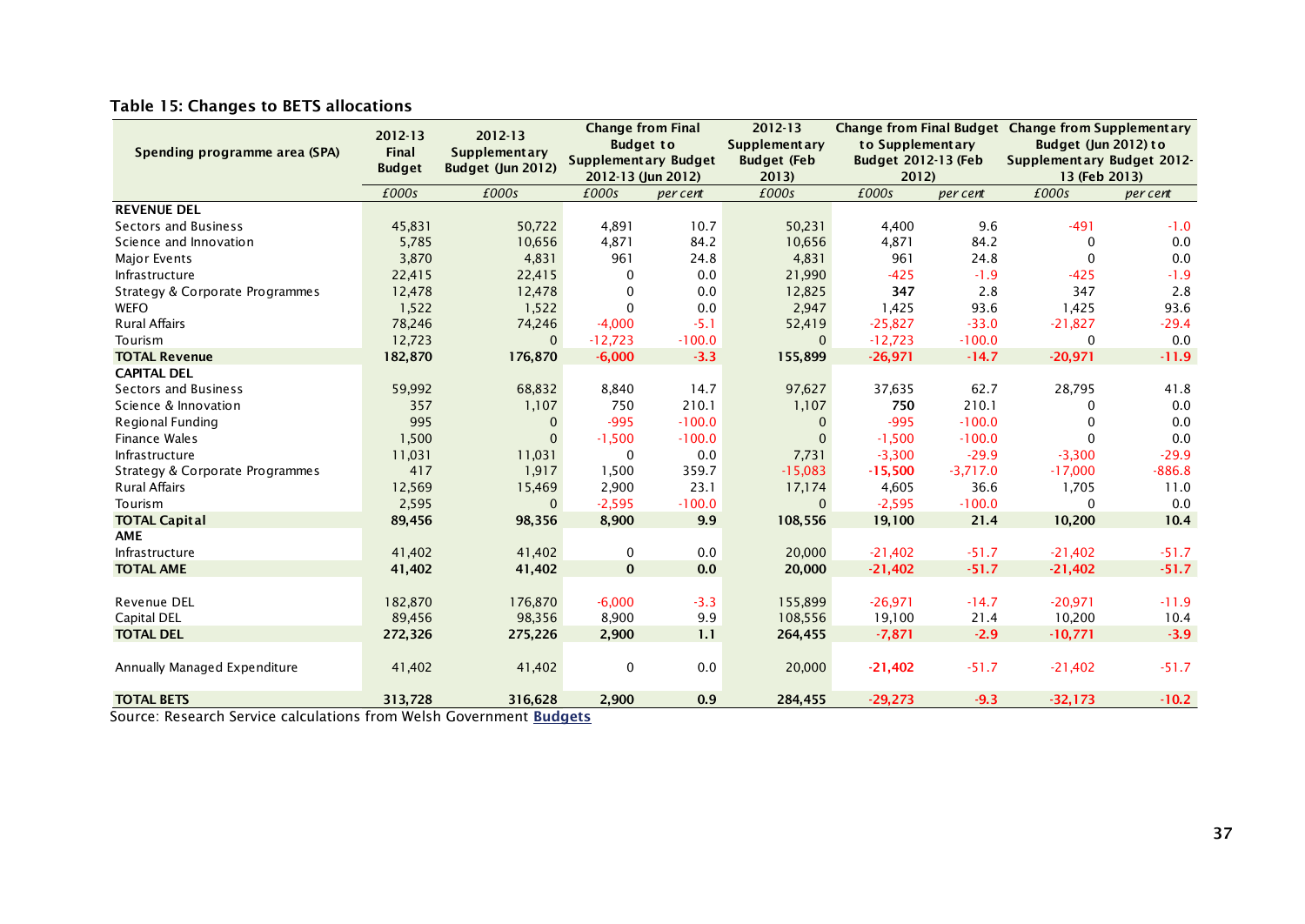### Table 15: Changes to BETS allocations

| Spending programme area (SPA) | 2012-13 Final Budget | 2012-13 Supplementary Budget (Jun 2012) | Change from Final Budget to Supplementary Budget 2012-13 (Jun 2012) | | 2012-13 Supplementary Budget (Feb 2013) | Change from Final Budget to Supplementary Budget 2012-13 (Feb 2012) | | Change from Supplementary Budget (Jun 2012) to Supplementary Budget 2012-13 (Feb 2013) | |
|---|---|---|---|---|---|---|---|---|---|
| | *£000s* | *£000s* | *£000s* | *per cent* | *£000s* | *£000s* | *per cent* | *£000s* | *per cent* |
| **REVENUE DEL** | | | | | | | | | |
| Sectors and Business | 45,831 | 50,722 | 4,891 | 10.7 | 50,231 | 4,400 | 9.6 | -491 | -1.0 |
| Science and Innovation | 5,785 | 10,656 | 4,871 | 84.2 | 10,656 | 4,871 | 84.2 | 0 | 0.0 |
| Major Events | 3,870 | 4,831 | 961 | 24.8 | 4,831 | 961 | 24.8 | 0 | 0.0 |
| Infrastructure | 22,415 | 22,415 | 0 | 0.0 | 21,990 | -425 | -1.9 | -425 | -1.9 |
| Strategy & Corporate Programmes | 12,478 | 12,478 | 0 | 0.0 | 12,825 | **347** | 2.8 | 347 | 2.8 |
| WEFO | 1,522 | 1,522 | 0 | 0.0 | 2,947 | 1,425 | 93.6 | 1,425 | 93.6 |
| Rural Affairs | 78,246 | 74,246 | -4,000 | -5.1 | 52,419 | -25,827 | -33.0 | -21,827 | -29.4 |
| Tourism | 12,723 | 0 | -12,723 | -100.0 | 0 | -12,723 | -100.0 | 0 | 0.0 |
| **TOTAL Revenue** | **182,870** | **176,870** | **-6,000** | **-3.3** | **155,899** | **-26,971** | **-14.7** | **-20,971** | **-11.9** |
| **CAPITAL DEL** | | | | | | | | | |
| Sectors and Business | 59,992 | 68,832 | 8,840 | 14.7 | 97,627 | 37,635 | 62.7 | 28,795 | 41.8 |
| Science & Innovation | 357 | 1,107 | 750 | 210.1 | 1,107 | **750** | 210.1 | 0 | 0.0 |
| Regional Funding | 995 | 0 | -995 | -100.0 | 0 | -995 | -100.0 | 0 | 0.0 |
| Finance Wales | 1,500 | 0 | -1,500 | -100.0 | 0 | -1,500 | -100.0 | 0 | 0.0 |
| Infrastructure | 11,031 | 11,031 | 0 | 0.0 | 7,731 | -3,300 | -29.9 | -3,300 | -29.9 |
| Strategy & Corporate Programmes | 417 | 1,917 | 1,500 | 359.7 | -15,083 | **-15,500** | -3,717.0 | -17,000 | -886.8 |
| Rural Affairs | 12,569 | 15,469 | 2,900 | 23.1 | 17,174 | 4,605 | 36.6 | 1,705 | 11.0 |
| Tourism | 2,595 | 0 | -2,595 | -100.0 | 0 | -2,595 | -100.0 | 0 | 0.0 |
| **TOTAL Capital** | **89,456** | **98,356** | **8,900** | **9.9** | **108,556** | **19,100** | **21.4** | **10,200** | **10.4** |
| **AME** | | | | | | | | | |
| Infrastructure | 41,402 | 41,402 | 0 | 0.0 | 20,000 | -21,402 | -51.7 | -21,402 | -51.7 |
| **TOTAL AME** | **41,402** | **41,402** | **0** | **0.0** | **20,000** | **-21,402** | **-51.7** | **-21,402** | **-51.7** |
| | | | | | | | | | |
| Revenue DEL | 182,870 | 176,870 | -6,000 | -3.3 | 155,899 | -26,971 | -14.7 | -20,971 | -11.9 |
| Capital DEL | 89,456 | 98,356 | 8,900 | 9.9 | 108,556 | 19,100 | 21.4 | 10,200 | 10.4 |
| **TOTAL DEL** | **272,326** | **275,226** | **2,900** | **1.1** | **264,455** | **-7,871** | **-2.9** | **-10,771** | **-3.9** |
| | | | | | | | | | |
| Annually Managed Expenditure | 41,402 | 41,402 | 0 | 0.0 | 20,000 | **-21,402** | -51.7 | -21,402 | -51.7 |
| | | | | | | | | | |
| **TOTAL BETS** | **313,728** | **316,628** | **2,900** | **0.9** | **284,455** | **-29,273** | **-9.3** | **-32,173** | **-10.2** |

Source: Research Service calculations from Welsh Government **Budgets**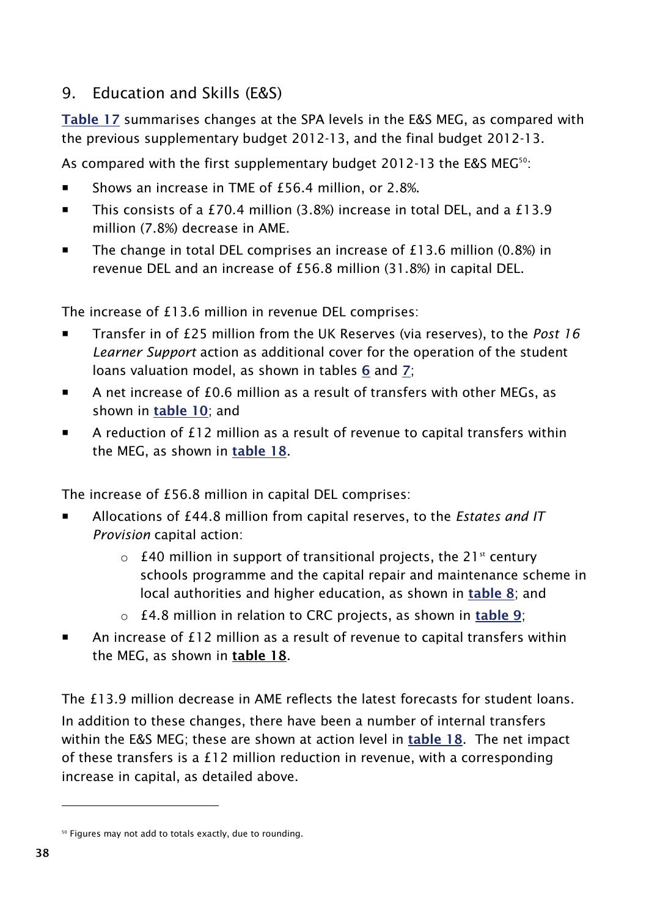## 9. Education and Skills (E&S)

**Table 17** summarises changes at the SPA levels in the E&S MEG, as compared with the previous supplementary budget 2012-13, and the final budget 2012-13.

As compared with the first supplementary budget 2012-13 the E&S MEG[50]:

- Shows an increase in TME of £56.4 million, or 2.8%.
- This consists of a £70.4 million (3.8%) increase in total DEL, and a £13.9 million (7.8%) decrease in AME.
- The change in total DEL comprises an increase of £13.6 million (0.8%) in revenue DEL and an increase of £56.8 million (31.8%) in capital DEL.

The increase of £13.6 million in revenue DEL comprises:

- Transfer in of £25 million from the UK Reserves (via reserves), to the *Post 16 Learner Support* action as additional cover for the operation of the student loans valuation model, as shown in tables **6** and **7**;
- A net increase of £0.6 million as a result of transfers with other MEGs, as shown in **table 10**; and
- A reduction of £12 million as a result of revenue to capital transfers within the MEG, as shown in **table 18**.

The increase of £56.8 million in capital DEL comprises:

- Allocations of £44.8 million from capital reserves, to the *Estates and IT Provision* capital action:
  - £40 million in support of transitional projects, the 21st century schools programme and the capital repair and maintenance scheme in local authorities and higher education, as shown in **table 8**; and
  - £4.8 million in relation to CRC projects, as shown in **table 9**;
- An increase of £12 million as a result of revenue to capital transfers within the MEG, as shown in **table 18**.

The £13.9 million decrease in AME reflects the latest forecasts for student loans.

In addition to these changes, there have been a number of internal transfers within the E&S MEG; these are shown at action level in **table 18**. The net impact of these transfers is a £12 million reduction in revenue, with a corresponding increase in capital, as detailed above.

---

[50] Figures may not add to totals exactly, due to rounding.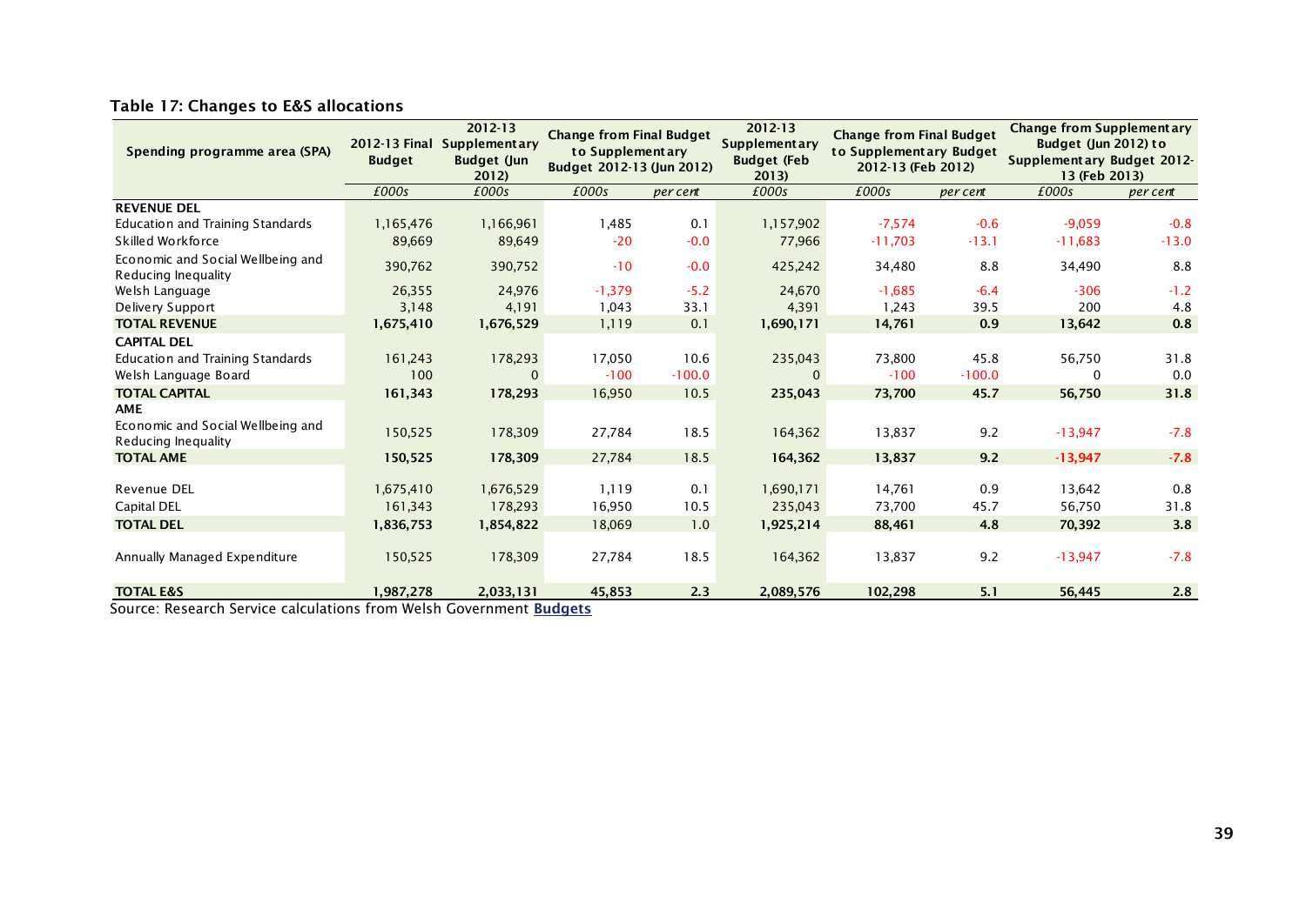**Table 17: Changes to E&S allocations**

| Spending programme area (SPA) | 2012-13 Final Budget | 2012-13 Supplementary Budget (Jun 2012) | Change from Final Budget to Supplementary Budget 2012-13 (Jun 2012) | | 2012-13 Supplementary Budget (Feb 2013) | Change from Final Budget to Supplementary Budget 2012-13 (Feb 2012) | | Change from Supplementary Budget (Jun 2012) to Supplementary Budget 2012-13 (Feb 2013) | |
|---|---|---|---|---|---|---|---|---|---|
| | *£000s* | *£000s* | *£000s* | *per cent* | *£000s* | *£000s* | *per cent* | *£000s* | *per cent* |
| **REVENUE DEL** | | | | | | | | | |
| Education and Training Standards | 1,165,476 | 1,166,961 | 1,485 | 0.1 | 1,157,902 | -7,574 | -0.6 | -9,059 | -0.8 |
| Skilled Workforce | 89,669 | 89,649 | -20 | -0.0 | 77,966 | -11,703 | -13.1 | -11,683 | -13.0 |
| Economic and Social Wellbeing and Reducing Inequality | 390,762 | 390,752 | -10 | -0.0 | 425,242 | 34,480 | 8.8 | 34,490 | 8.8 |
| Welsh Language | 26,355 | 24,976 | -1,379 | -5.2 | 24,670 | -1,685 | -6.4 | -306 | -1.2 |
| Delivery Support | 3,148 | 4,191 | 1,043 | 33.1 | 4,391 | 1,243 | 39.5 | 200 | 4.8 |
| **TOTAL REVENUE** | **1,675,410** | **1,676,529** | 1,119 | 0.1 | **1,690,171** | **14,761** | **0.9** | **13,642** | **0.8** |
| **CAPITAL DEL** | | | | | | | | | |
| Education and Training Standards | 161,243 | 178,293 | 17,050 | 10.6 | 235,043 | 73,800 | 45.8 | 56,750 | 31.8 |
| Welsh Language Board | 100 | 0 | -100 | -100.0 | 0 | -100 | -100.0 | 0 | 0.0 |
| **TOTAL CAPITAL** | **161,343** | **178,293** | 16,950 | 10.5 | **235,043** | **73,700** | **45.7** | **56,750** | **31.8** |
| **AME** | | | | | | | | | |
| Economic and Social Wellbeing and Reducing Inequality | 150,525 | 178,309 | 27,784 | 18.5 | 164,362 | 13,837 | 9.2 | -13,947 | -7.8 |
| **TOTAL AME** | **150,525** | **178,309** | 27,784 | 18.5 | **164,362** | **13,837** | **9.2** | **-13,947** | **-7.8** |
| | | | | | | | | | |
| Revenue DEL | 1,675,410 | 1,676,529 | 1,119 | 0.1 | 1,690,171 | 14,761 | 0.9 | 13,642 | 0.8 |
| Capital DEL | 161,343 | 178,293 | 16,950 | 10.5 | 235,043 | 73,700 | 45.7 | 56,750 | 31.8 |
| **TOTAL DEL** | **1,836,753** | **1,854,822** | 18,069 | 1.0 | **1,925,214** | **88,461** | **4.8** | **70,392** | **3.8** |
| | | | | | | | | | |
| Annually Managed Expenditure | 150,525 | 178,309 | 27,784 | 18.5 | 164,362 | 13,837 | 9.2 | -13,947 | -7.8 |
| | | | | | | | | | |
| **TOTAL E&S** | **1,987,278** | **2,033,131** | **45,853** | **2.3** | **2,089,576** | **102,298** | **5.1** | **56,445** | **2.8** |

Source: Research Service calculations from Welsh Government **Budgets**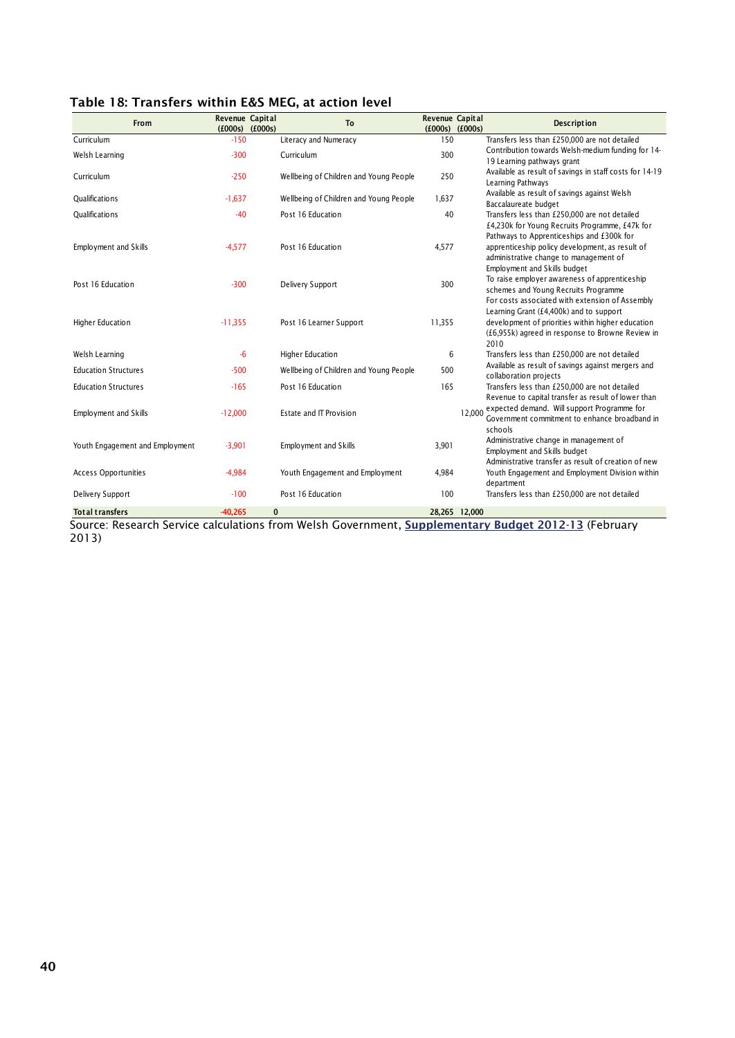## Table 18: Transfers within E&S MEG, at action level

| From | Revenue (£000s) | Capital (£000s) | To | Revenue (£000s) | Capital (£000s) | Description |
|---|---|---|---|---|---|---|
| Curriculum | -150 | | Literacy and Numeracy | 150 | | Transfers less than £250,000 are not detailed |
| Welsh Learning | -300 | | Curriculum | 300 | | Contribution towards Welsh-medium funding for 14-19 Learning pathways grant |
| Curriculum | -250 | | Wellbeing of Children and Young People | 250 | | Available as result of savings in staff costs for 14-19 Learning Pathways |
| Qualifications | -1,637 | | Wellbeing of Children and Young People | 1,637 | | Available as result of savings against Welsh Baccalaureate budget |
| Qualifications | -40 | | Post 16 Education | 40 | | Transfers less than £250,000 are not detailed |
| Employment and Skills | -4,577 | | Post 16 Education | 4,577 | | £4,230k for Young Recruits Programme, £47k for Pathways to Apprenticeships and £300k for apprenticeship policy development, as result of administrative change to management of Employment and Skills budget |
| Post 16 Education | -300 | | Delivery Support | 300 | | To raise employer awareness of apprenticeship schemes and Young Recruits Programme |
| Higher Education | -11,355 | | Post 16 Learner Support | 11,355 | | For costs associated with extension of Assembly Learning Grant (£4,400k) and to support development of priorities within higher education (£6,955k) agreed in response to Browne Review in 2010 |
| Welsh Learning | -6 | | Higher Education | 6 | | Transfers less than £250,000 are not detailed |
| Education Structures | -500 | | Wellbeing of Children and Young People | 500 | | Available as result of savings against mergers and collaboration projects |
| Education Structures | -165 | | Post 16 Education | 165 | | Transfers less than £250,000 are not detailed |
| Employment and Skills | -12,000 | | Estate and IT Provision | | 12,000 | Revenue to capital transfer as result of lower than expected demand. Will support Programme for Government commitment to enhance broadband in schools |
| Youth Engagement and Employment | -3,901 | | Employment and Skills | 3,901 | | Administrative change in management of Employment and Skills budget |
| Access Opportunities | -4,984 | | Youth Engagement and Employment | 4,984 | | Administrative transfer as result of creation of new Youth Engagement and Employment Division within department |
| Delivery Support | -100 | | Post 16 Education | 100 | | Transfers less than £250,000 are not detailed |
| **Total transfers** | **-40,265** | **0** | | **28,265** | **12,000** | |

Source: Research Service calculations from Welsh Government, **Supplementary Budget 2012-13** (February 2013)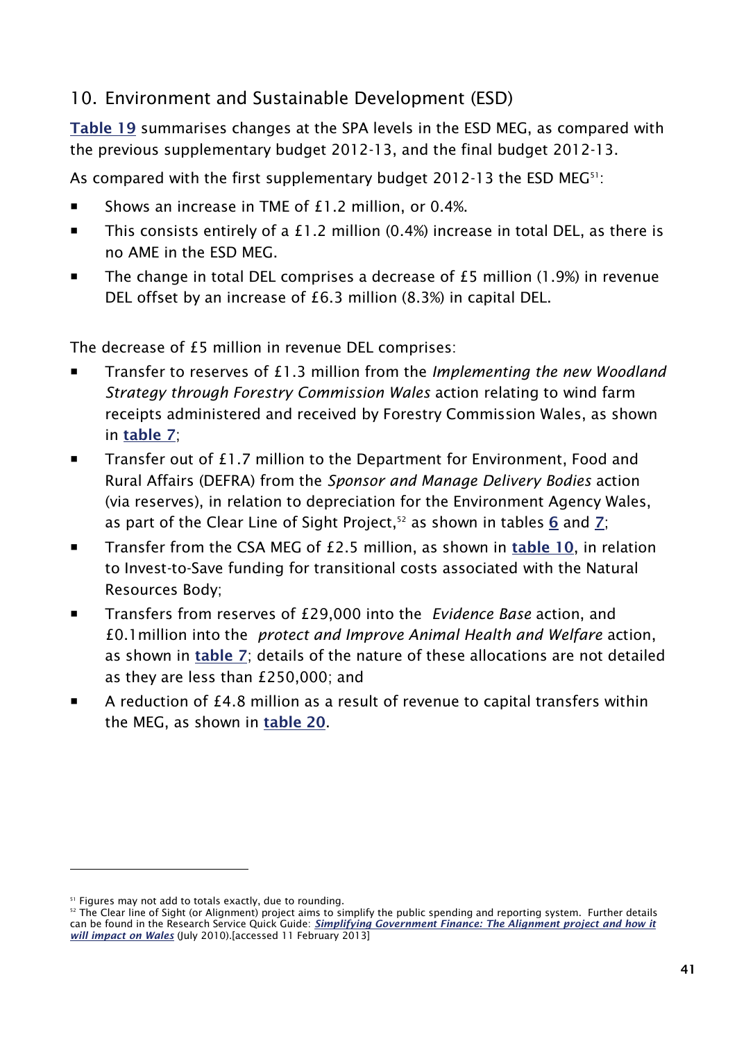## 10. Environment and Sustainable Development (ESD)

**Table 19** summarises changes at the SPA levels in the ESD MEG, as compared with the previous supplementary budget 2012-13, and the final budget 2012-13.

As compared with the first supplementary budget 2012-13 the ESD MEG[51]:

- Shows an increase in TME of £1.2 million, or 0.4%.
- This consists entirely of a £1.2 million (0.4%) increase in total DEL, as there is no AME in the ESD MEG.
- The change in total DEL comprises a decrease of £5 million (1.9%) in revenue DEL offset by an increase of £6.3 million (8.3%) in capital DEL.

The decrease of £5 million in revenue DEL comprises:

- Transfer to reserves of £1.3 million from the *Implementing the new Woodland Strategy through Forestry Commission Wales* action relating to wind farm receipts administered and received by Forestry Commission Wales, as shown in **table 7**;
- Transfer out of £1.7 million to the Department for Environment, Food and Rural Affairs (DEFRA) from the *Sponsor and Manage Delivery Bodies* action (via reserves), in relation to depreciation for the Environment Agency Wales, as part of the Clear Line of Sight Project,[52] as shown in tables 6 and 7;
- Transfer from the CSA MEG of £2.5 million, as shown in **table 10**, in relation to Invest-to-Save funding for transitional costs associated with the Natural Resources Body;
- Transfers from reserves of £29,000 into the *Evidence Base* action, and £0.1million into the *protect and Improve Animal Health and Welfare* action, as shown in **table 7**; details of the nature of these allocations are not detailed as they are less than £250,000; and
- A reduction of £4.8 million as a result of revenue to capital transfers within the MEG, as shown in **table 20**.

---

[51] Figures may not add to totals exactly, due to rounding.

[52] The Clear line of Sight (or Alignment) project aims to simplify the public spending and reporting system. Further details can be found in the Research Service Quick Guide: ***Simplifying Government Finance: The Alignment project and how it will impact on Wales*** (July 2010).[accessed 11 February 2013]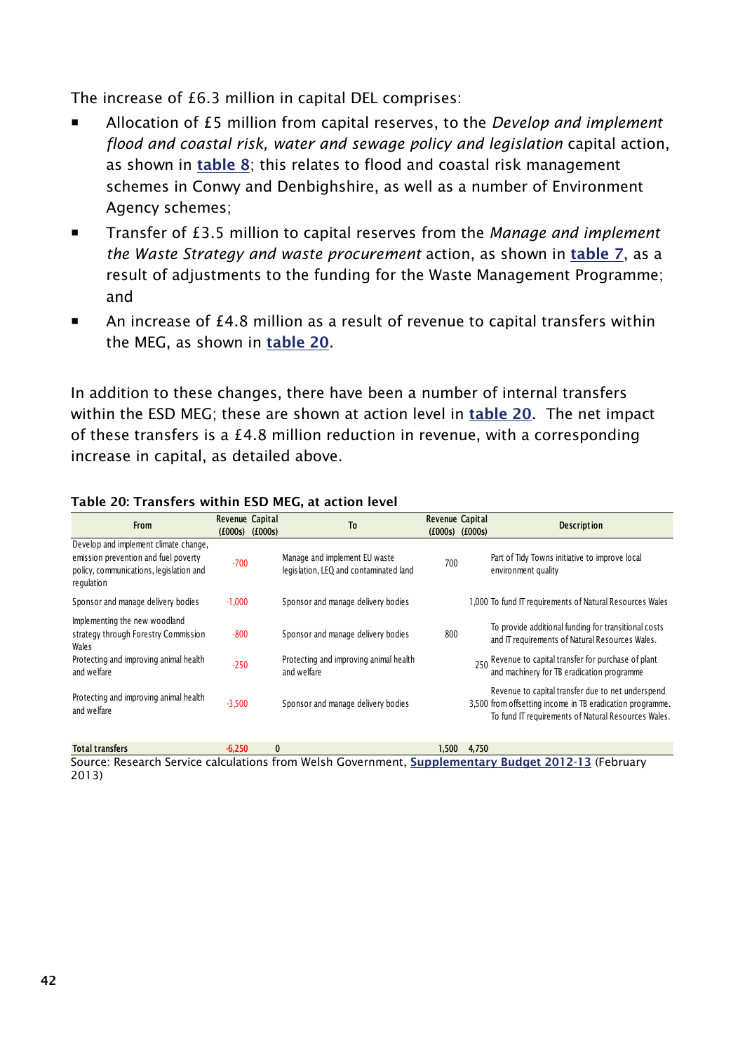The increase of £6.3 million in capital DEL comprises:

- Allocation of £5 million from capital reserves, to the *Develop and implement flood and coastal risk, water and sewage policy and legislation* capital action, as shown in **table 8**; this relates to flood and coastal risk management schemes in Conwy and Denbighshire, as well as a number of Environment Agency schemes;
- Transfer of £3.5 million to capital reserves from the *Manage and implement the Waste Strategy and waste procurement* action, as shown in **table 7**, as a result of adjustments to the funding for the Waste Management Programme; and
- An increase of £4.8 million as a result of revenue to capital transfers within the MEG, as shown in **table 20**.

In addition to these changes, there have been a number of internal transfers within the ESD MEG; these are shown at action level in **table 20**. The net impact of these transfers is a £4.8 million reduction in revenue, with a corresponding increase in capital, as detailed above.

**Table 20: Transfers within ESD MEG, at action level**

| From | Revenue (£000s) | Capital (£000s) | To | Revenue (£000s) | Capital (£000s) | Description |
|---|---|---|---|---|---|---|
| Develop and implement climate change, emission prevention and fuel poverty policy, communications, legislation and regulation | -700 | | Manage and implement EU waste legislation, LEQ and contaminated land | 700 | | Part of Tidy Towns initiative to improve local environment quality |
| Sponsor and manage delivery bodies | -1,000 | | Sponsor and manage delivery bodies | | 1,000 | To fund IT requirements of Natural Resources Wales |
| Implementing the new woodland strategy through Forestry Commission Wales | -800 | | Sponsor and manage delivery bodies | 800 | | To provide additional funding for transitional costs and IT requirements of Natural Resources Wales. |
| Protecting and improving animal health and welfare | -250 | | Protecting and improving animal health and welfare | | 250 | Revenue to capital transfer for purchase of plant and machinery for TB eradication programme |
| Protecting and improving animal health and welfare | -3,500 | | Sponsor and manage delivery bodies | | 3,500 | Revenue to capital transfer due to net underspend from offsetting income in TB eradication programme. To fund IT requirements of Natural Resources Wales. |
| **Total transfers** | **-6,250** | **0** | | **1,500** | **4,750** | |

Source: Research Service calculations from Welsh Government, **Supplementary Budget 2012-13** (February 2013)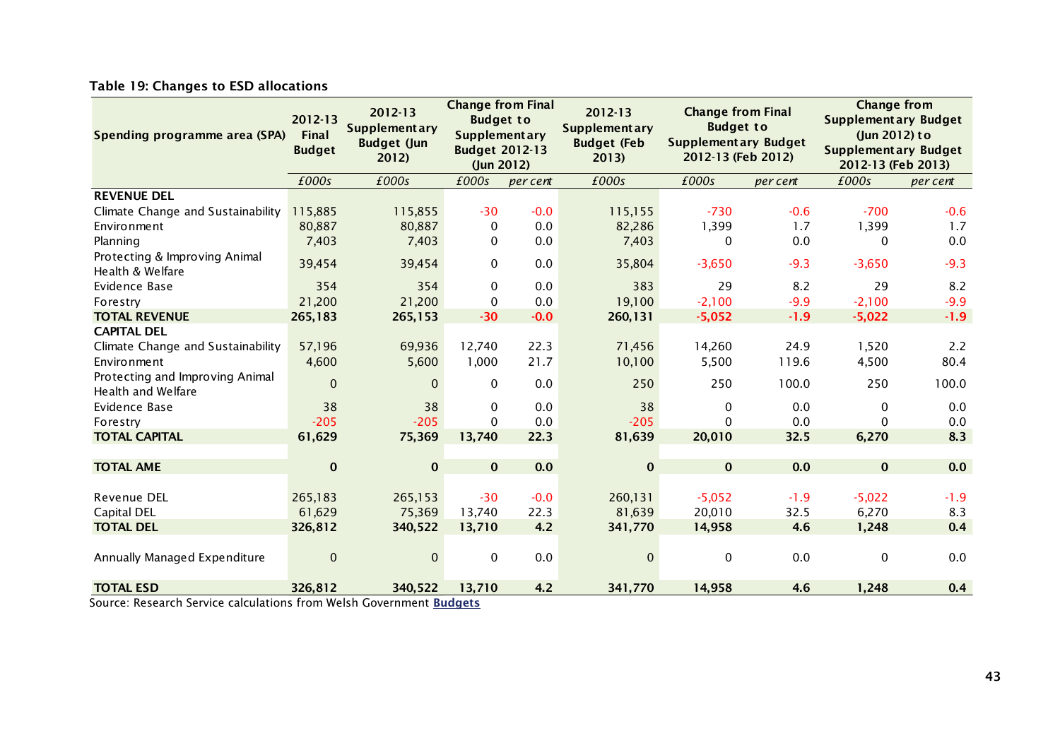**Table 19: Changes to ESD allocations**

| Spending programme area (SPA) | 2012-13 Final Budget | 2012-13 Supplementary Budget (Jun 2012) | Change from Final Budget to Supplementary Budget 2012-13 (Jun 2012) | | 2012-13 Supplementary Budget (Feb 2013) | Change from Final Budget to Supplementary Budget 2012-13 (Feb 2012) | | Change from Supplementary Budget (Jun 2012) to Supplementary Budget 2012-13 (Feb 2013) | |
|---|---|---|---|---|---|---|---|---|---|
| | *£000s* | *£000s* | *£000s* | *per cent* | *£000s* | *£000s* | *per cent* | *£000s* | *per cent* |
| **REVENUE DEL** | | | | | | | | | |
| Climate Change and Sustainability | 115,885 | 115,855 | -30 | -0.0 | 115,155 | -730 | -0.6 | -700 | -0.6 |
| Environment | 80,887 | 80,887 | 0 | 0.0 | 82,286 | 1,399 | 1.7 | 1,399 | 1.7 |
| Planning | 7,403 | 7,403 | 0 | 0.0 | 7,403 | 0 | 0.0 | 0 | 0.0 |
| Protecting & Improving Animal Health & Welfare | 39,454 | 39,454 | 0 | 0.0 | 35,804 | -3,650 | -9.3 | -3,650 | -9.3 |
| Evidence Base | 354 | 354 | 0 | 0.0 | 383 | 29 | 8.2 | 29 | 8.2 |
| Forestry | 21,200 | 21,200 | 0 | 0.0 | 19,100 | -2,100 | -9.9 | -2,100 | -9.9 |
| **TOTAL REVENUE** | **265,183** | **265,153** | **-30** | **-0.0** | **260,131** | **-5,052** | **-1.9** | **-5,022** | **-1.9** |
| **CAPITAL DEL** | | | | | | | | | |
| Climate Change and Sustainability | 57,196 | 69,936 | 12,740 | 22.3 | 71,456 | 14,260 | 24.9 | 1,520 | 2.2 |
| Environment | 4,600 | 5,600 | 1,000 | 21.7 | 10,100 | 5,500 | 119.6 | 4,500 | 80.4 |
| Protecting and Improving Animal Health and Welfare | 0 | 0 | 0 | 0.0 | 250 | 250 | 100.0 | 250 | 100.0 |
| Evidence Base | 38 | 38 | 0 | 0.0 | 38 | 0 | 0.0 | 0 | 0.0 |
| Forestry | -205 | -205 | 0 | 0.0 | -205 | 0 | 0.0 | 0 | 0.0 |
| **TOTAL CAPITAL** | **61,629** | **75,369** | **13,740** | **22.3** | **81,639** | **20,010** | **32.5** | **6,270** | **8.3** |
| | | | | | | | | | |
| **TOTAL AME** | **0** | **0** | **0** | **0.0** | **0** | **0** | **0.0** | **0** | **0.0** |
| | | | | | | | | | |
| Revenue DEL | 265,183 | 265,153 | -30 | -0.0 | 260,131 | -5,052 | -1.9 | -5,022 | -1.9 |
| Capital DEL | 61,629 | 75,369 | 13,740 | 22.3 | 81,639 | 20,010 | 32.5 | 6,270 | 8.3 |
| **TOTAL DEL** | **326,812** | **340,522** | **13,710** | **4.2** | **341,770** | **14,958** | **4.6** | **1,248** | **0.4** |
| | | | | | | | | | |
| Annually Managed Expenditure | 0 | 0 | 0 | 0.0 | 0 | 0 | 0.0 | 0 | 0.0 |
| | | | | | | | | | |
| **TOTAL ESD** | **326,812** | **340,522** | **13,710** | **4.2** | **341,770** | **14,958** | **4.6** | **1,248** | **0.4** |

Source: Research Service calculations from Welsh Government **Budgets**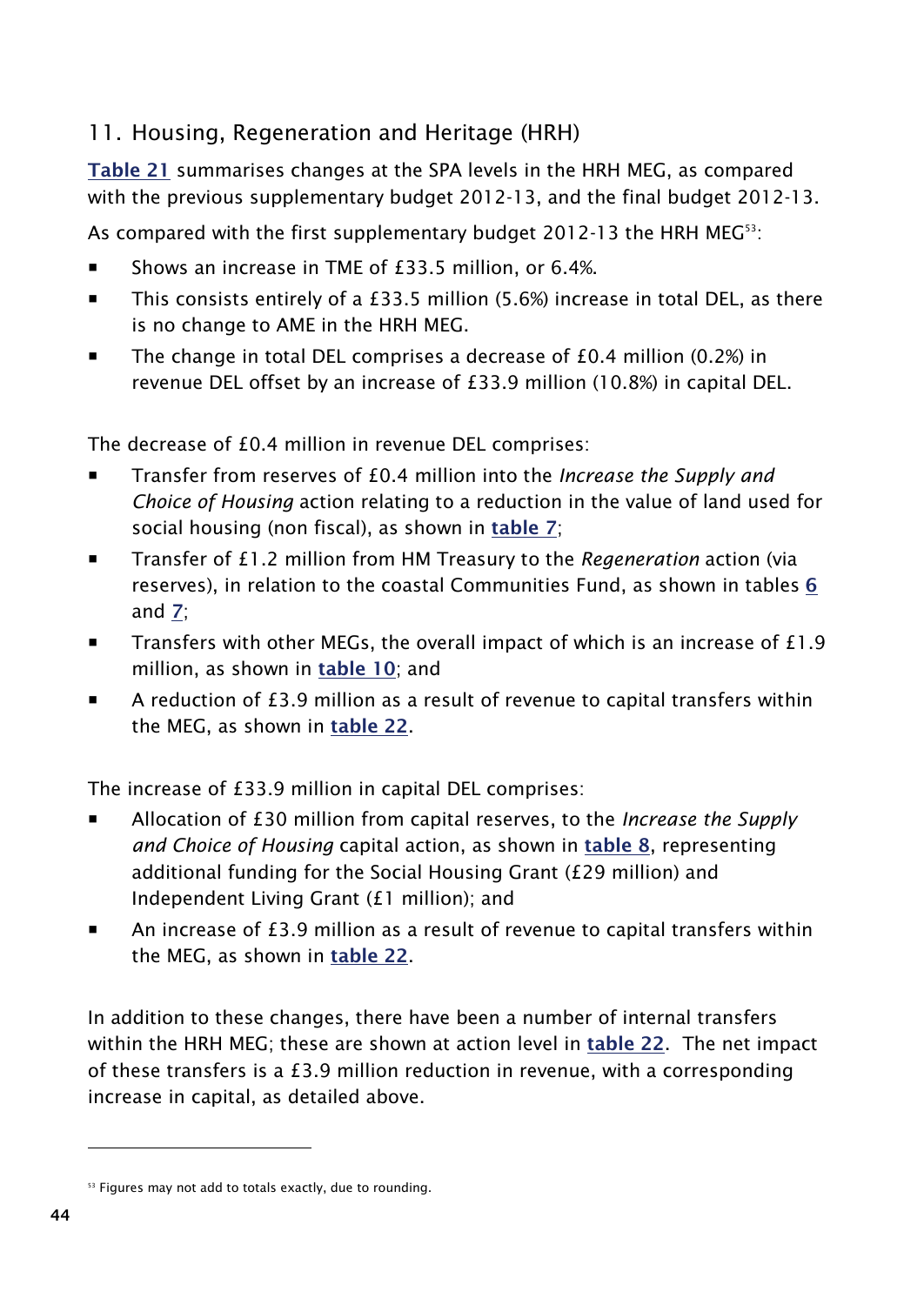## 11. Housing, Regeneration and Heritage (HRH)

**Table 21** summarises changes at the SPA levels in the HRH MEG, as compared with the previous supplementary budget 2012-13, and the final budget 2012-13.

As compared with the first supplementary budget 2012-13 the HRH MEG[53]:

- Shows an increase in TME of £33.5 million, or 6.4%.
- This consists entirely of a £33.5 million (5.6%) increase in total DEL, as there is no change to AME in the HRH MEG.
- The change in total DEL comprises a decrease of £0.4 million (0.2%) in revenue DEL offset by an increase of £33.9 million (10.8%) in capital DEL.

The decrease of £0.4 million in revenue DEL comprises:

- Transfer from reserves of £0.4 million into the *Increase the Supply and Choice of Housing* action relating to a reduction in the value of land used for social housing (non fiscal), as shown in **table 7**;
- Transfer of £1.2 million from HM Treasury to the *Regeneration* action (via reserves), in relation to the coastal Communities Fund, as shown in tables **6** and **7**;
- Transfers with other MEGs, the overall impact of which is an increase of £1.9 million, as shown in **table 10**; and
- A reduction of £3.9 million as a result of revenue to capital transfers within the MEG, as shown in **table 22**.

The increase of £33.9 million in capital DEL comprises:

- Allocation of £30 million from capital reserves, to the *Increase the Supply and Choice of Housing* capital action, as shown in **table 8**, representing additional funding for the Social Housing Grant (£29 million) and Independent Living Grant (£1 million); and
- An increase of £3.9 million as a result of revenue to capital transfers within the MEG, as shown in **table 22**.

In addition to these changes, there have been a number of internal transfers within the HRH MEG; these are shown at action level in **table 22**. The net impact of these transfers is a £3.9 million reduction in revenue, with a corresponding increase in capital, as detailed above.

---

[53] Figures may not add to totals exactly, due to rounding.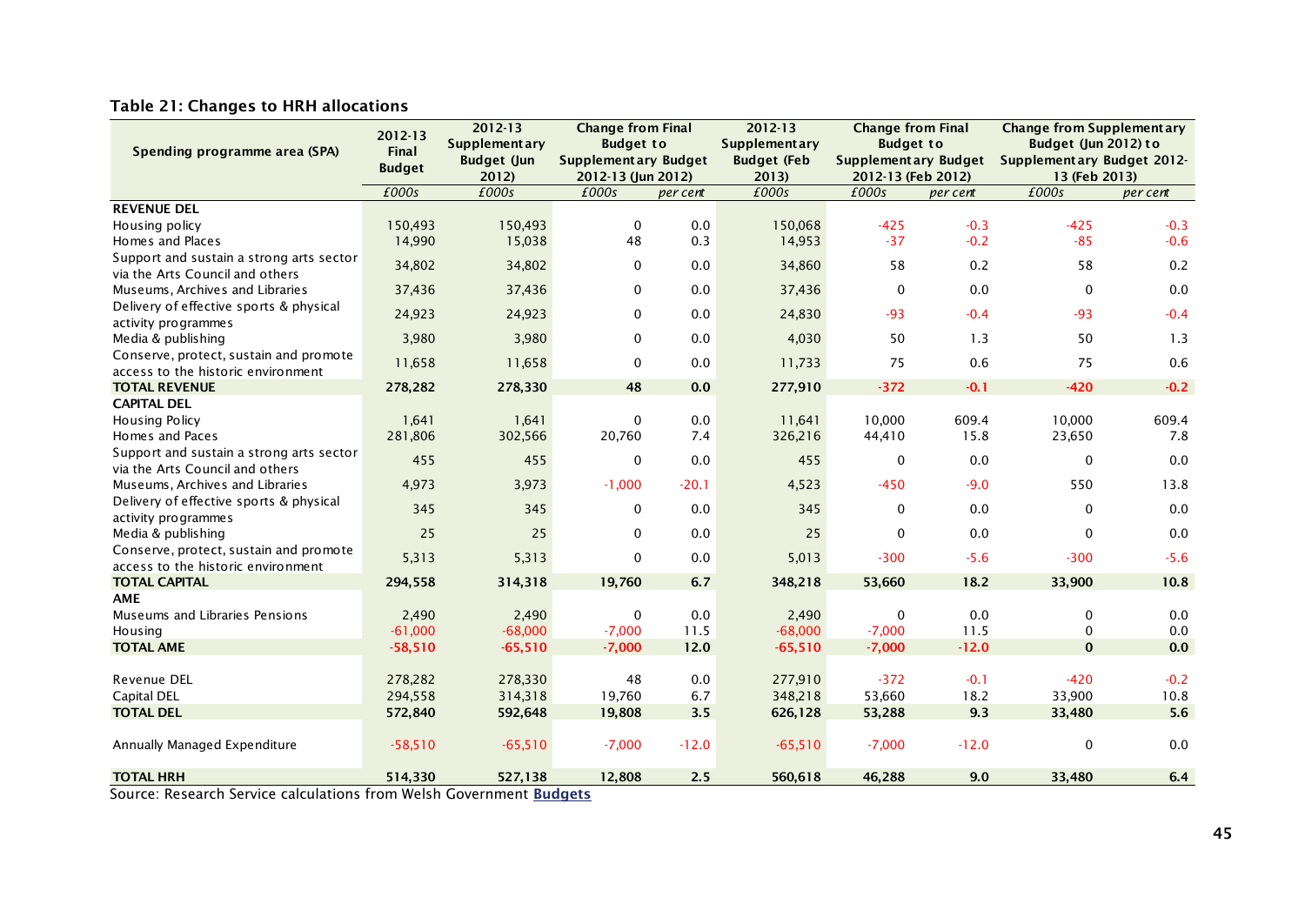### Table 21: Changes to HRH allocations

| Spending programme area (SPA) | 2012-13 Final Budget | 2012-13 Supplementary Budget (Jun 2012) | Change from Final Budget to Supplementary Budget 2012-13 (Jun 2012) | | 2012-13 Supplementary Budget (Feb 2013) | Change from Final Budget to Supplementary Budget 2012-13 (Feb 2012) | | Change from Supplementary Budget (Jun 2012) to Supplementary Budget 2012-13 (Feb 2013) | |
|---|---|---|---|---|---|---|---|---|---|
| | *£000s* | *£000s* | *£000s* | *per cent* | *£000s* | *£000s* | *per cent* | *£000s* | *per cent* |
| **REVENUE DEL** | | | | | | | | | |
| Housing policy | 150,493 | 150,493 | 0 | 0.0 | 150,068 | -425 | -0.3 | -425 | -0.3 |
| Homes and Places | 14,990 | 15,038 | 48 | 0.3 | 14,953 | -37 | -0.2 | -85 | -0.6 |
| Support and sustain a strong arts sector via the Arts Council and others | 34,802 | 34,802 | 0 | 0.0 | 34,860 | 58 | 0.2 | 58 | 0.2 |
| Museums, Archives and Libraries | 37,436 | 37,436 | 0 | 0.0 | 37,436 | 0 | 0.0 | 0 | 0.0 |
| Delivery of effective sports & physical activity programmes | 24,923 | 24,923 | 0 | 0.0 | 24,830 | -93 | -0.4 | -93 | -0.4 |
| Media & publishing | 3,980 | 3,980 | 0 | 0.0 | 4,030 | 50 | 1.3 | 50 | 1.3 |
| Conserve, protect, sustain and promote access to the historic environment | 11,658 | 11,658 | 0 | 0.0 | 11,733 | 75 | 0.6 | 75 | 0.6 |
| **TOTAL REVENUE** | **278,282** | **278,330** | **48** | **0.0** | **277,910** | **-372** | **-0.1** | **-420** | **-0.2** |
| **CAPITAL DEL** | | | | | | | | | |
| Housing Policy | 1,641 | 1,641 | 0 | 0.0 | 11,641 | 10,000 | 609.4 | 10,000 | 609.4 |
| Homes and Paces | 281,806 | 302,566 | 20,760 | 7.4 | 326,216 | 44,410 | 15.8 | 23,650 | 7.8 |
| Support and sustain a strong arts sector via the Arts Council and others | 455 | 455 | 0 | 0.0 | 455 | 0 | 0.0 | 0 | 0.0 |
| Museums, Archives and Libraries | 4,973 | 3,973 | -1,000 | -20.1 | 4,523 | -450 | -9.0 | 550 | 13.8 |
| Delivery of effective sports & physical activity programmes | 345 | 345 | 0 | 0.0 | 345 | 0 | 0.0 | 0 | 0.0 |
| Media & publishing | 25 | 25 | 0 | 0.0 | 25 | 0 | 0.0 | 0 | 0.0 |
| Conserve, protect, sustain and promote access to the historic environment | 5,313 | 5,313 | 0 | 0.0 | 5,013 | -300 | -5.6 | -300 | -5.6 |
| **TOTAL CAPITAL** | **294,558** | **314,318** | **19,760** | **6.7** | **348,218** | **53,660** | **18.2** | **33,900** | **10.8** |
| **AME** | | | | | | | | | |
| Museums and Libraries Pensions | 2,490 | 2,490 | 0 | 0.0 | 2,490 | 0 | 0.0 | 0 | 0.0 |
| Housing | -61,000 | -68,000 | -7,000 | 11.5 | -68,000 | -7,000 | 11.5 | 0 | 0.0 |
| **TOTAL AME** | **-58,510** | **-65,510** | **-7,000** | **12.0** | **-65,510** | **-7,000** | **-12.0** | **0** | **0.0** |
| | | | | | | | | | |
| Revenue DEL | 278,282 | 278,330 | 48 | 0.0 | 277,910 | -372 | -0.1 | -420 | -0.2 |
| Capital DEL | 294,558 | 314,318 | 19,760 | 6.7 | 348,218 | 53,660 | 18.2 | 33,900 | 10.8 |
| **TOTAL DEL** | **572,840** | **592,648** | **19,808** | **3.5** | **626,128** | **53,288** | **9.3** | **33,480** | **5.6** |
| | | | | | | | | | |
| Annually Managed Expenditure | -58,510 | -65,510 | -7,000 | -12.0 | -65,510 | -7,000 | -12.0 | 0 | 0.0 |
| | | | | | | | | | |
| **TOTAL HRH** | **514,330** | **527,138** | **12,808** | **2.5** | **560,618** | **46,288** | **9.0** | **33,480** | **6.4** |

Source: Research Service calculations from Welsh Government **Budgets**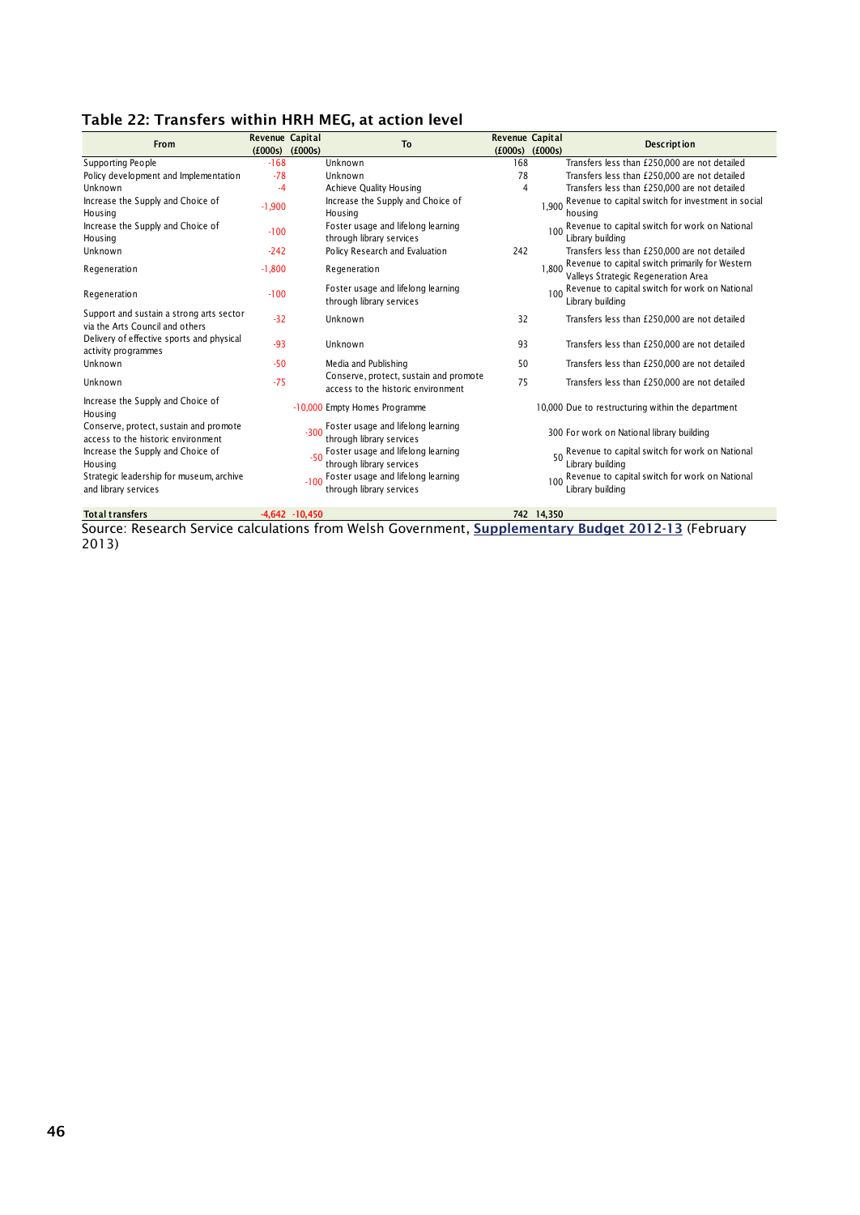## Table 22: Transfers within HRH MEG, at action level

| From | Revenue (£000s) | Capital (£000s) | To | Revenue (£000s) | Capital (£000s) | Description |
|---|---|---|---|---|---|---|
| Supporting People | -168 | | Unknown | 168 | | Transfers less than £250,000 are not detailed |
| Policy development and Implementation | -78 | | Unknown | 78 | | Transfers less than £250,000 are not detailed |
| Unknown | -4 | | Achieve Quality Housing | 4 | | Transfers less than £250,000 are not detailed |
| Increase the Supply and Choice of Housing | -1,900 | | Increase the Supply and Choice of Housing | | 1,900 | Revenue to capital switch for investment in social housing |
| Increase the Supply and Choice of Housing | -100 | | Foster usage and lifelong learning through library services | | 100 | Revenue to capital switch for work on National Library building |
| Unknown | -242 | | Policy Research and Evaluation | 242 | | Transfers less than £250,000 are not detailed |
| Regeneration | -1,800 | | Regeneration | | 1,800 | Revenue to capital switch primarily for Western Valleys Strategic Regeneration Area |
| Regeneration | -100 | | Foster usage and lifelong learning through library services | | 100 | Revenue to capital switch for work on National Library building |
| Support and sustain a strong arts sector via the Arts Council and others | -32 | | Unknown | 32 | | Transfers less than £250,000 are not detailed |
| Delivery of effective sports and physical activity programmes | -93 | | Unknown | 93 | | Transfers less than £250,000 are not detailed |
| Unknown | -50 | | Media and Publishing | 50 | | Transfers less than £250,000 are not detailed |
| Unknown | -75 | | Conserve, protect, sustain and promote access to the historic environment | 75 | | Transfers less than £250,000 are not detailed |
| Increase the Supply and Choice of Housing | | -10,000 | Empty Homes Programme | | 10,000 | Due to restructuring within the department |
| Conserve, protect, sustain and promote access to the historic environment | | -300 | Foster usage and lifelong learning through library services | | 300 | For work on National library building |
| Increase the Supply and Choice of Housing | | -50 | Foster usage and lifelong learning through library services | | 50 | Revenue to capital switch for work on National Library building |
| Strategic leadership for museum, archive and library services | | -100 | Foster usage and lifelong learning through library services | | 100 | Revenue to capital switch for work on National Library building |
| **Total transfers** | **-4,642** | **-10,450** | | **742** | **14,350** | |

Source: Research Service calculations from Welsh Government, **Supplementary Budget 2012-13** (February 2013)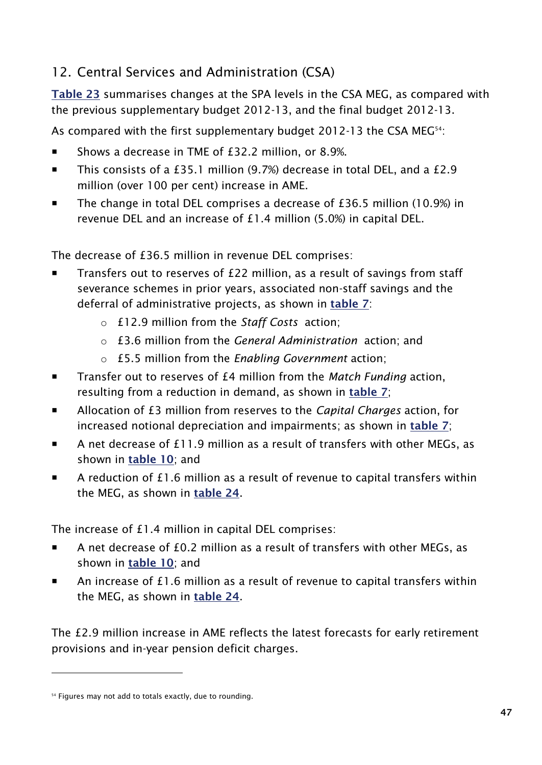## 12. Central Services and Administration (CSA)

**Table 23** summarises changes at the SPA levels in the CSA MEG, as compared with the previous supplementary budget 2012-13, and the final budget 2012-13.

As compared with the first supplementary budget 2012-13 the CSA MEG[54]:

- Shows a decrease in TME of £32.2 million, or 8.9%.
- This consists of a £35.1 million (9.7%) decrease in total DEL, and a £2.9 million (over 100 per cent) increase in AME.
- The change in total DEL comprises a decrease of £36.5 million (10.9%) in revenue DEL and an increase of £1.4 million (5.0%) in capital DEL.

The decrease of £36.5 million in revenue DEL comprises:

- Transfers out to reserves of £22 million, as a result of savings from staff severance schemes in prior years, associated non-staff savings and the deferral of administrative projects, as shown in **table 7**:
  - £12.9 million from the *Staff Costs* action;
  - £3.6 million from the *General Administration* action; and
  - £5.5 million from the *Enabling Government* action;
- Transfer out to reserves of £4 million from the *Match Funding* action, resulting from a reduction in demand, as shown in **table 7**;
- Allocation of £3 million from reserves to the *Capital Charges* action, for increased notional depreciation and impairments; as shown in **table 7**;
- A net decrease of £11.9 million as a result of transfers with other MEGs, as shown in **table 10**; and
- A reduction of £1.6 million as a result of revenue to capital transfers within the MEG, as shown in **table 24**.

The increase of £1.4 million in capital DEL comprises:

- A net decrease of £0.2 million as a result of transfers with other MEGs, as shown in **table 10**; and
- An increase of £1.6 million as a result of revenue to capital transfers within the MEG, as shown in **table 24**.

The £2.9 million increase in AME reflects the latest forecasts for early retirement provisions and in-year pension deficit charges.

---

[54] Figures may not add to totals exactly, due to rounding.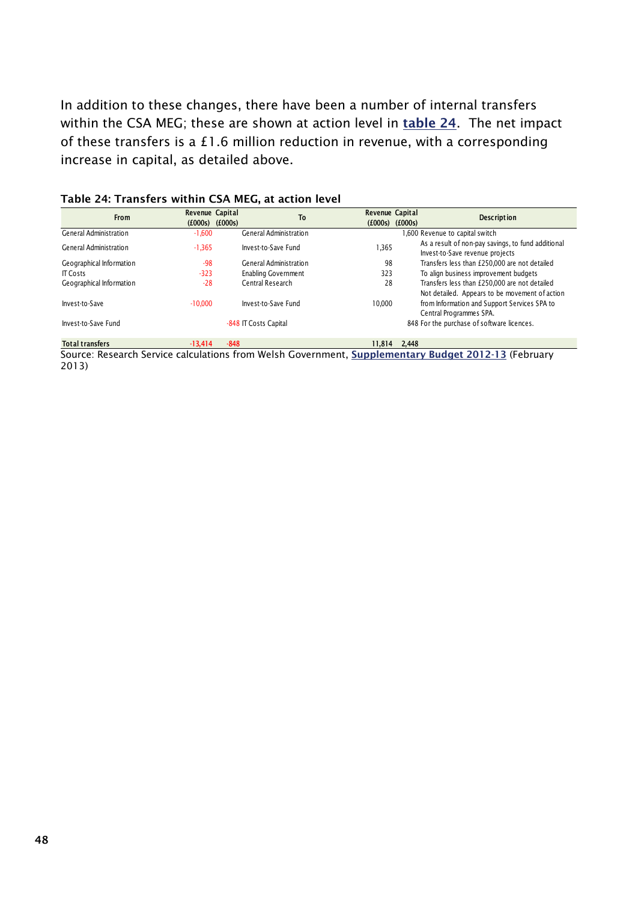In addition to these changes, there have been a number of internal transfers within the CSA MEG; these are shown at action level in **table 24**. The net impact of these transfers is a £1.6 million reduction in revenue, with a corresponding increase in capital, as detailed above.

**Table 24: Transfers within CSA MEG, at action level**

| From | Revenue (£000s) | Capital (£000s) | To | Revenue (£000s) | Capital (£000s) | Description |
|---|---|---|---|---|---|---|
| General Administration | -1,600 | | General Administration | | 1,600 | Revenue to capital switch |
| General Administration | -1,365 | | Invest-to-Save Fund | 1,365 | | As a result of non-pay savings, to fund additional Invest-to-Save revenue projects |
| Geographical Information | -98 | | General Administration | 98 | | Transfers less than £250,000 are not detailed |
| IT Costs | -323 | | Enabling Government | 323 | | To align business improvement budgets |
| Geographical Information | -28 | | Central Research | 28 | | Transfers less than £250,000 are not detailed |
| Invest-to-Save | -10,000 | | Invest-to-Save Fund | 10,000 | | Not detailed. Appears to be movement of action from Information and Support Services SPA to Central Programmes SPA. |
| Invest-to-Save Fund | | -848 | IT Costs Capital | | 848 | For the purchase of software licences. |
| **Total transfers** | **-13,414** | **-848** | | **11,814** | **2,448** | |

Source: Research Service calculations from Welsh Government, **Supplementary Budget 2012-13** (February 2013)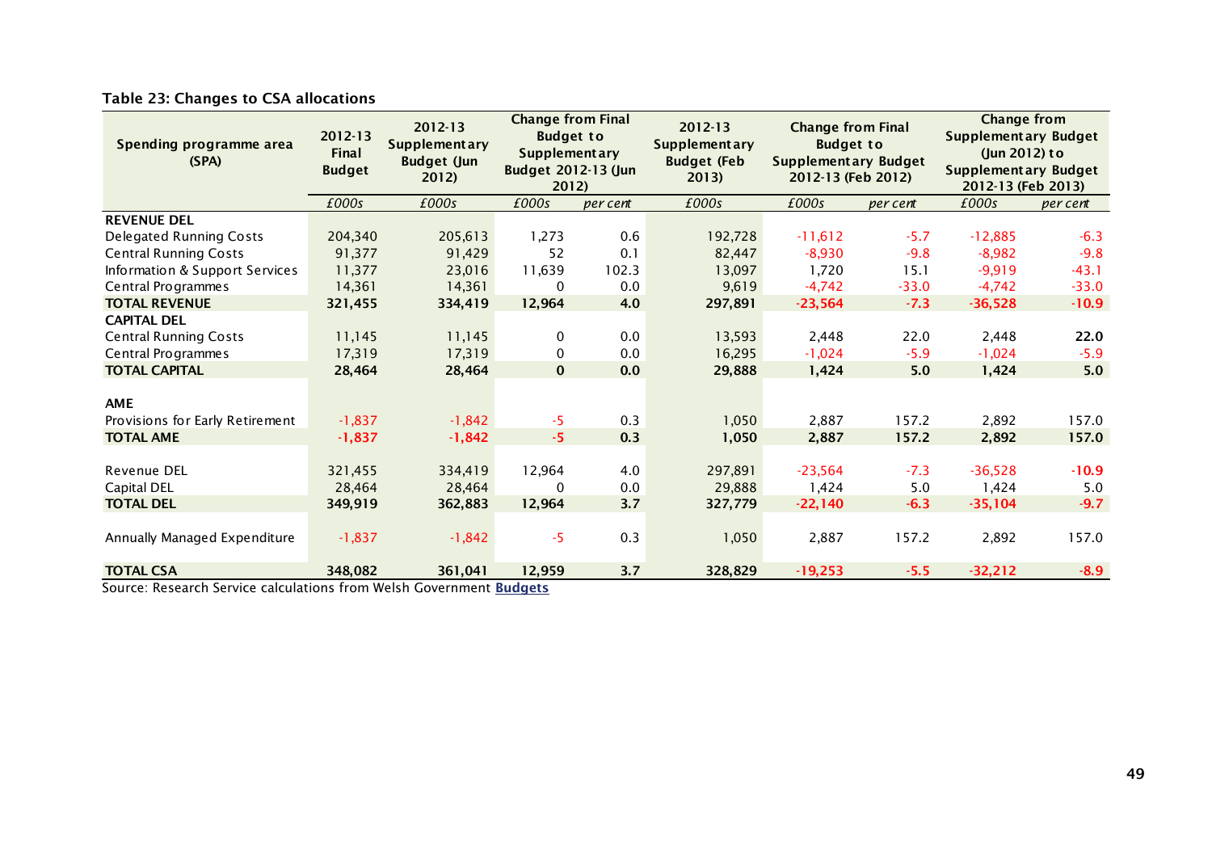**Table 23: Changes to CSA allocations**

| Spending programme area (SPA) | 2012-13 Final Budget | 2012-13 Supplementary Budget (Jun 2012) | Change from Final Budget to Supplementary Budget 2012-13 (Jun 2012) | | 2012-13 Supplementary Budget (Feb 2013) | Change from Final Budget to Supplementary Budget 2012-13 (Feb 2012) | | Change from Supplementary Budget (Jun 2012) to Supplementary Budget 2012-13 (Feb 2013) | |
|---|---|---|---|---|---|---|---|---|---|
| | *£000s* | *£000s* | *£000s* | *per cent* | *£000s* | *£000s* | *per cent* | *£000s* | *per cent* |
| **REVENUE DEL** | | | | | | | | | |
| Delegated Running Costs | 204,340 | 205,613 | 1,273 | 0.6 | 192,728 | -11,612 | -5.7 | -12,885 | -6.3 |
| Central Running Costs | 91,377 | 91,429 | 52 | 0.1 | 82,447 | -8,930 | -9.8 | -8,982 | -9.8 |
| Information & Support Services | 11,377 | 23,016 | 11,639 | 102.3 | 13,097 | 1,720 | 15.1 | -9,919 | -43.1 |
| Central Programmes | 14,361 | 14,361 | 0 | 0.0 | 9,619 | -4,742 | -33.0 | -4,742 | -33.0 |
| **TOTAL REVENUE** | **321,455** | **334,419** | **12,964** | **4.0** | **297,891** | **-23,564** | **-7.3** | **-36,528** | **-10.9** |
| **CAPITAL DEL** | | | | | | | | | |
| Central Running Costs | 11,145 | 11,145 | 0 | 0.0 | 13,593 | 2,448 | 22.0 | 2,448 | **22.0** |
| Central Programmes | 17,319 | 17,319 | 0 | 0.0 | 16,295 | -1,024 | -5.9 | -1,024 | -5.9 |
| **TOTAL CAPITAL** | **28,464** | **28,464** | **0** | **0.0** | **29,888** | **1,424** | **5.0** | **1,424** | **5.0** |
| **AME** | | | | | | | | | |
| Provisions for Early Retirement | -1,837 | -1,842 | -5 | 0.3 | 1,050 | 2,887 | 157.2 | 2,892 | 157.0 |
| **TOTAL AME** | **-1,837** | **-1,842** | **-5** | **0.3** | **1,050** | **2,887** | **157.2** | **2,892** | **157.0** |
| Revenue DEL | 321,455 | 334,419 | 12,964 | 4.0 | 297,891 | -23,564 | -7.3 | -36,528 | **-10.9** |
| Capital DEL | 28,464 | 28,464 | 0 | 0.0 | 29,888 | 1,424 | 5.0 | 1,424 | 5.0 |
| **TOTAL DEL** | **349,919** | **362,883** | **12,964** | **3.7** | **327,779** | **-22,140** | **-6.3** | **-35,104** | **-9.7** |
| Annually Managed Expenditure | -1,837 | -1,842 | -5 | 0.3 | 1,050 | 2,887 | 157.2 | 2,892 | 157.0 |
| **TOTAL CSA** | **348,082** | **361,041** | **12,959** | **3.7** | **328,829** | **-19,253** | **-5.5** | **-32,212** | **-8.9** |

Source: Research Service calculations from Welsh Government **Budgets**